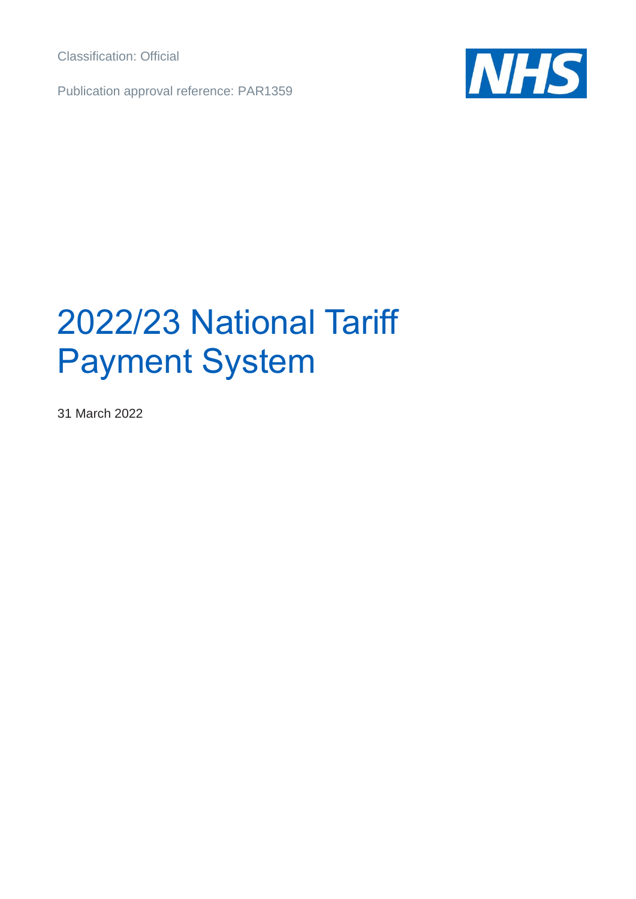Classification: Official

Publication approval reference: PAR1359

NHS

# 2022/23 National Tariff Payment System

31 March 2022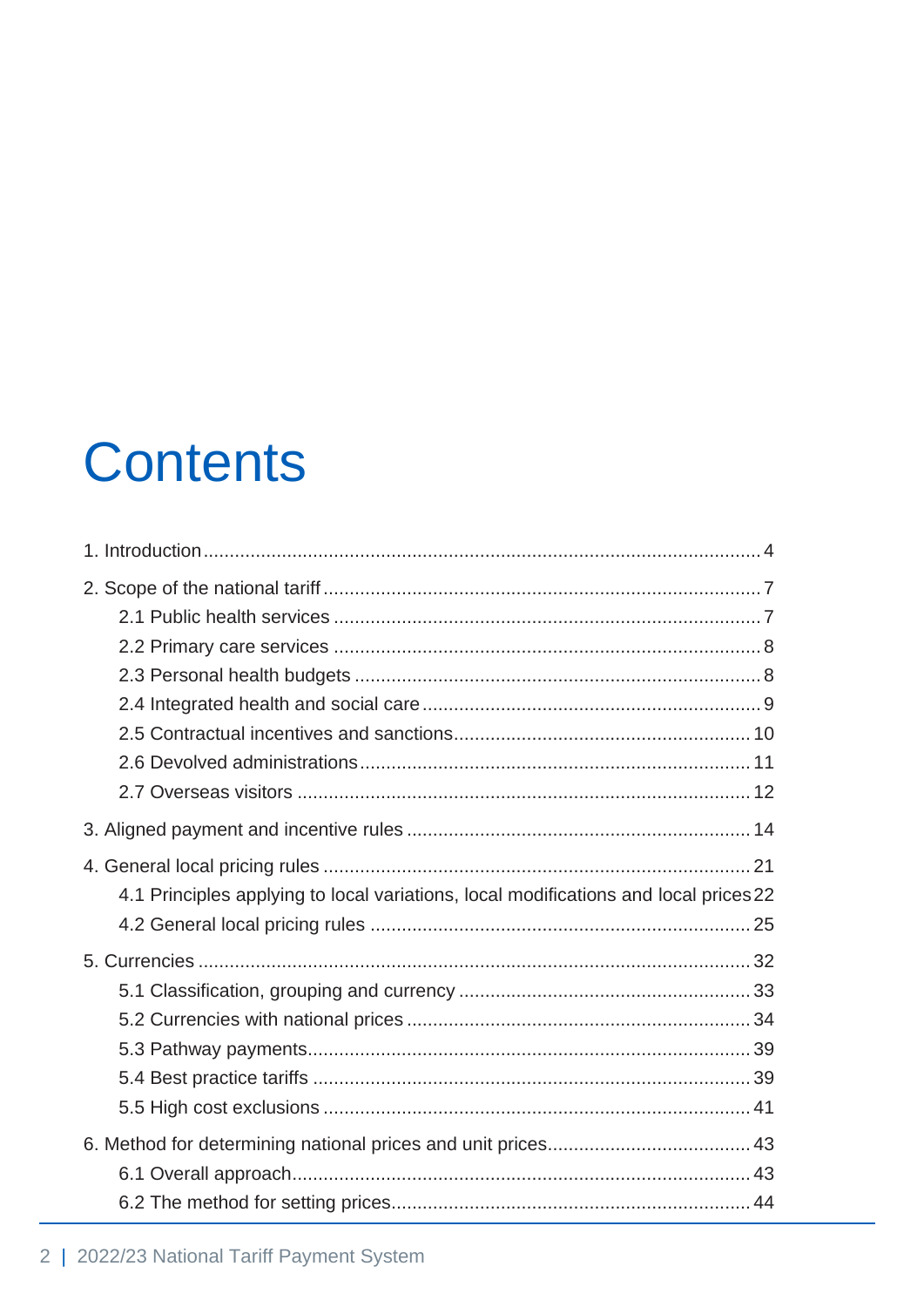# Contents

1. Introduction ... 4

2. Scope of the national tariff ... 7
   - 2.1 Public health services ... 7
   - 2.2 Primary care services ... 8
   - 2.3 Personal health budgets ... 8
   - 2.4 Integrated health and social care ... 9
   - 2.5 Contractual incentives and sanctions ... 10
   - 2.6 Devolved administrations ... 11
   - 2.7 Overseas visitors ... 12

3. Aligned payment and incentive rules ... 14

4. General local pricing rules ... 21
   - 4.1 Principles applying to local variations, local modifications and local prices 22
   - 4.2 General local pricing rules ... 25

5. Currencies ... 32
   - 5.1 Classification, grouping and currency ... 33
   - 5.2 Currencies with national prices ... 34
   - 5.3 Pathway payments ... 39
   - 5.4 Best practice tariffs ... 39
   - 5.5 High cost exclusions ... 41

6. Method for determining national prices and unit prices ... 43
   - 6.1 Overall approach ... 43
   - 6.2 The method for setting prices ... 44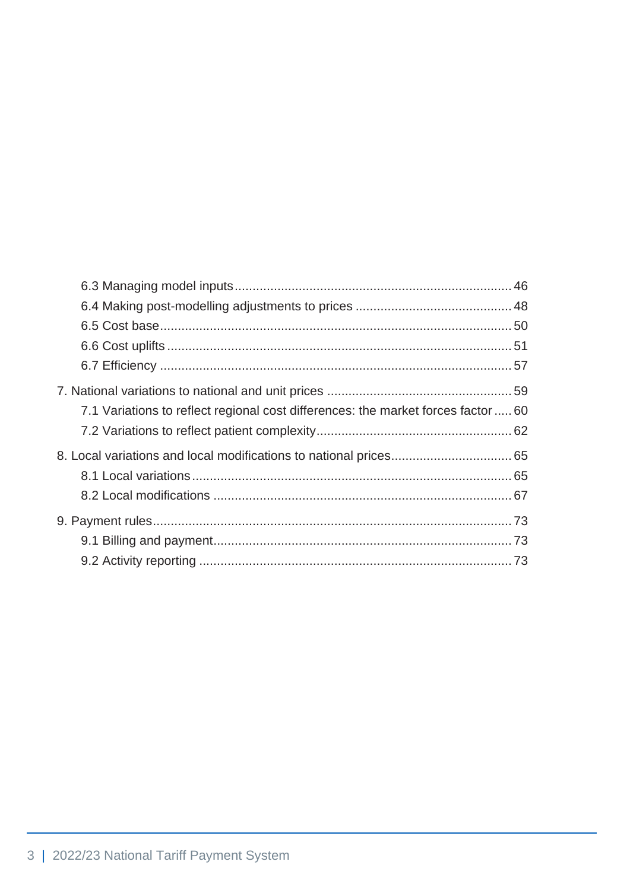6.3 Managing model inputs ... 46
6.4 Making post-modelling adjustments to prices ... 48
6.5 Cost base ... 50
6.6 Cost uplifts ... 51
6.7 Efficiency ... 57

7. National variations to national and unit prices ... 59
7.1 Variations to reflect regional cost differences: the market forces factor ... 60
7.2 Variations to reflect patient complexity ... 62

8. Local variations and local modifications to national prices ... 65
8.1 Local variations ... 65
8.2 Local modifications ... 67

9. Payment rules ... 73
9.1 Billing and payment ... 73
9.2 Activity reporting ... 73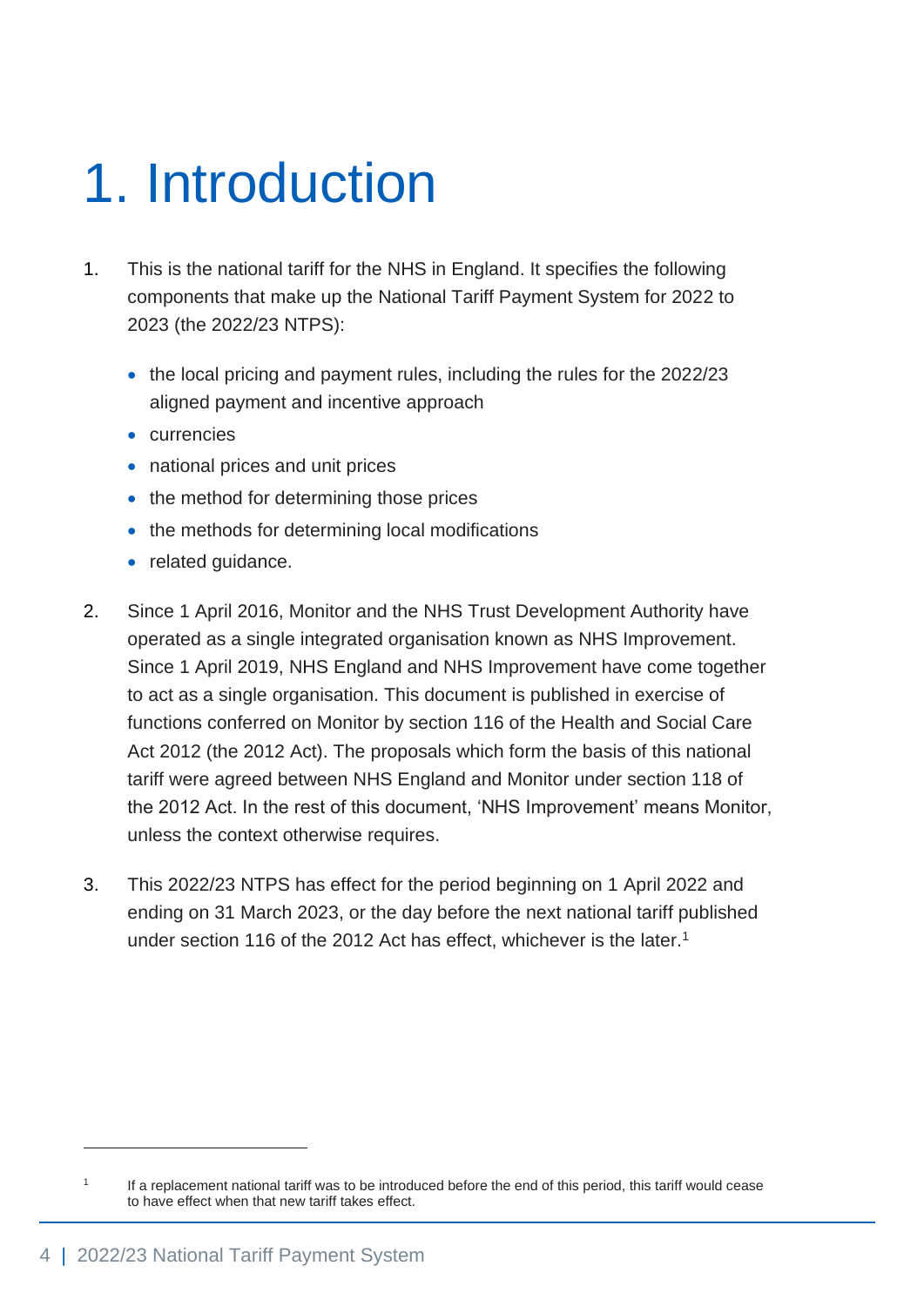# 1. Introduction

1. This is the national tariff for the NHS in England. It specifies the following components that make up the National Tariff Payment System for 2022 to 2023 (the 2022/23 NTPS):

   - the local pricing and payment rules, including the rules for the 2022/23 aligned payment and incentive approach
   - currencies
   - national prices and unit prices
   - the method for determining those prices
   - the methods for determining local modifications
   - related guidance.

2. Since 1 April 2016, Monitor and the NHS Trust Development Authority have operated as a single integrated organisation known as NHS Improvement. Since 1 April 2019, NHS England and NHS Improvement have come together to act as a single organisation. This document is published in exercise of functions conferred on Monitor by section 116 of the Health and Social Care Act 2012 (the 2012 Act). The proposals which form the basis of this national tariff were agreed between NHS England and Monitor under section 118 of the 2012 Act. In the rest of this document, 'NHS Improvement' means Monitor, unless the context otherwise requires.

3. This 2022/23 NTPS has effect for the period beginning on 1 April 2022 and ending on 31 March 2023, or the day before the next national tariff published under section 116 of the 2012 Act has effect, whichever is the later.[1]

[1] If a replacement national tariff was to be introduced before the end of this period, this tariff would cease to have effect when that new tariff takes effect.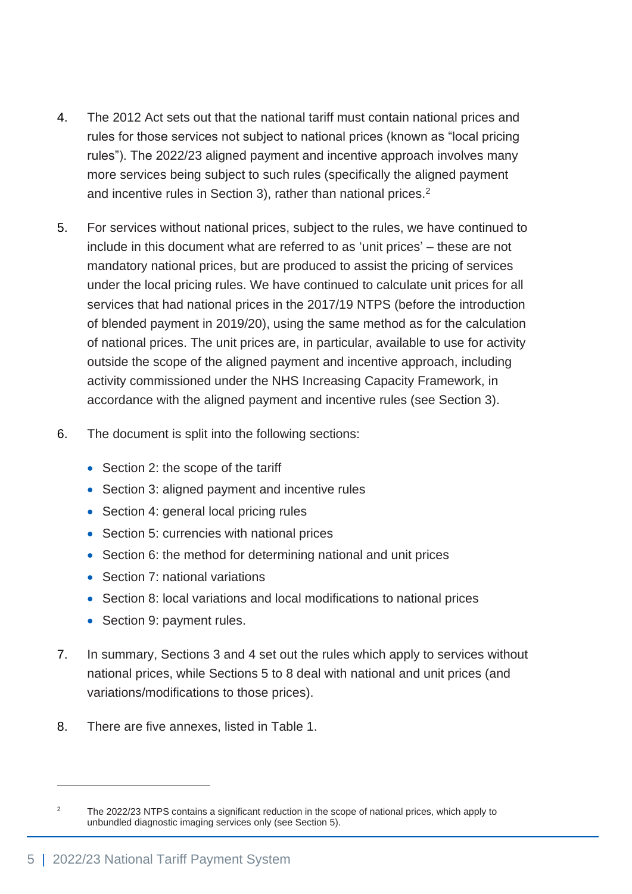4. The 2012 Act sets out that the national tariff must contain national prices and rules for those services not subject to national prices (known as "local pricing rules"). The 2022/23 aligned payment and incentive approach involves many more services being subject to such rules (specifically the aligned payment and incentive rules in Section 3), rather than national prices.[2]

5. For services without national prices, subject to the rules, we have continued to include in this document what are referred to as 'unit prices' – these are not mandatory national prices, but are produced to assist the pricing of services under the local pricing rules. We have continued to calculate unit prices for all services that had national prices in the 2017/19 NTPS (before the introduction of blended payment in 2019/20), using the same method as for the calculation of national prices. The unit prices are, in particular, available to use for activity outside the scope of the aligned payment and incentive approach, including activity commissioned under the NHS Increasing Capacity Framework, in accordance with the aligned payment and incentive rules (see Section 3).

6. The document is split into the following sections:

   - Section 2: the scope of the tariff
   - Section 3: aligned payment and incentive rules
   - Section 4: general local pricing rules
   - Section 5: currencies with national prices
   - Section 6: the method for determining national and unit prices
   - Section 7: national variations
   - Section 8: local variations and local modifications to national prices
   - Section 9: payment rules.

7. In summary, Sections 3 and 4 set out the rules which apply to services without national prices, while Sections 5 to 8 deal with national and unit prices (and variations/modifications to those prices).

8. There are five annexes, listed in Table 1.

---

[2] The 2022/23 NTPS contains a significant reduction in the scope of national prices, which apply to unbundled diagnostic imaging services only (see Section 5).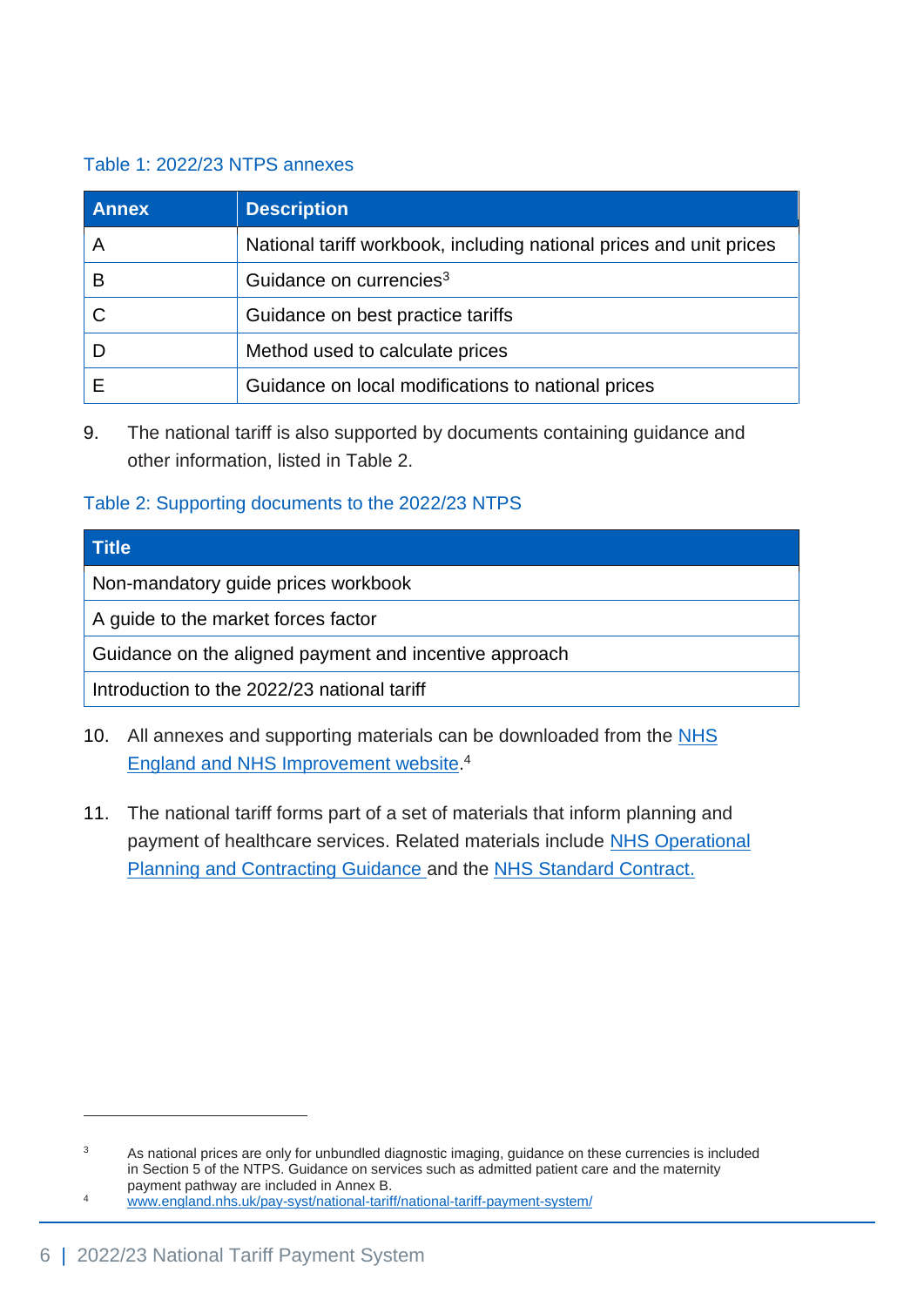Table 1: 2022/23 NTPS annexes

| Annex | Description |
| --- | --- |
| A | National tariff workbook, including national prices and unit prices |
| B | Guidance on currencies[3] |
| C | Guidance on best practice tariffs |
| D | Method used to calculate prices |
| E | Guidance on local modifications to national prices |

9. The national tariff is also supported by documents containing guidance and other information, listed in Table 2.

Table 2: Supporting documents to the 2022/23 NTPS

| Title |
| --- |
| Non-mandatory guide prices workbook |
| A guide to the market forces factor |
| Guidance on the aligned payment and incentive approach |
| Introduction to the 2022/23 national tariff |

10. All annexes and supporting materials can be downloaded from the NHS England and NHS Improvement website.[4]

11. The national tariff forms part of a set of materials that inform planning and payment of healthcare services. Related materials include NHS Operational Planning and Contracting Guidance and the NHS Standard Contract.

---

[3] As national prices are only for unbundled diagnostic imaging, guidance on these currencies is included in Section 5 of the NTPS. Guidance on services such as admitted patient care and the maternity payment pathway are included in Annex B.

[4] www.england.nhs.uk/pay-syst/national-tariff/national-tariff-payment-system/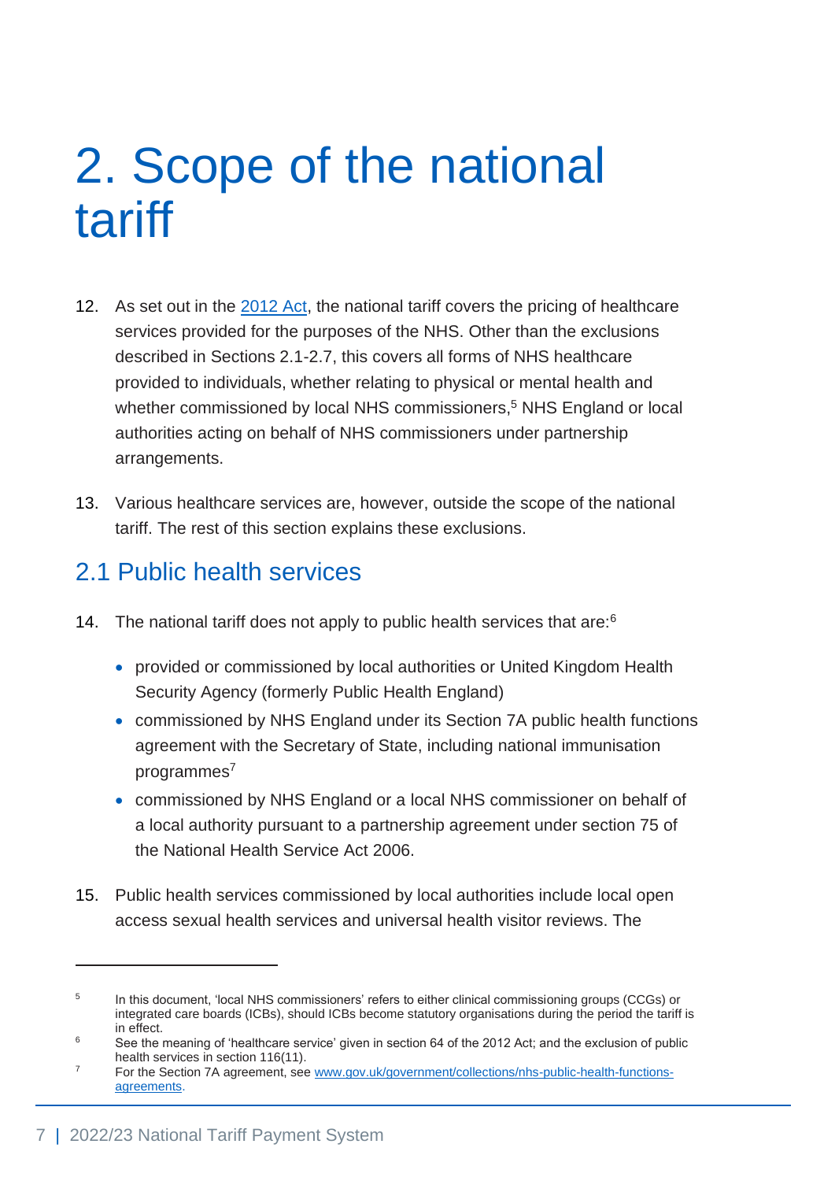# 2. Scope of the national tariff

12. As set out in the [2012 Act](), the national tariff covers the pricing of healthcare services provided for the purposes of the NHS. Other than the exclusions described in Sections 2.1-2.7, this covers all forms of NHS healthcare provided to individuals, whether relating to physical or mental health and whether commissioned by local NHS commissioners,[5] NHS England or local authorities acting on behalf of NHS commissioners under partnership arrangements.

13. Various healthcare services are, however, outside the scope of the national tariff. The rest of this section explains these exclusions.

## 2.1 Public health services

14. The national tariff does not apply to public health services that are:[6]

    - provided or commissioned by local authorities or United Kingdom Health Security Agency (formerly Public Health England)
    - commissioned by NHS England under its Section 7A public health functions agreement with the Secretary of State, including national immunisation programmes[7]
    - commissioned by NHS England or a local NHS commissioner on behalf of a local authority pursuant to a partnership agreement under section 75 of the National Health Service Act 2006.

15. Public health services commissioned by local authorities include local open access sexual health services and universal health visitor reviews. The

---

[5] In this document, 'local NHS commissioners' refers to either clinical commissioning groups (CCGs) or integrated care boards (ICBs), should ICBs become statutory organisations during the period the tariff is in effect.

[6] See the meaning of 'healthcare service' given in section 64 of the 2012 Act; and the exclusion of public health services in section 116(11).

[7] For the Section 7A agreement, see [www.gov.uk/government/collections/nhs-public-health-functions-agreements](www.gov.uk/government/collections/nhs-public-health-functions-agreements).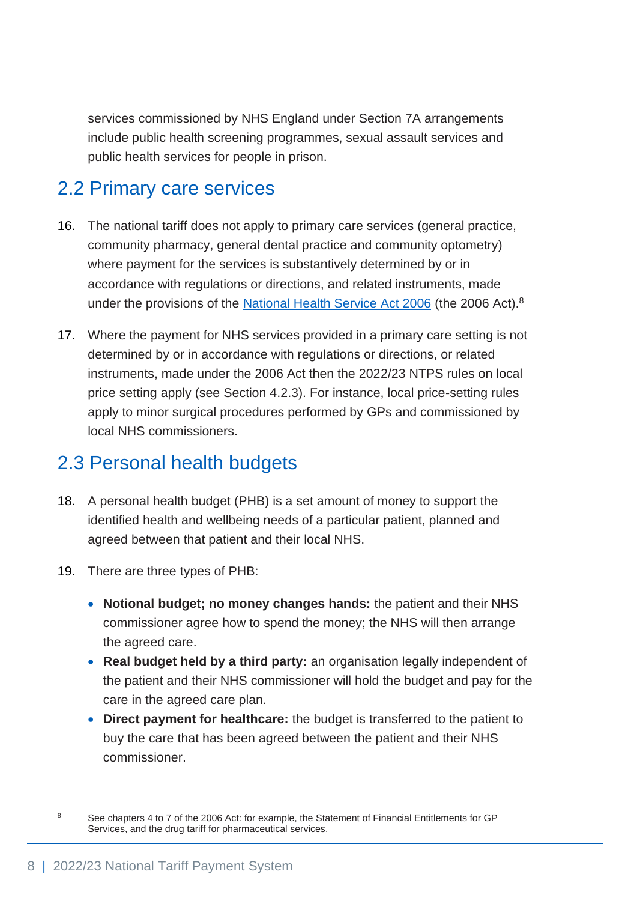services commissioned by NHS England under Section 7A arrangements include public health screening programmes, sexual assault services and public health services for people in prison.

## 2.2 Primary care services

16. The national tariff does not apply to primary care services (general practice, community pharmacy, general dental practice and community optometry) where payment for the services is substantively determined by or in accordance with regulations or directions, and related instruments, made under the provisions of the National Health Service Act 2006 (the 2006 Act).[8]

17. Where the payment for NHS services provided in a primary care setting is not determined by or in accordance with regulations or directions, or related instruments, made under the 2006 Act then the 2022/23 NTPS rules on local price setting apply (see Section 4.2.3). For instance, local price-setting rules apply to minor surgical procedures performed by GPs and commissioned by local NHS commissioners.

## 2.3 Personal health budgets

18. A personal health budget (PHB) is a set amount of money to support the identified health and wellbeing needs of a particular patient, planned and agreed between that patient and their local NHS.

19. There are three types of PHB:

    - **Notional budget; no money changes hands:** the patient and their NHS commissioner agree how to spend the money; the NHS will then arrange the agreed care.
    - **Real budget held by a third party:** an organisation legally independent of the patient and their NHS commissioner will hold the budget and pay for the care in the agreed care plan.
    - **Direct payment for healthcare:** the budget is transferred to the patient to buy the care that has been agreed between the patient and their NHS commissioner.

---

[8] See chapters 4 to 7 of the 2006 Act: for example, the Statement of Financial Entitlements for GP Services, and the drug tariff for pharmaceutical services.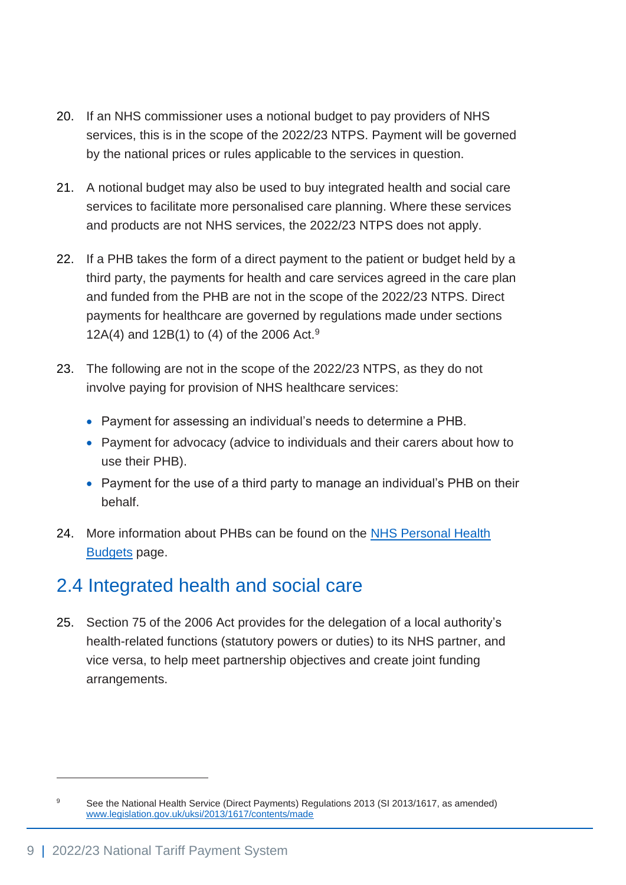20. If an NHS commissioner uses a notional budget to pay providers of NHS services, this is in the scope of the 2022/23 NTPS. Payment will be governed by the national prices or rules applicable to the services in question.

21. A notional budget may also be used to buy integrated health and social care services to facilitate more personalised care planning. Where these services and products are not NHS services, the 2022/23 NTPS does not apply.

22. If a PHB takes the form of a direct payment to the patient or budget held by a third party, the payments for health and care services agreed in the care plan and funded from the PHB are not in the scope of the 2022/23 NTPS. Direct payments for healthcare are governed by regulations made under sections 12A(4) and 12B(1) to (4) of the 2006 Act.[9]

23. The following are not in the scope of the 2022/23 NTPS, as they do not involve paying for provision of NHS healthcare services:

    - Payment for assessing an individual's needs to determine a PHB.
    - Payment for advocacy (advice to individuals and their carers about how to use their PHB).
    - Payment for the use of a third party to manage an individual's PHB on their behalf.

24. More information about PHBs can be found on the [NHS Personal Health Budgets](https://www.england.nhs.uk/personal-health-budgets/) page.

## 2.4 Integrated health and social care

25. Section 75 of the 2006 Act provides for the delegation of a local authority's health-related functions (statutory powers or duties) to its NHS partner, and vice versa, to help meet partnership objectives and create joint funding arrangements.

---

[9] See the National Health Service (Direct Payments) Regulations 2013 (SI 2013/1617, as amended) [www.legislation.gov.uk/uksi/2013/1617/contents/made](http://www.legislation.gov.uk/uksi/2013/1617/contents/made)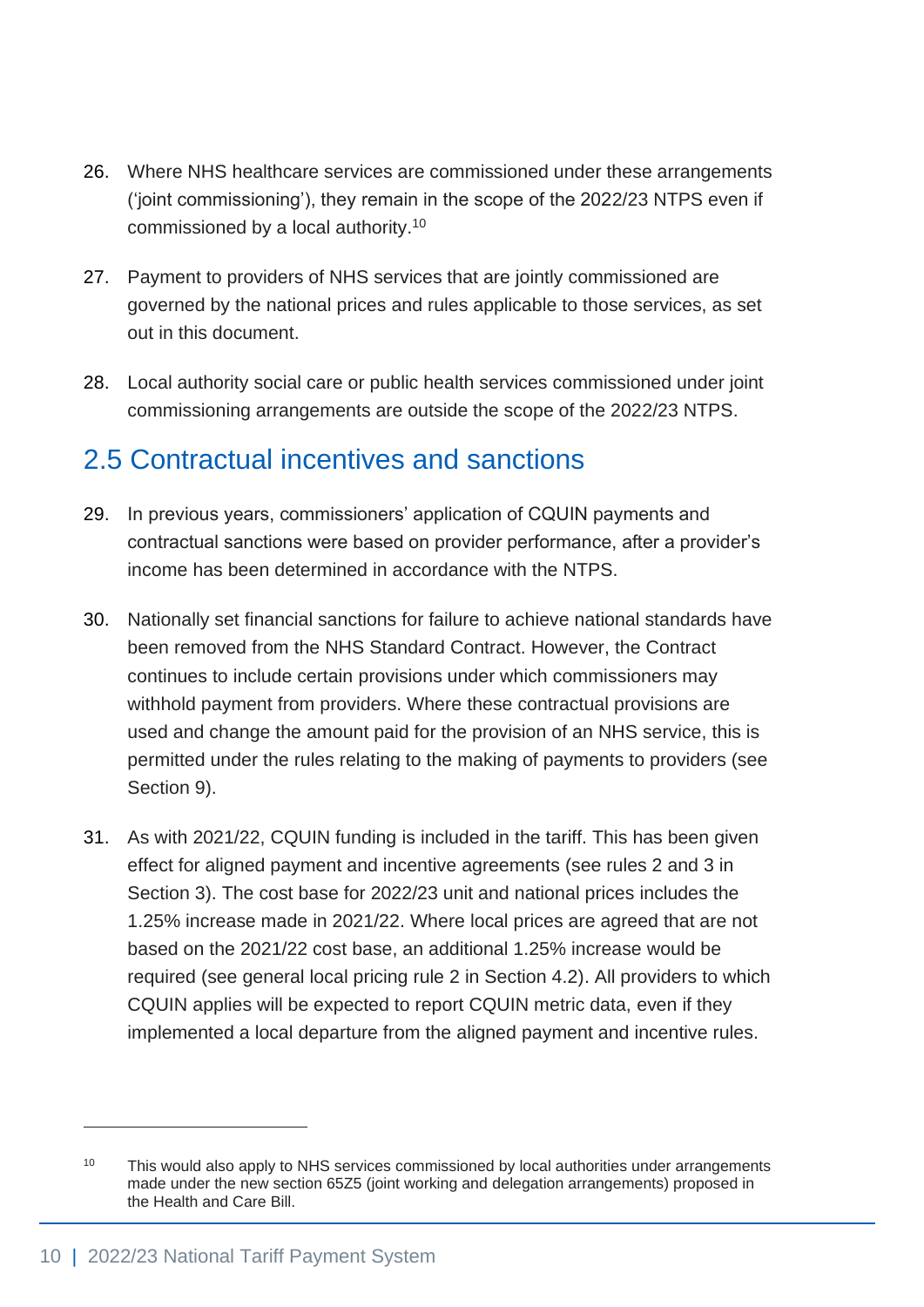26. Where NHS healthcare services are commissioned under these arrangements ('joint commissioning'), they remain in the scope of the 2022/23 NTPS even if commissioned by a local authority.[10]

27. Payment to providers of NHS services that are jointly commissioned are governed by the national prices and rules applicable to those services, as set out in this document.

28. Local authority social care or public health services commissioned under joint commissioning arrangements are outside the scope of the 2022/23 NTPS.

## 2.5 Contractual incentives and sanctions

29. In previous years, commissioners' application of CQUIN payments and contractual sanctions were based on provider performance, after a provider's income has been determined in accordance with the NTPS.

30. Nationally set financial sanctions for failure to achieve national standards have been removed from the NHS Standard Contract. However, the Contract continues to include certain provisions under which commissioners may withhold payment from providers. Where these contractual provisions are used and change the amount paid for the provision of an NHS service, this is permitted under the rules relating to the making of payments to providers (see Section 9).

31. As with 2021/22, CQUIN funding is included in the tariff. This has been given effect for aligned payment and incentive agreements (see rules 2 and 3 in Section 3). The cost base for 2022/23 unit and national prices includes the 1.25% increase made in 2021/22. Where local prices are agreed that are not based on the 2021/22 cost base, an additional 1.25% increase would be required (see general local pricing rule 2 in Section 4.2). All providers to which CQUIN applies will be expected to report CQUIN metric data, even if they implemented a local departure from the aligned payment and incentive rules.

---

[10] This would also apply to NHS services commissioned by local authorities under arrangements made under the new section 65Z5 (joint working and delegation arrangements) proposed in the Health and Care Bill.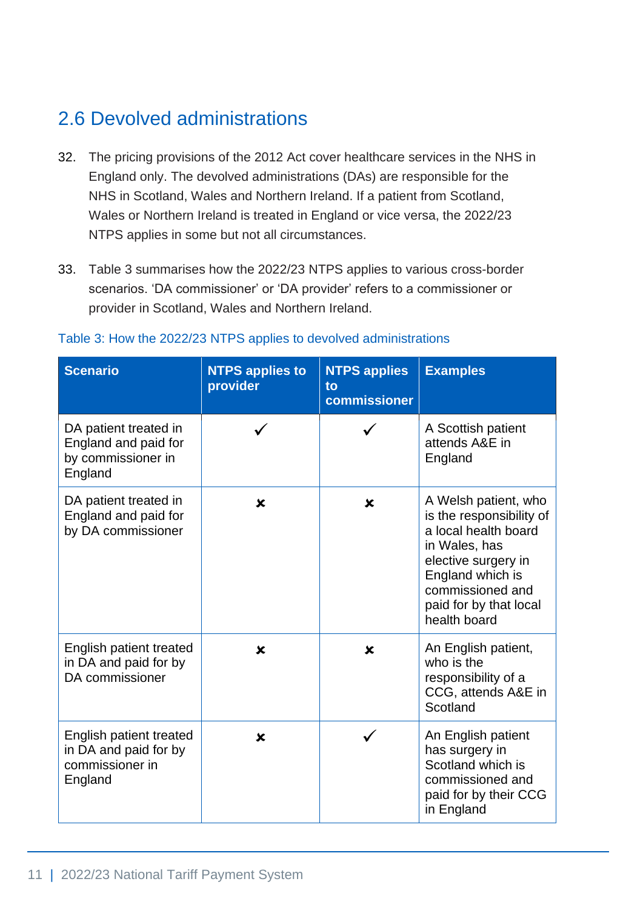## 2.6 Devolved administrations

32. The pricing provisions of the 2012 Act cover healthcare services in the NHS in England only. The devolved administrations (DAs) are responsible for the NHS in Scotland, Wales and Northern Ireland. If a patient from Scotland, Wales or Northern Ireland is treated in England or vice versa, the 2022/23 NTPS applies in some but not all circumstances.

33. Table 3 summarises how the 2022/23 NTPS applies to various cross-border scenarios. 'DA commissioner' or 'DA provider' refers to a commissioner or provider in Scotland, Wales and Northern Ireland.

Table 3: How the 2022/23 NTPS applies to devolved administrations

| Scenario | NTPS applies to provider | NTPS applies to commissioner | Examples |
|---|---|---|---|
| DA patient treated in England and paid for by commissioner in England | ✓ | ✓ | A Scottish patient attends A&E in England |
| DA patient treated in England and paid for by DA commissioner | ✗ | ✗ | A Welsh patient, who is the responsibility of a local health board in Wales, has elective surgery in England which is commissioned and paid for by that local health board |
| English patient treated in DA and paid for by DA commissioner | ✗ | ✗ | An English patient, who is the responsibility of a CCG, attends A&E in Scotland |
| English patient treated in DA and paid for by commissioner in England | ✗ | ✓ | An English patient has surgery in Scotland which is commissioned and paid for by their CCG in England |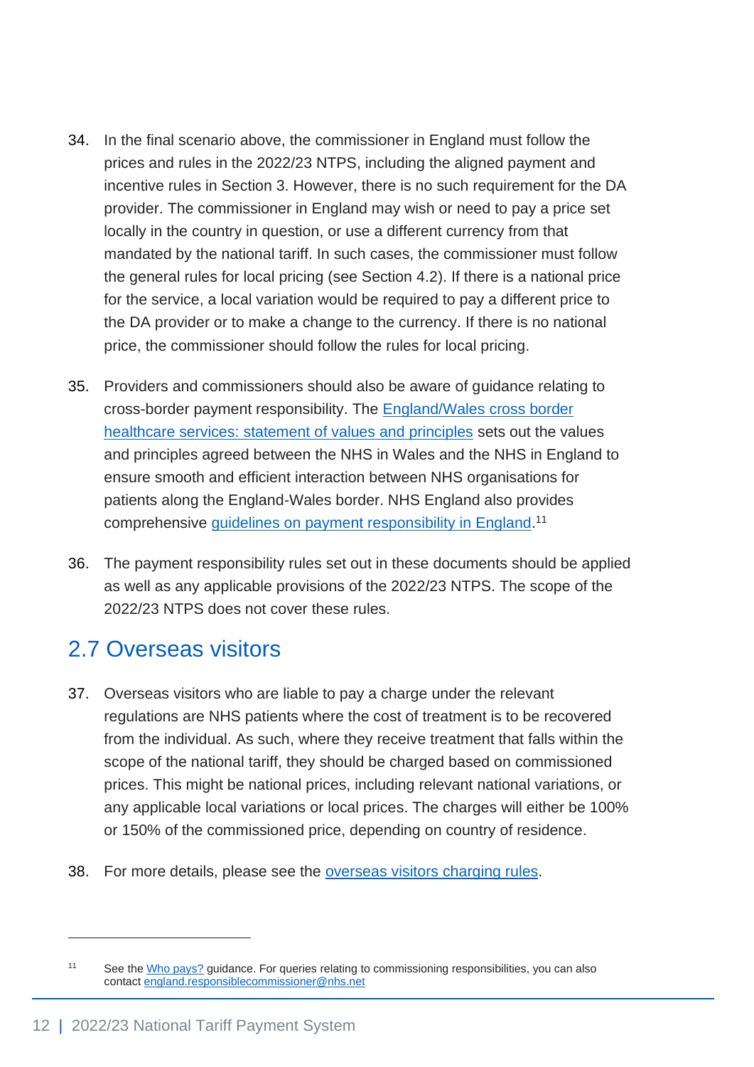34. In the final scenario above, the commissioner in England must follow the prices and rules in the 2022/23 NTPS, including the aligned payment and incentive rules in Section 3. However, there is no such requirement for the DA provider. The commissioner in England may wish or need to pay a price set locally in the country in question, or use a different currency from that mandated by the national tariff. In such cases, the commissioner must follow the general rules for local pricing (see Section 4.2). If there is a national price for the service, a local variation would be required to pay a different price to the DA provider or to make a change to the currency. If there is no national price, the commissioner should follow the rules for local pricing.

35. Providers and commissioners should also be aware of guidance relating to cross-border payment responsibility. The England/Wales cross border healthcare services: statement of values and principles sets out the values and principles agreed between the NHS in Wales and the NHS in England to ensure smooth and efficient interaction between NHS organisations for patients along the England-Wales border. NHS England also provides comprehensive guidelines on payment responsibility in England.[11]

36. The payment responsibility rules set out in these documents should be applied as well as any applicable provisions of the 2022/23 NTPS. The scope of the 2022/23 NTPS does not cover these rules.

## 2.7 Overseas visitors

37. Overseas visitors who are liable to pay a charge under the relevant regulations are NHS patients where the cost of treatment is to be recovered from the individual. As such, where they receive treatment that falls within the scope of the national tariff, they should be charged based on commissioned prices. This might be national prices, including relevant national variations, or any applicable local variations or local prices. The charges will either be 100% or 150% of the commissioned price, depending on country of residence.

38. For more details, please see the overseas visitors charging rules.

---

[11] See the Who pays? guidance. For queries relating to commissioning responsibilities, you can also contact england.responsiblecommissioner@nhs.net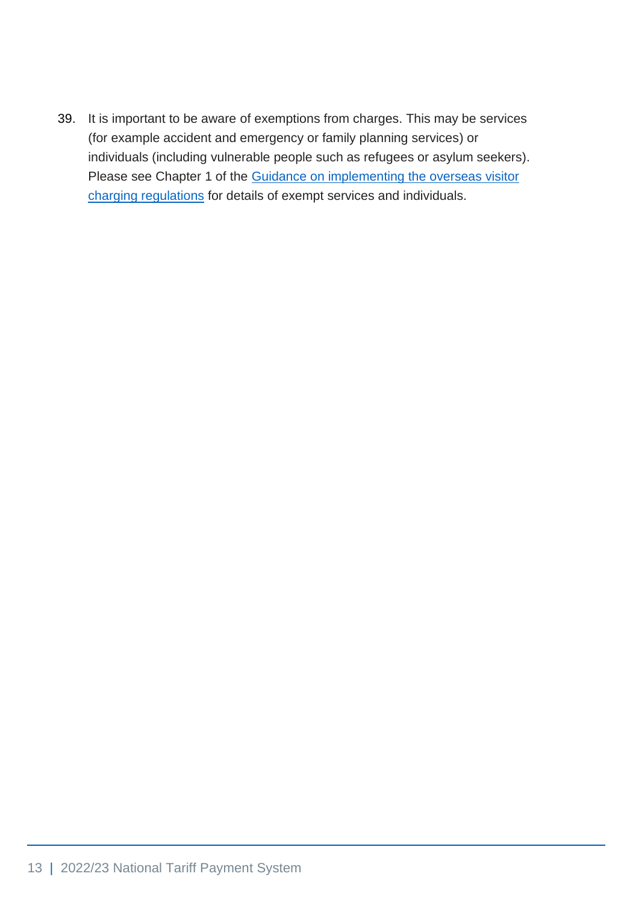39. It is important to be aware of exemptions from charges. This may be services (for example accident and emergency or family planning services) or individuals (including vulnerable people such as refugees or asylum seekers). Please see Chapter 1 of the Guidance on implementing the overseas visitor charging regulations for details of exempt services and individuals.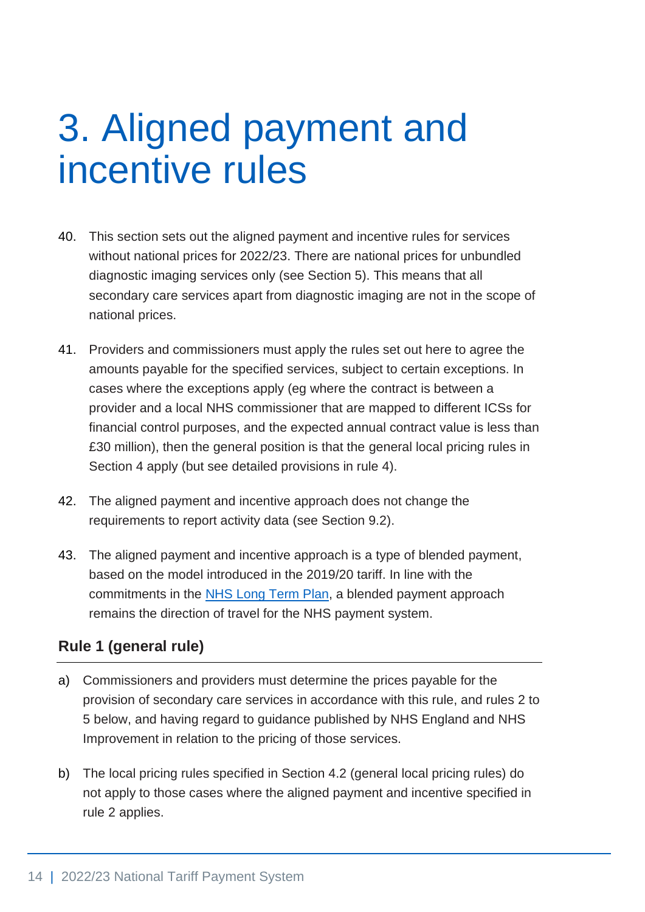# 3. Aligned payment and incentive rules

40. This section sets out the aligned payment and incentive rules for services without national prices for 2022/23. There are national prices for unbundled diagnostic imaging services only (see Section 5). This means that all secondary care services apart from diagnostic imaging are not in the scope of national prices.

41. Providers and commissioners must apply the rules set out here to agree the amounts payable for the specified services, subject to certain exceptions. In cases where the exceptions apply (eg where the contract is between a provider and a local NHS commissioner that are mapped to different ICSs for financial control purposes, and the expected annual contract value is less than £30 million), then the general position is that the general local pricing rules in Section 4 apply (but see detailed provisions in rule 4).

42. The aligned payment and incentive approach does not change the requirements to report activity data (see Section 9.2).

43. The aligned payment and incentive approach is a type of blended payment, based on the model introduced in the 2019/20 tariff. In line with the commitments in the NHS Long Term Plan, a blended payment approach remains the direction of travel for the NHS payment system.

### Rule 1 (general rule)

a) Commissioners and providers must determine the prices payable for the provision of secondary care services in accordance with this rule, and rules 2 to 5 below, and having regard to guidance published by NHS England and NHS Improvement in relation to the pricing of those services.

b) The local pricing rules specified in Section 4.2 (general local pricing rules) do not apply to those cases where the aligned payment and incentive specified in rule 2 applies.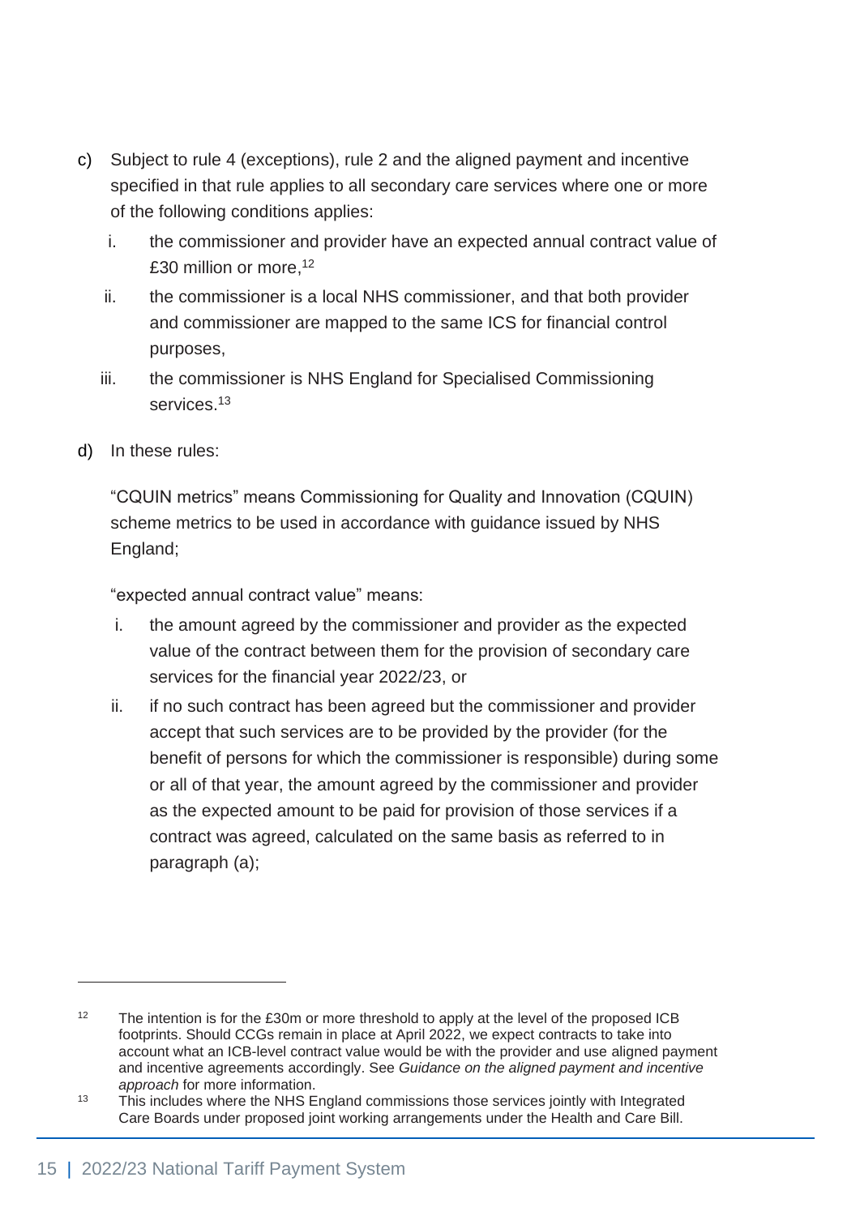c) Subject to rule 4 (exceptions), rule 2 and the aligned payment and incentive specified in that rule applies to all secondary care services where one or more of the following conditions applies:

   i. the commissioner and provider have an expected annual contract value of £30 million or more,[12]

   ii. the commissioner is a local NHS commissioner, and that both provider and commissioner are mapped to the same ICS for financial control purposes,

   iii. the commissioner is NHS England for Specialised Commissioning services.[13]

d) In these rules:

   "CQUIN metrics" means Commissioning for Quality and Innovation (CQUIN) scheme metrics to be used in accordance with guidance issued by NHS England;

   "expected annual contract value" means:

   i. the amount agreed by the commissioner and provider as the expected value of the contract between them for the provision of secondary care services for the financial year 2022/23, or

   ii. if no such contract has been agreed but the commissioner and provider accept that such services are to be provided by the provider (for the benefit of persons for which the commissioner is responsible) during some or all of that year, the amount agreed by the commissioner and provider as the expected amount to be paid for provision of those services if a contract was agreed, calculated on the same basis as referred to in paragraph (a);

---

[12] The intention is for the £30m or more threshold to apply at the level of the proposed ICB footprints. Should CCGs remain in place at April 2022, we expect contracts to take into account what an ICB-level contract value would be with the provider and use aligned payment and incentive agreements accordingly. See *Guidance on the aligned payment and incentive approach* for more information.

[13] This includes where the NHS England commissions those services jointly with Integrated Care Boards under proposed joint working arrangements under the Health and Care Bill.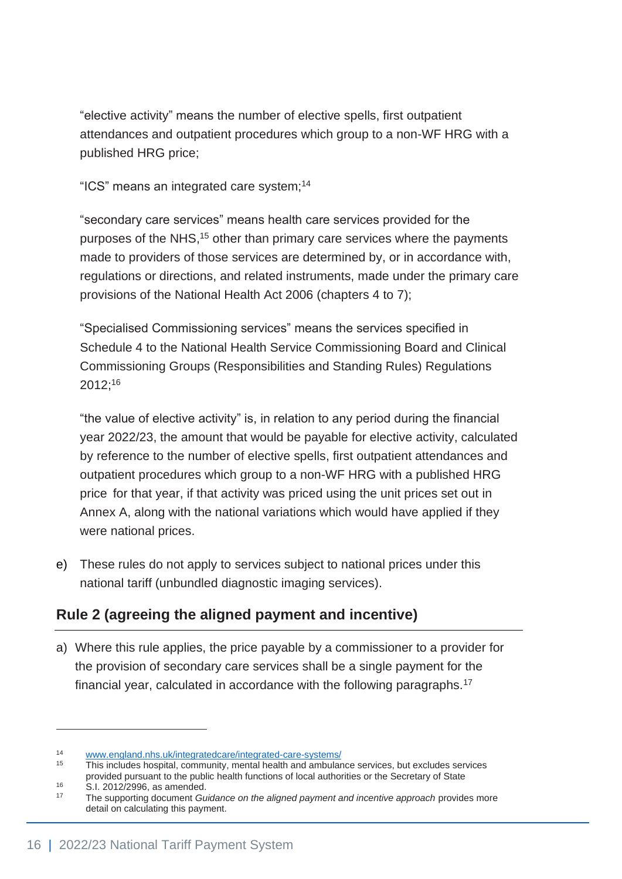"elective activity" means the number of elective spells, first outpatient attendances and outpatient procedures which group to a non-WF HRG with a published HRG price;

"ICS" means an integrated care system;[14]

"secondary care services" means health care services provided for the purposes of the NHS,[15] other than primary care services where the payments made to providers of those services are determined by, or in accordance with, regulations or directions, and related instruments, made under the primary care provisions of the National Health Act 2006 (chapters 4 to 7);

"Specialised Commissioning services" means the services specified in Schedule 4 to the National Health Service Commissioning Board and Clinical Commissioning Groups (Responsibilities and Standing Rules) Regulations 2012;[16]

"the value of elective activity" is, in relation to any period during the financial year 2022/23, the amount that would be payable for elective activity, calculated by reference to the number of elective spells, first outpatient attendances and outpatient procedures which group to a non-WF HRG with a published HRG price for that year, if that activity was priced using the unit prices set out in Annex A, along with the national variations which would have applied if they were national prices.

e) These rules do not apply to services subject to national prices under this national tariff (unbundled diagnostic imaging services).

## Rule 2 (agreeing the aligned payment and incentive)

a) Where this rule applies, the price payable by a commissioner to a provider for the provision of secondary care services shall be a single payment for the financial year, calculated in accordance with the following paragraphs.[17]

---

[14] www.england.nhs.uk/integratedcare/integrated-care-systems/

[15] This includes hospital, community, mental health and ambulance services, but excludes services provided pursuant to the public health functions of local authorities or the Secretary of State

[16] S.I. 2012/2996, as amended.

[17] The supporting document *Guidance on the aligned payment and incentive approach* provides more detail on calculating this payment.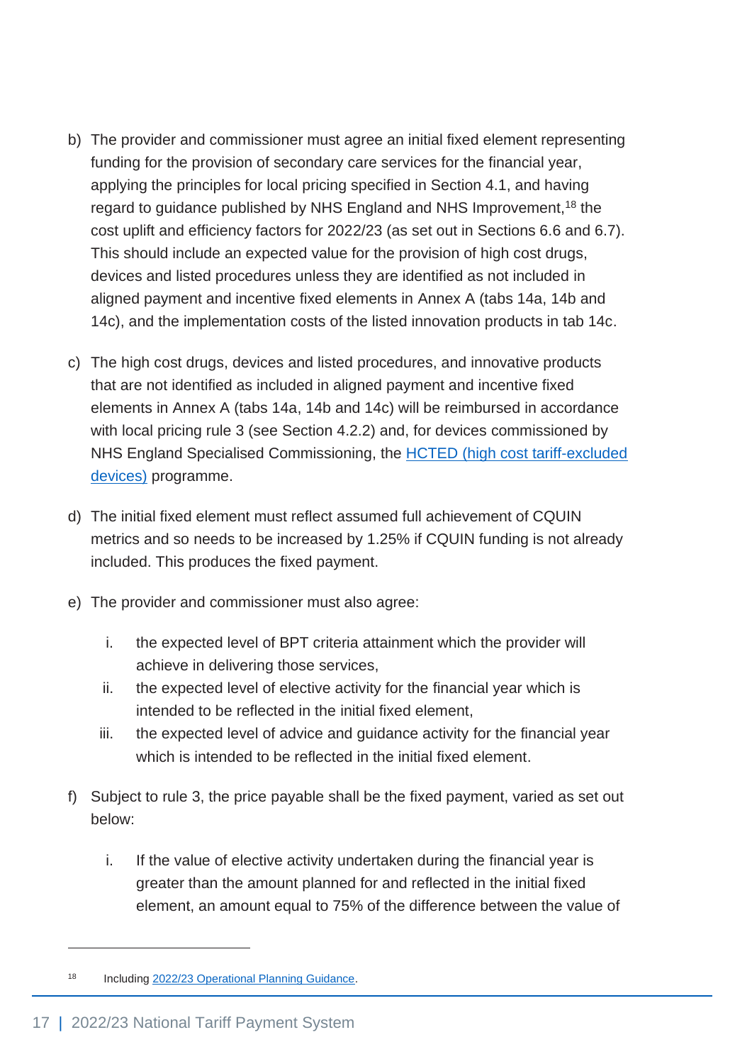b) The provider and commissioner must agree an initial fixed element representing funding for the provision of secondary care services for the financial year, applying the principles for local pricing specified in Section 4.1, and having regard to guidance published by NHS England and NHS Improvement,[18] the cost uplift and efficiency factors for 2022/23 (as set out in Sections 6.6 and 6.7). This should include an expected value for the provision of high cost drugs, devices and listed procedures unless they are identified as not included in aligned payment and incentive fixed elements in Annex A (tabs 14a, 14b and 14c), and the implementation costs of the listed innovation products in tab 14c.

c) The high cost drugs, devices and listed procedures, and innovative products that are not identified as included in aligned payment and incentive fixed elements in Annex A (tabs 14a, 14b and 14c) will be reimbursed in accordance with local pricing rule 3 (see Section 4.2.2) and, for devices commissioned by NHS England Specialised Commissioning, the [HCTED (high cost tariff-excluded devices)]() programme.

d) The initial fixed element must reflect assumed full achievement of CQUIN metrics and so needs to be increased by 1.25% if CQUIN funding is not already included. This produces the fixed payment.

e) The provider and commissioner must also agree:

   i. the expected level of BPT criteria attainment which the provider will achieve in delivering those services,
   ii. the expected level of elective activity for the financial year which is intended to be reflected in the initial fixed element,
   iii. the expected level of advice and guidance activity for the financial year which is intended to be reflected in the initial fixed element.

f) Subject to rule 3, the price payable shall be the fixed payment, varied as set out below:

   i. If the value of elective activity undertaken during the financial year is greater than the amount planned for and reflected in the initial fixed element, an amount equal to 75% of the difference between the value of

---

[18] Including [2022/23 Operational Planning Guidance]().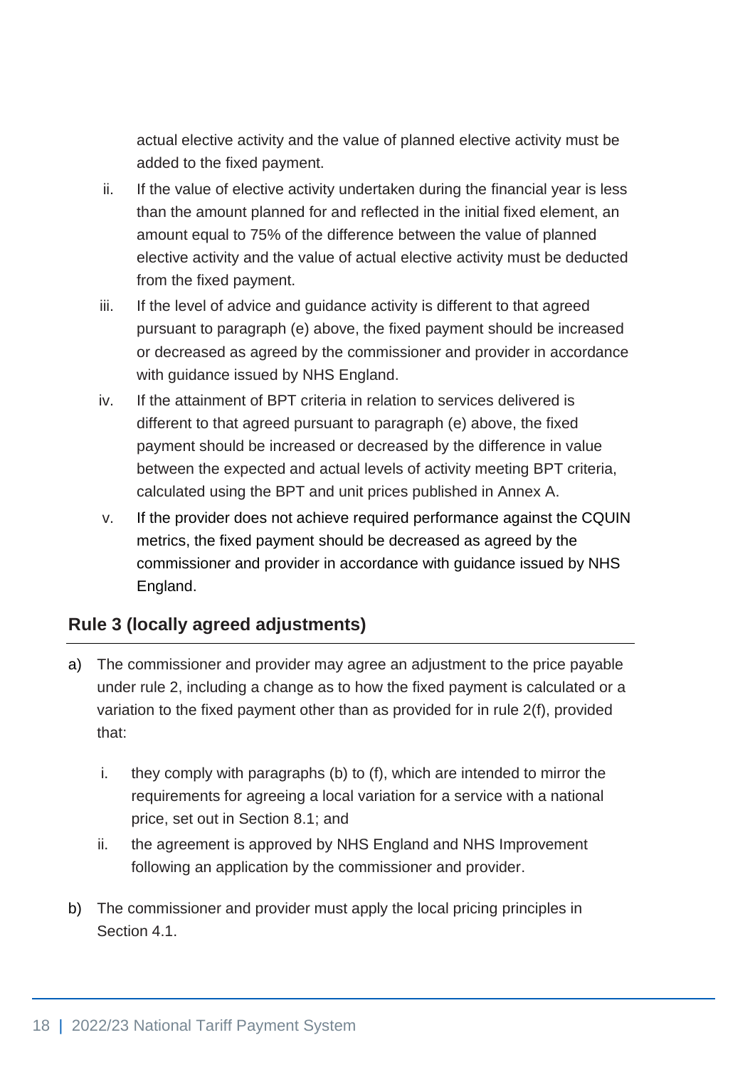actual elective activity and the value of planned elective activity must be added to the fixed payment.

ii. If the value of elective activity undertaken during the financial year is less than the amount planned for and reflected in the initial fixed element, an amount equal to 75% of the difference between the value of planned elective activity and the value of actual elective activity must be deducted from the fixed payment.

iii. If the level of advice and guidance activity is different to that agreed pursuant to paragraph (e) above, the fixed payment should be increased or decreased as agreed by the commissioner and provider in accordance with guidance issued by NHS England.

iv. If the attainment of BPT criteria in relation to services delivered is different to that agreed pursuant to paragraph (e) above, the fixed payment should be increased or decreased by the difference in value between the expected and actual levels of activity meeting BPT criteria, calculated using the BPT and unit prices published in Annex A.

v. If the provider does not achieve required performance against the CQUIN metrics, the fixed payment should be decreased as agreed by the commissioner and provider in accordance with guidance issued by NHS England.

### Rule 3 (locally agreed adjustments)

a) The commissioner and provider may agree an adjustment to the price payable under rule 2, including a change as to how the fixed payment is calculated or a variation to the fixed payment other than as provided for in rule 2(f), provided that:

  i. they comply with paragraphs (b) to (f), which are intended to mirror the requirements for agreeing a local variation for a service with a national price, set out in Section 8.1; and

  ii. the agreement is approved by NHS England and NHS Improvement following an application by the commissioner and provider.

b) The commissioner and provider must apply the local pricing principles in Section 4.1.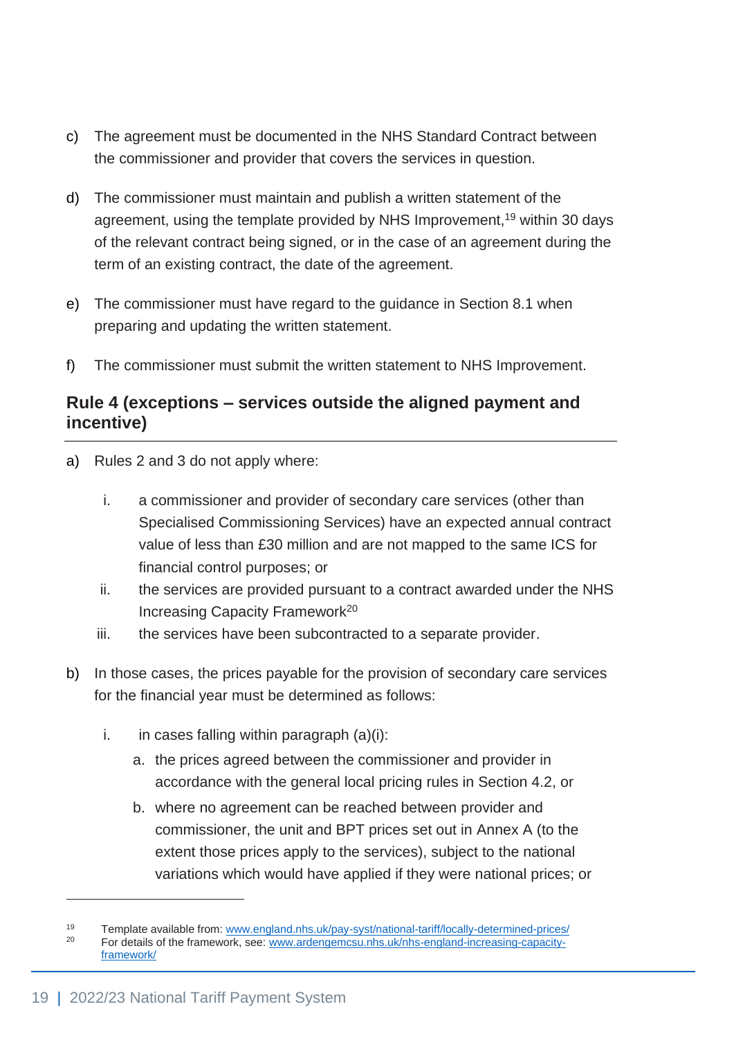c) The agreement must be documented in the NHS Standard Contract between the commissioner and provider that covers the services in question.

d) The commissioner must maintain and publish a written statement of the agreement, using the template provided by NHS Improvement,[19] within 30 days of the relevant contract being signed, or in the case of an agreement during the term of an existing contract, the date of the agreement.

e) The commissioner must have regard to the guidance in Section 8.1 when preparing and updating the written statement.

f) The commissioner must submit the written statement to NHS Improvement.

### Rule 4 (exceptions – services outside the aligned payment and incentive)

a) Rules 2 and 3 do not apply where:

   i. a commissioner and provider of secondary care services (other than Specialised Commissioning Services) have an expected annual contract value of less than £30 million and are not mapped to the same ICS for financial control purposes; or
   
   ii. the services are provided pursuant to a contract awarded under the NHS Increasing Capacity Framework[20]
   
   iii. the services have been subcontracted to a separate provider.

b) In those cases, the prices payable for the provision of secondary care services for the financial year must be determined as follows:

   i. in cases falling within paragraph (a)(i):
   
      a. the prices agreed between the commissioner and provider in accordance with the general local pricing rules in Section 4.2, or
      
      b. where no agreement can be reached between provider and commissioner, the unit and BPT prices set out in Annex A (to the extent those prices apply to the services), subject to the national variations which would have applied if they were national prices; or

---

[19] Template available from: www.england.nhs.uk/pay-syst/national-tariff/locally-determined-prices/

[20] For details of the framework, see: www.ardengemcsu.nhs.uk/nhs-england-increasing-capacity-framework/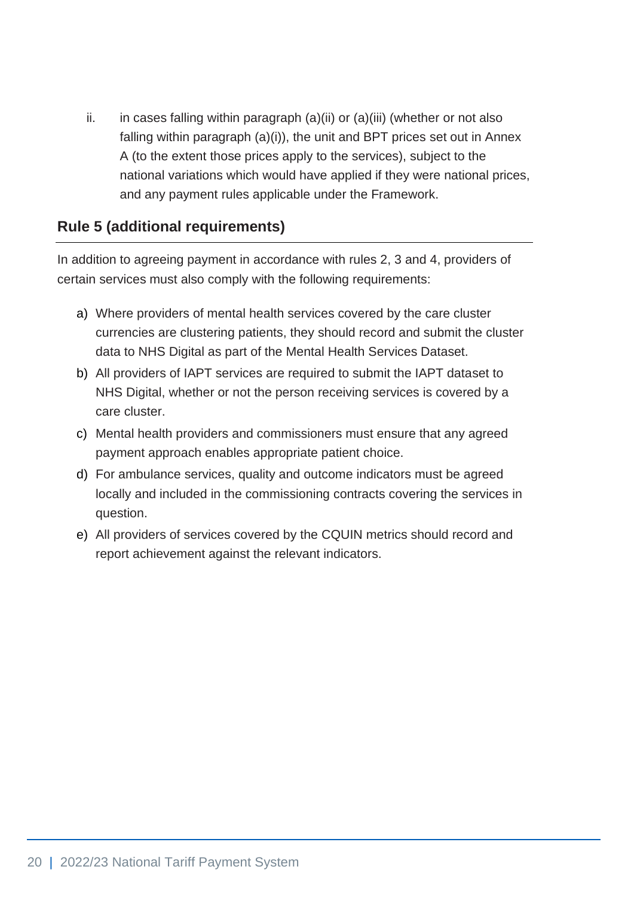ii. in cases falling within paragraph (a)(ii) or (a)(iii) (whether or not also falling within paragraph (a)(i)), the unit and BPT prices set out in Annex A (to the extent those prices apply to the services), subject to the national variations which would have applied if they were national prices, and any payment rules applicable under the Framework.

### Rule 5 (additional requirements)

In addition to agreeing payment in accordance with rules 2, 3 and 4, providers of certain services must also comply with the following requirements:

a) Where providers of mental health services covered by the care cluster currencies are clustering patients, they should record and submit the cluster data to NHS Digital as part of the Mental Health Services Dataset.
b) All providers of IAPT services are required to submit the IAPT dataset to NHS Digital, whether or not the person receiving services is covered by a care cluster.
c) Mental health providers and commissioners must ensure that any agreed payment approach enables appropriate patient choice.
d) For ambulance services, quality and outcome indicators must be agreed locally and included in the commissioning contracts covering the services in question.
e) All providers of services covered by the CQUIN metrics should record and report achievement against the relevant indicators.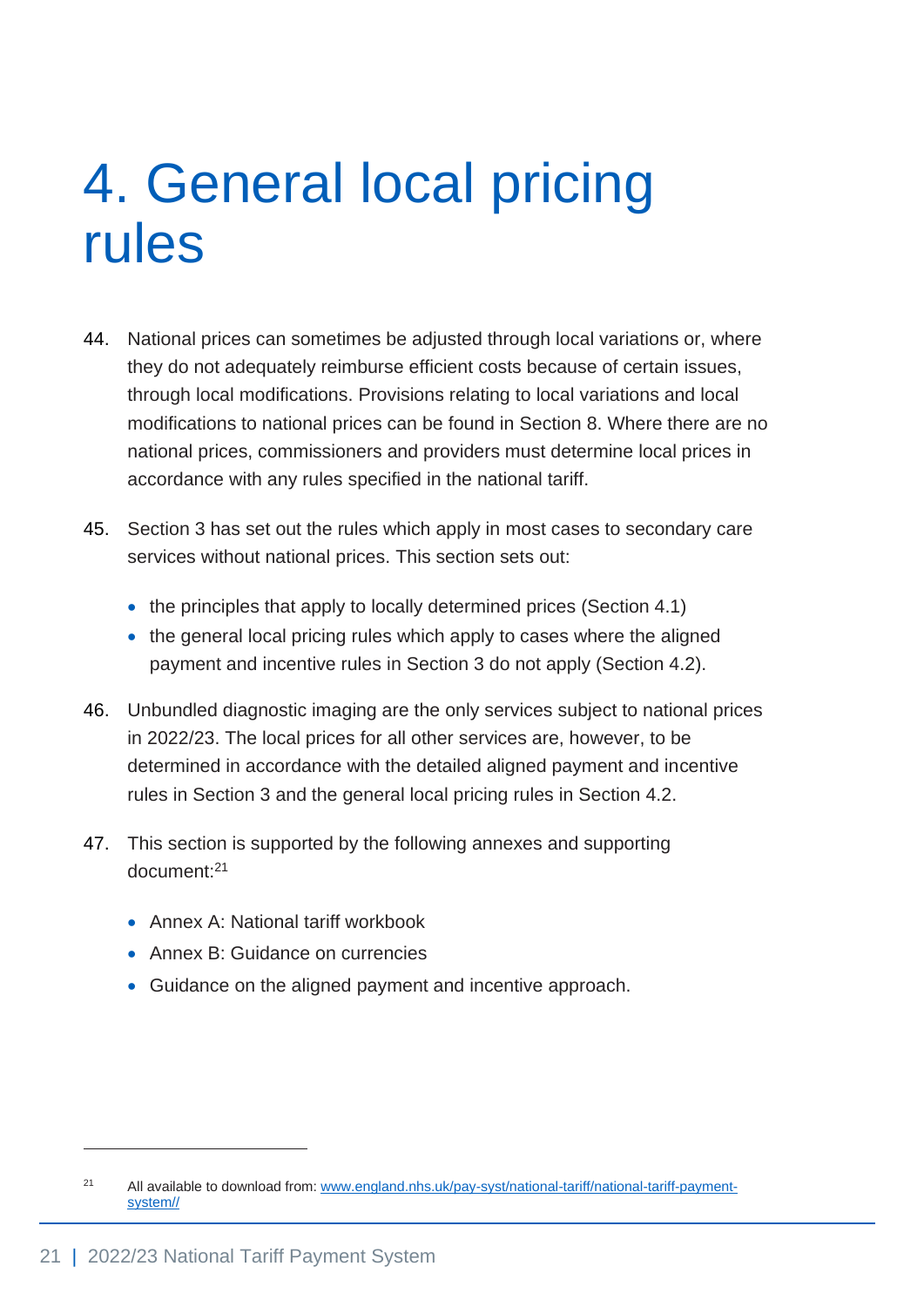# 4. General local pricing rules

44. National prices can sometimes be adjusted through local variations or, where they do not adequately reimburse efficient costs because of certain issues, through local modifications. Provisions relating to local variations and local modifications to national prices can be found in Section 8. Where there are no national prices, commissioners and providers must determine local prices in accordance with any rules specified in the national tariff.

45. Section 3 has set out the rules which apply in most cases to secondary care services without national prices. This section sets out:

    - the principles that apply to locally determined prices (Section 4.1)
    - the general local pricing rules which apply to cases where the aligned payment and incentive rules in Section 3 do not apply (Section 4.2).

46. Unbundled diagnostic imaging are the only services subject to national prices in 2022/23. The local prices for all other services are, however, to be determined in accordance with the detailed aligned payment and incentive rules in Section 3 and the general local pricing rules in Section 4.2.

47. This section is supported by the following annexes and supporting document:[21]

    - Annex A: National tariff workbook
    - Annex B: Guidance on currencies
    - Guidance on the aligned payment and incentive approach.

---

[21] All available to download from: www.england.nhs.uk/pay-syst/national-tariff/national-tariff-payment-system//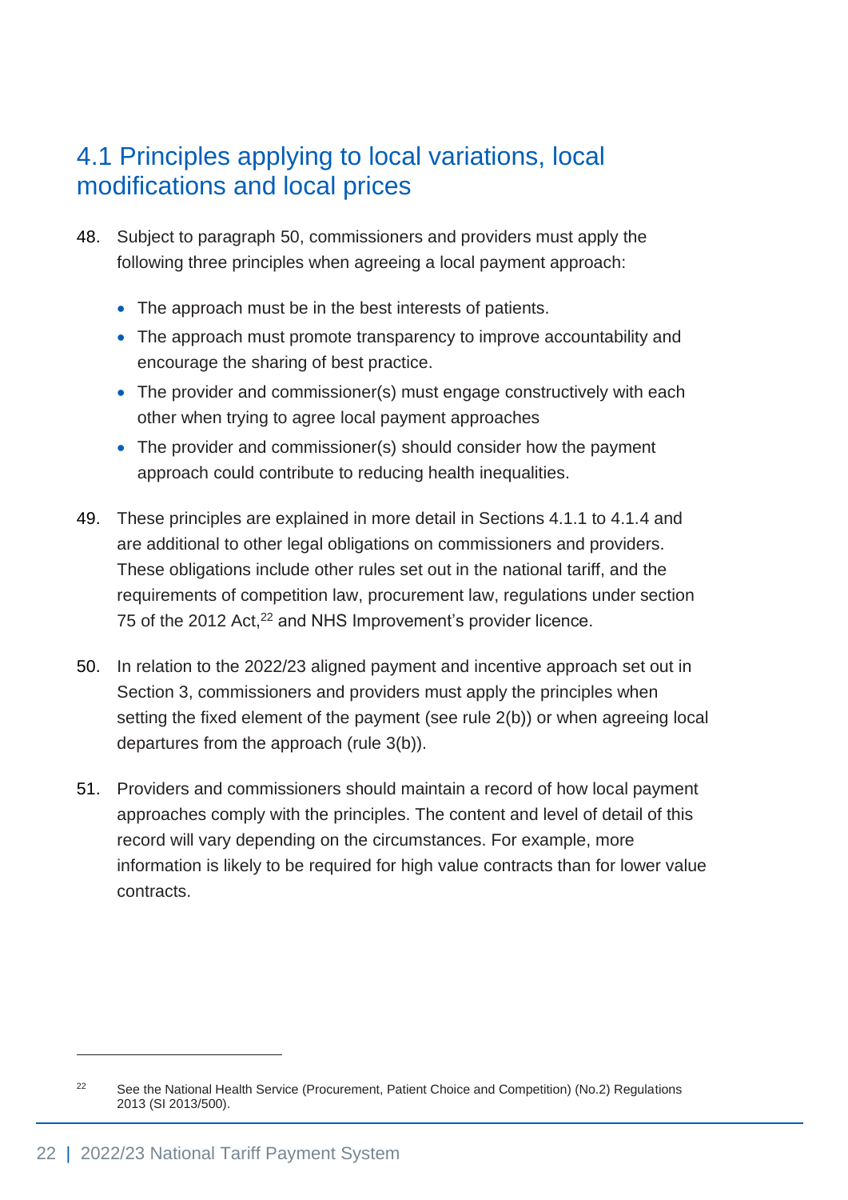## 4.1 Principles applying to local variations, local modifications and local prices

48. Subject to paragraph 50, commissioners and providers must apply the following three principles when agreeing a local payment approach:

    - The approach must be in the best interests of patients.
    - The approach must promote transparency to improve accountability and encourage the sharing of best practice.
    - The provider and commissioner(s) must engage constructively with each other when trying to agree local payment approaches
    - The provider and commissioner(s) should consider how the payment approach could contribute to reducing health inequalities.

49. These principles are explained in more detail in Sections 4.1.1 to 4.1.4 and are additional to other legal obligations on commissioners and providers. These obligations include other rules set out in the national tariff, and the requirements of competition law, procurement law, regulations under section 75 of the 2012 Act,[22] and NHS Improvement's provider licence.

50. In relation to the 2022/23 aligned payment and incentive approach set out in Section 3, commissioners and providers must apply the principles when setting the fixed element of the payment (see rule 2(b)) or when agreeing local departures from the approach (rule 3(b)).

51. Providers and commissioners should maintain a record of how local payment approaches comply with the principles. The content and level of detail of this record will vary depending on the circumstances. For example, more information is likely to be required for high value contracts than for lower value contracts.

[22] See the National Health Service (Procurement, Patient Choice and Competition) (No.2) Regulations 2013 (SI 2013/500).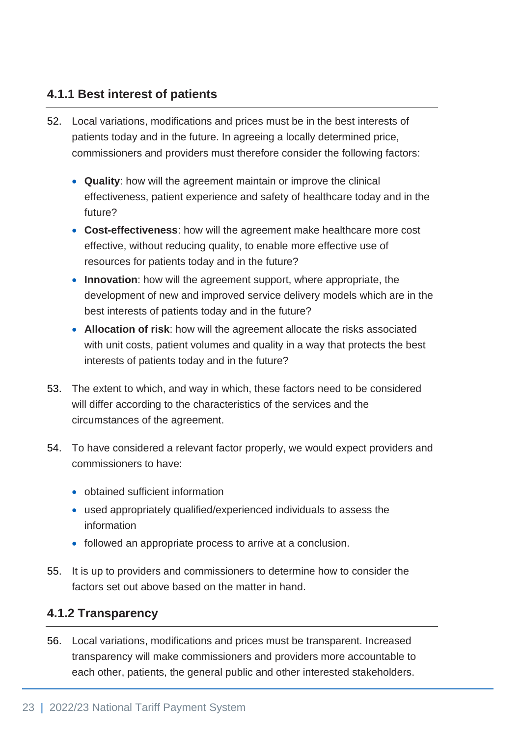### 4.1.1 Best interest of patients

52. Local variations, modifications and prices must be in the best interests of patients today and in the future. In agreeing a locally determined price, commissioners and providers must therefore consider the following factors:

    - **Quality**: how will the agreement maintain or improve the clinical effectiveness, patient experience and safety of healthcare today and in the future?
    - **Cost-effectiveness**: how will the agreement make healthcare more cost effective, without reducing quality, to enable more effective use of resources for patients today and in the future?
    - **Innovation**: how will the agreement support, where appropriate, the development of new and improved service delivery models which are in the best interests of patients today and in the future?
    - **Allocation of risk**: how will the agreement allocate the risks associated with unit costs, patient volumes and quality in a way that protects the best interests of patients today and in the future?

53. The extent to which, and way in which, these factors need to be considered will differ according to the characteristics of the services and the circumstances of the agreement.

54. To have considered a relevant factor properly, we would expect providers and commissioners to have:

    - obtained sufficient information
    - used appropriately qualified/experienced individuals to assess the information
    - followed an appropriate process to arrive at a conclusion.

55. It is up to providers and commissioners to determine how to consider the factors set out above based on the matter in hand.

### 4.1.2 Transparency

56. Local variations, modifications and prices must be transparent. Increased transparency will make commissioners and providers more accountable to each other, patients, the general public and other interested stakeholders.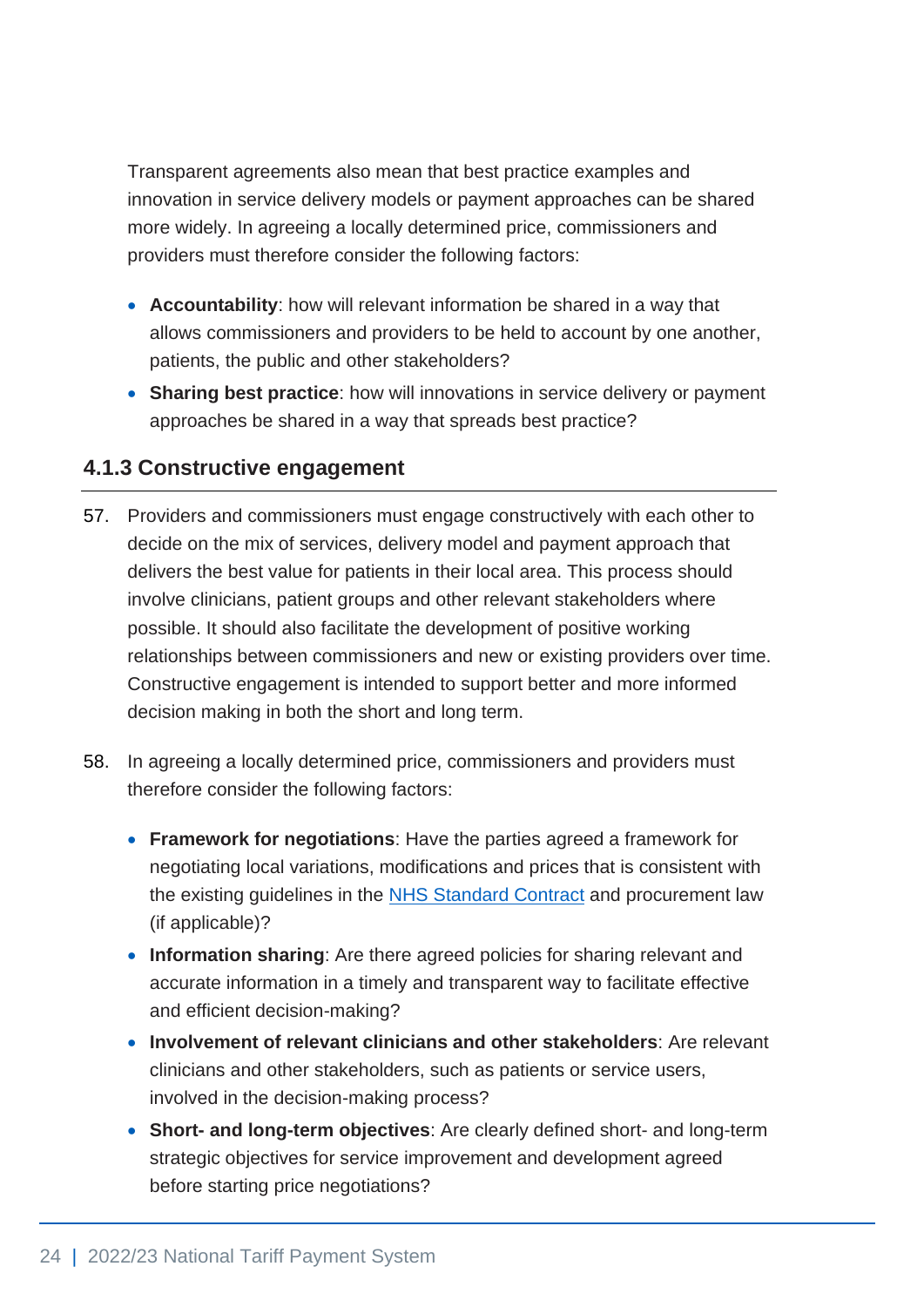Transparent agreements also mean that best practice examples and innovation in service delivery models or payment approaches can be shared more widely. In agreeing a locally determined price, commissioners and providers must therefore consider the following factors:

- **Accountability**: how will relevant information be shared in a way that allows commissioners and providers to be held to account by one another, patients, the public and other stakeholders?
- **Sharing best practice**: how will innovations in service delivery or payment approaches be shared in a way that spreads best practice?

### 4.1.3 Constructive engagement

57. Providers and commissioners must engage constructively with each other to decide on the mix of services, delivery model and payment approach that delivers the best value for patients in their local area. This process should involve clinicians, patient groups and other relevant stakeholders where possible. It should also facilitate the development of positive working relationships between commissioners and new or existing providers over time. Constructive engagement is intended to support better and more informed decision making in both the short and long term.

58. In agreeing a locally determined price, commissioners and providers must therefore consider the following factors:

    - **Framework for negotiations**: Have the parties agreed a framework for negotiating local variations, modifications and prices that is consistent with the existing guidelines in the [NHS Standard Contract] and procurement law (if applicable)?
    - **Information sharing**: Are there agreed policies for sharing relevant and accurate information in a timely and transparent way to facilitate effective and efficient decision-making?
    - **Involvement of relevant clinicians and other stakeholders**: Are relevant clinicians and other stakeholders, such as patients or service users, involved in the decision-making process?
    - **Short- and long-term objectives**: Are clearly defined short- and long-term strategic objectives for service improvement and development agreed before starting price negotiations?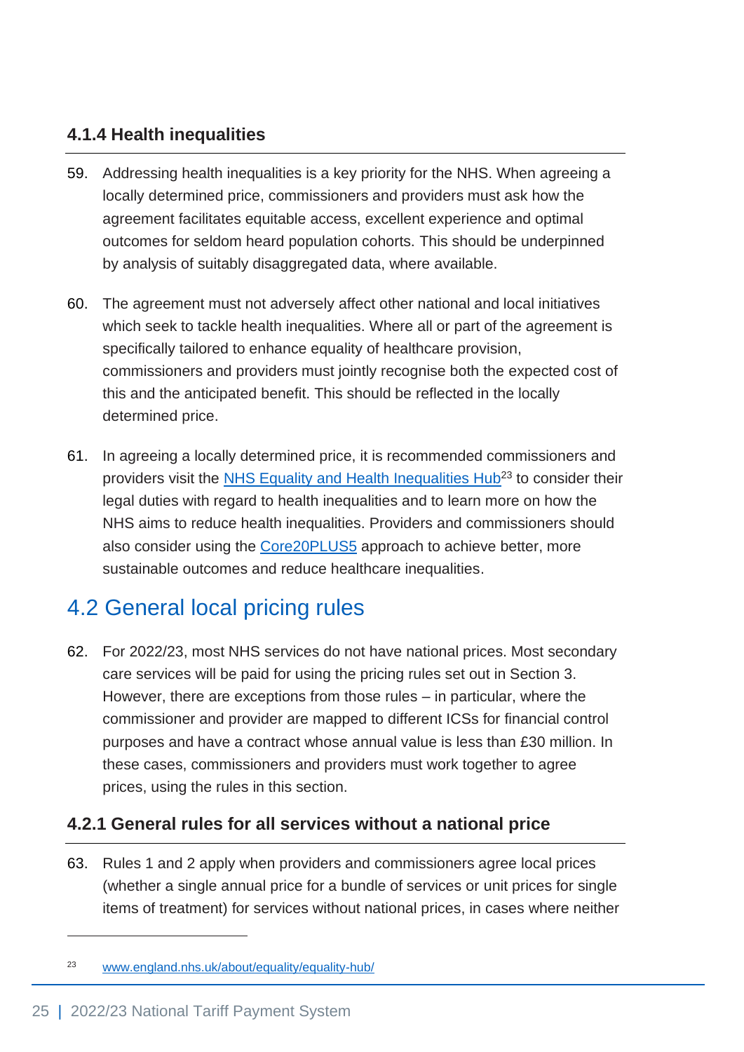### 4.1.4 Health inequalities

59. Addressing health inequalities is a key priority for the NHS. When agreeing a locally determined price, commissioners and providers must ask how the agreement facilitates equitable access, excellent experience and optimal outcomes for seldom heard population cohorts. This should be underpinned by analysis of suitably disaggregated data, where available.

60. The agreement must not adversely affect other national and local initiatives which seek to tackle health inequalities. Where all or part of the agreement is specifically tailored to enhance equality of healthcare provision, commissioners and providers must jointly recognise both the expected cost of this and the anticipated benefit. This should be reflected in the locally determined price.

61. In agreeing a locally determined price, it is recommended commissioners and providers visit the NHS Equality and Health Inequalities Hub[23] to consider their legal duties with regard to health inequalities and to learn more on how the NHS aims to reduce health inequalities. Providers and commissioners should also consider using the Core20PLUS5 approach to achieve better, more sustainable outcomes and reduce healthcare inequalities.

## 4.2 General local pricing rules

62. For 2022/23, most NHS services do not have national prices. Most secondary care services will be paid for using the pricing rules set out in Section 3. However, there are exceptions from those rules – in particular, where the commissioner and provider are mapped to different ICSs for financial control purposes and have a contract whose annual value is less than £30 million. In these cases, commissioners and providers must work together to agree prices, using the rules in this section.

### 4.2.1 General rules for all services without a national price

63. Rules 1 and 2 apply when providers and commissioners agree local prices (whether a single annual price for a bundle of services or unit prices for single items of treatment) for services without national prices, in cases where neither

---

[23] www.england.nhs.uk/about/equality/equality-hub/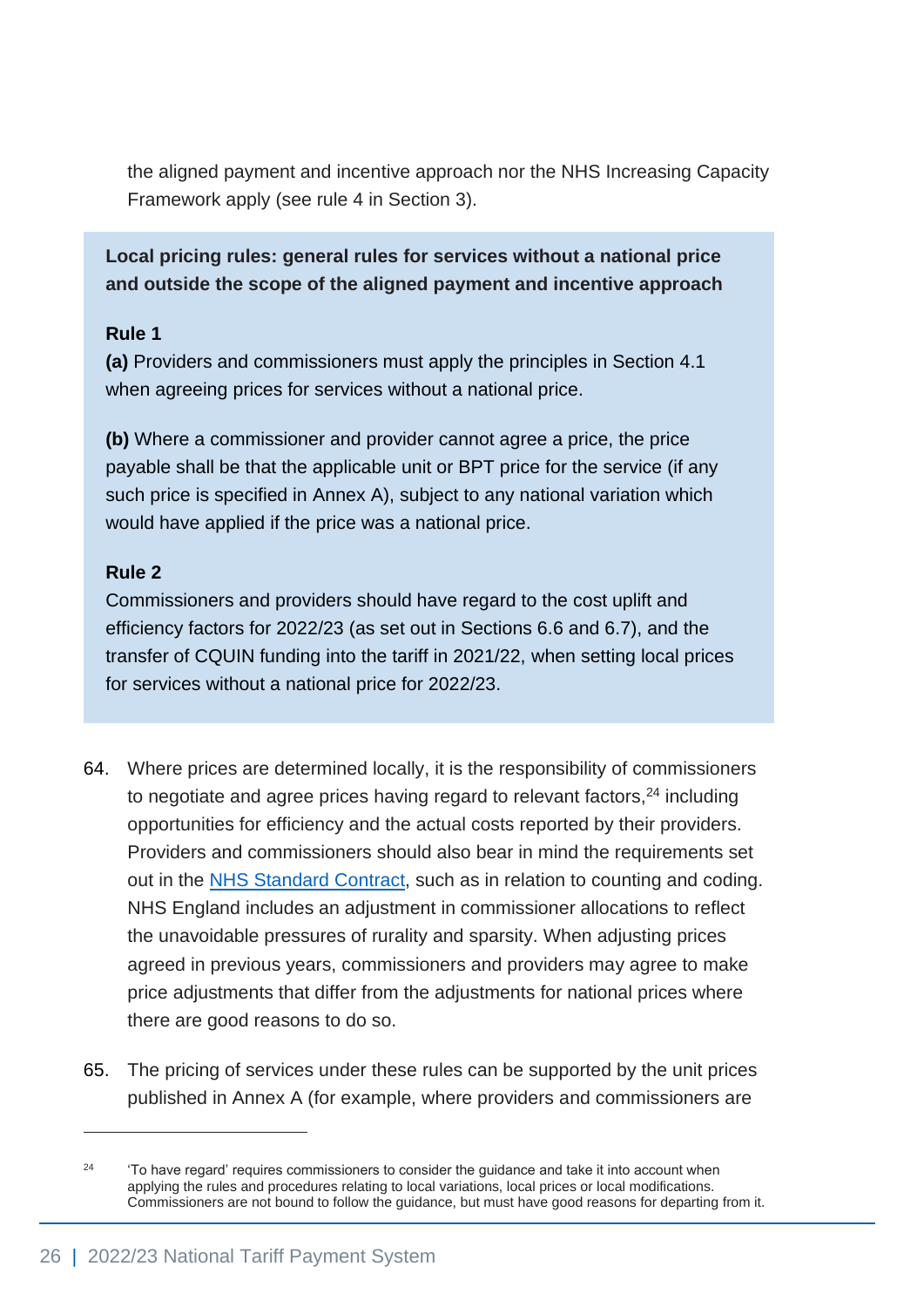the aligned payment and incentive approach nor the NHS Increasing Capacity Framework apply (see rule 4 in Section 3).

> **Local pricing rules: general rules for services without a national price and outside the scope of the aligned payment and incentive approach**
>
> **Rule 1**
>
> **(a)** Providers and commissioners must apply the principles in Section 4.1 when agreeing prices for services without a national price.
>
> **(b)** Where a commissioner and provider cannot agree a price, the price payable shall be that the applicable unit or BPT price for the service (if any such price is specified in Annex A), subject to any national variation which would have applied if the price was a national price.
>
> **Rule 2**
>
> Commissioners and providers should have regard to the cost uplift and efficiency factors for 2022/23 (as set out in Sections 6.6 and 6.7), and the transfer of CQUIN funding into the tariff in 2021/22, when setting local prices for services without a national price for 2022/23.

64. Where prices are determined locally, it is the responsibility of commissioners to negotiate and agree prices having regard to relevant factors,[24] including opportunities for efficiency and the actual costs reported by their providers. Providers and commissioners should also bear in mind the requirements set out in the [NHS Standard Contract](), such as in relation to counting and coding. NHS England includes an adjustment in commissioner allocations to reflect the unavoidable pressures of rurality and sparsity. When adjusting prices agreed in previous years, commissioners and providers may agree to make price adjustments that differ from the adjustments for national prices where there are good reasons to do so.

65. The pricing of services under these rules can be supported by the unit prices published in Annex A (for example, where providers and commissioners are

---

[24] 'To have regard' requires commissioners to consider the guidance and take it into account when applying the rules and procedures relating to local variations, local prices or local modifications. Commissioners are not bound to follow the guidance, but must have good reasons for departing from it.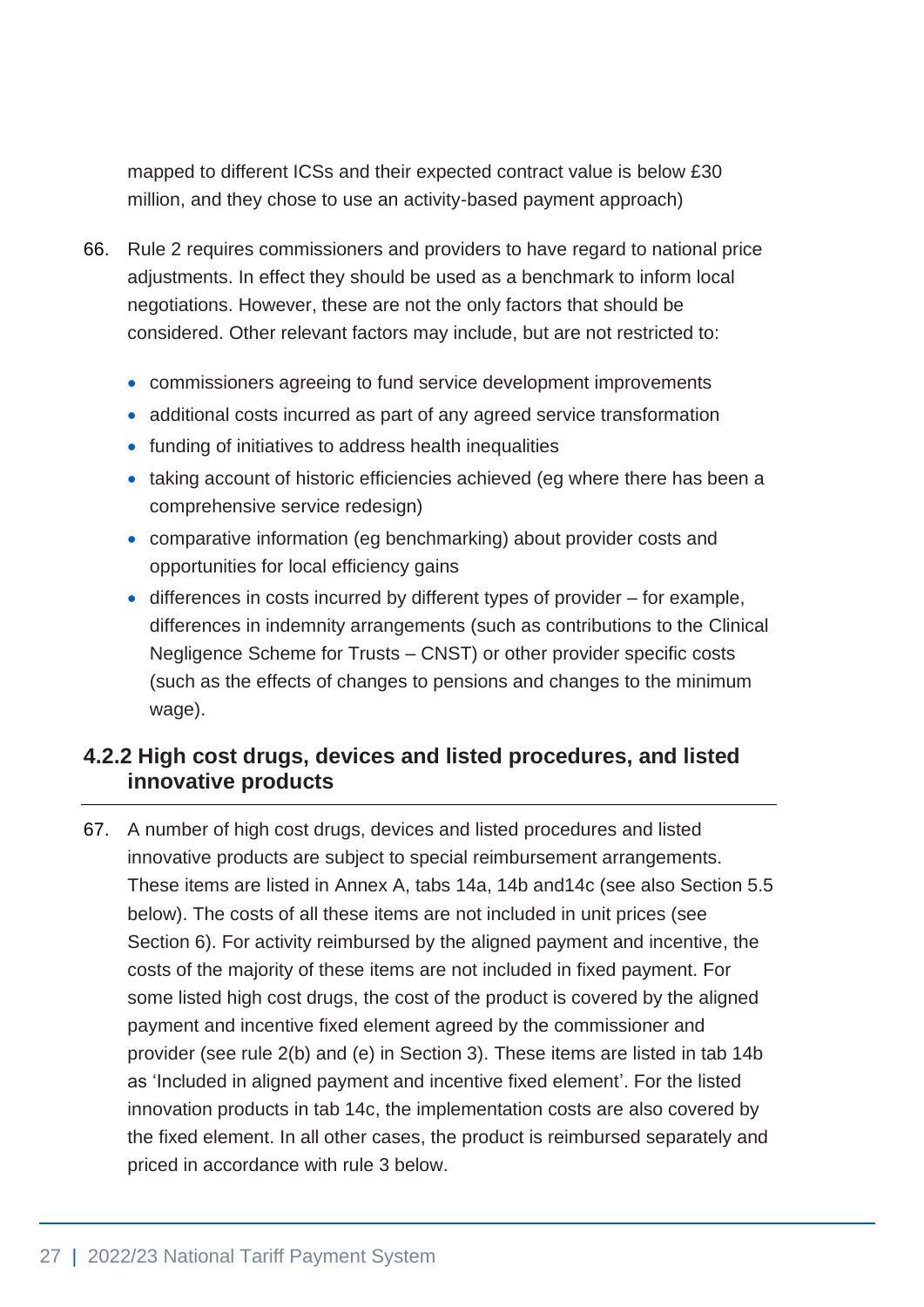mapped to different ICSs and their expected contract value is below £30 million, and they chose to use an activity-based payment approach)

66. Rule 2 requires commissioners and providers to have regard to national price adjustments. In effect they should be used as a benchmark to inform local negotiations. However, these are not the only factors that should be considered. Other relevant factors may include, but are not restricted to:

    - commissioners agreeing to fund service development improvements
    - additional costs incurred as part of any agreed service transformation
    - funding of initiatives to address health inequalities
    - taking account of historic efficiencies achieved (eg where there has been a comprehensive service redesign)
    - comparative information (eg benchmarking) about provider costs and opportunities for local efficiency gains
    - differences in costs incurred by different types of provider – for example, differences in indemnity arrangements (such as contributions to the Clinical Negligence Scheme for Trusts – CNST) or other provider specific costs (such as the effects of changes to pensions and changes to the minimum wage).

### 4.2.2 High cost drugs, devices and listed procedures, and listed innovative products

67. A number of high cost drugs, devices and listed procedures and listed innovative products are subject to special reimbursement arrangements. These items are listed in Annex A, tabs 14a, 14b and14c (see also Section 5.5 below). The costs of all these items are not included in unit prices (see Section 6). For activity reimbursed by the aligned payment and incentive, the costs of the majority of these items are not included in fixed payment. For some listed high cost drugs, the cost of the product is covered by the aligned payment and incentive fixed element agreed by the commissioner and provider (see rule 2(b) and (e) in Section 3). These items are listed in tab 14b as 'Included in aligned payment and incentive fixed element'. For the listed innovation products in tab 14c, the implementation costs are also covered by the fixed element. In all other cases, the product is reimbursed separately and priced in accordance with rule 3 below.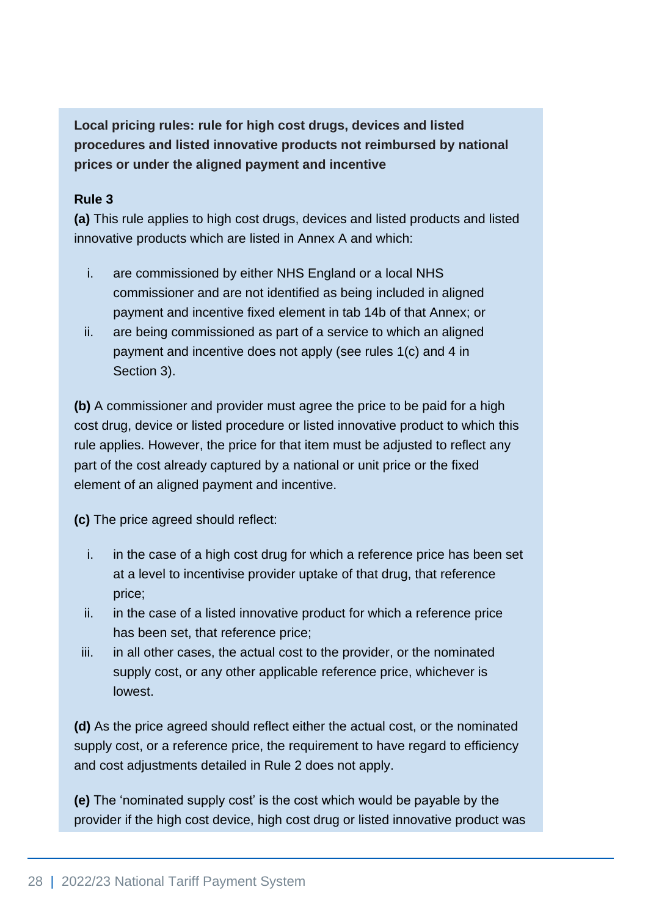**Local pricing rules: rule for high cost drugs, devices and listed procedures and listed innovative products not reimbursed by national prices or under the aligned payment and incentive**

**Rule 3**

**(a)** This rule applies to high cost drugs, devices and listed products and listed innovative products which are listed in Annex A and which:

i. are commissioned by either NHS England or a local NHS commissioner and are not identified as being included in aligned payment and incentive fixed element in tab 14b of that Annex; or
ii. are being commissioned as part of a service to which an aligned payment and incentive does not apply (see rules 1(c) and 4 in Section 3).

**(b)** A commissioner and provider must agree the price to be paid for a high cost drug, device or listed procedure or listed innovative product to which this rule applies. However, the price for that item must be adjusted to reflect any part of the cost already captured by a national or unit price or the fixed element of an aligned payment and incentive.

**(c)** The price agreed should reflect:

i. in the case of a high cost drug for which a reference price has been set at a level to incentivise provider uptake of that drug, that reference price;
ii. in the case of a listed innovative product for which a reference price has been set, that reference price;
iii. in all other cases, the actual cost to the provider, or the nominated supply cost, or any other applicable reference price, whichever is lowest.

**(d)** As the price agreed should reflect either the actual cost, or the nominated supply cost, or a reference price, the requirement to have regard to efficiency and cost adjustments detailed in Rule 2 does not apply.

**(e)** The 'nominated supply cost' is the cost which would be payable by the provider if the high cost device, high cost drug or listed innovative product was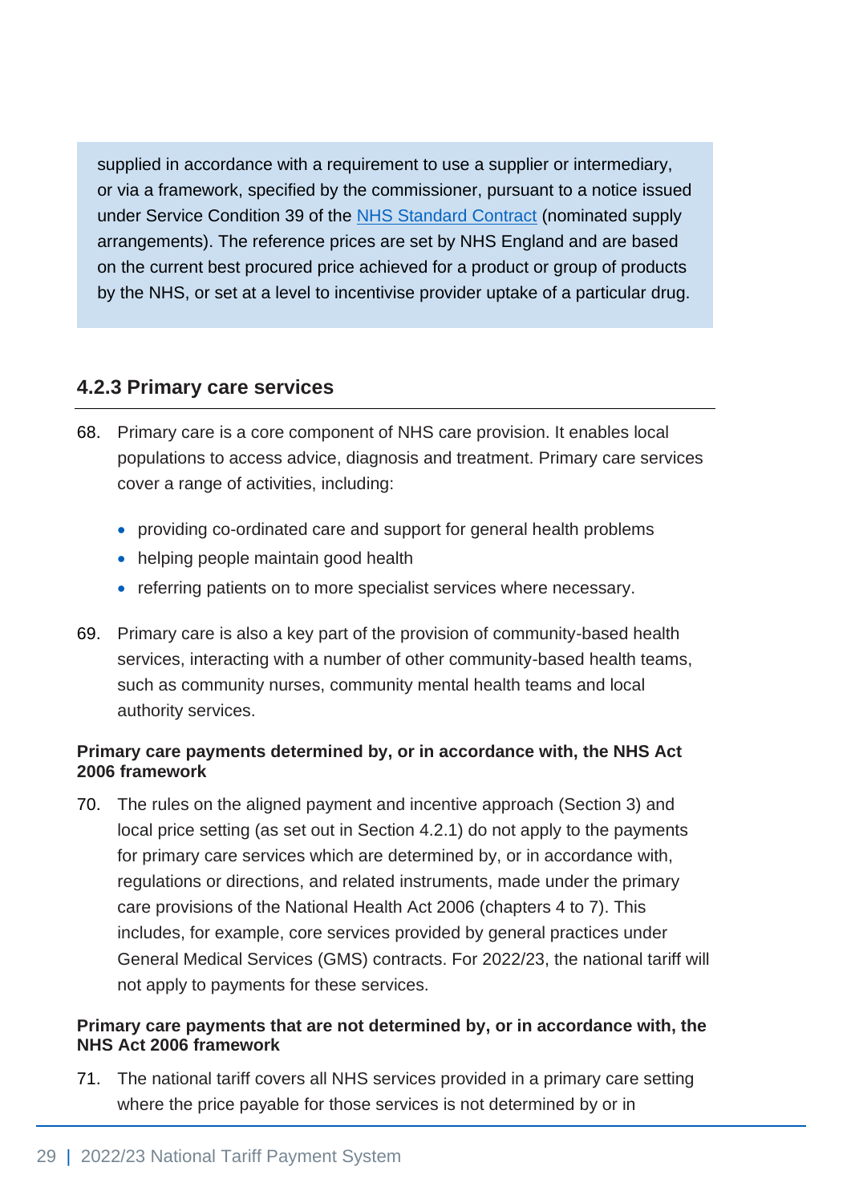supplied in accordance with a requirement to use a supplier or intermediary, or via a framework, specified by the commissioner, pursuant to a notice issued under Service Condition 39 of the NHS Standard Contract (nominated supply arrangements). The reference prices are set by NHS England and are based on the current best procured price achieved for a product or group of products by the NHS, or set at a level to incentivise provider uptake of a particular drug.

### 4.2.3 Primary care services

68. Primary care is a core component of NHS care provision. It enables local populations to access advice, diagnosis and treatment. Primary care services cover a range of activities, including:

    - providing co-ordinated care and support for general health problems
    - helping people maintain good health
    - referring patients on to more specialist services where necessary.

69. Primary care is also a key part of the provision of community-based health services, interacting with a number of other community-based health teams, such as community nurses, community mental health teams and local authority services.

**Primary care payments determined by, or in accordance with, the NHS Act 2006 framework**

70. The rules on the aligned payment and incentive approach (Section 3) and local price setting (as set out in Section 4.2.1) do not apply to the payments for primary care services which are determined by, or in accordance with, regulations or directions, and related instruments, made under the primary care provisions of the National Health Act 2006 (chapters 4 to 7). This includes, for example, core services provided by general practices under General Medical Services (GMS) contracts. For 2022/23, the national tariff will not apply to payments for these services.

**Primary care payments that are not determined by, or in accordance with, the NHS Act 2006 framework**

71. The national tariff covers all NHS services provided in a primary care setting where the price payable for those services is not determined by or in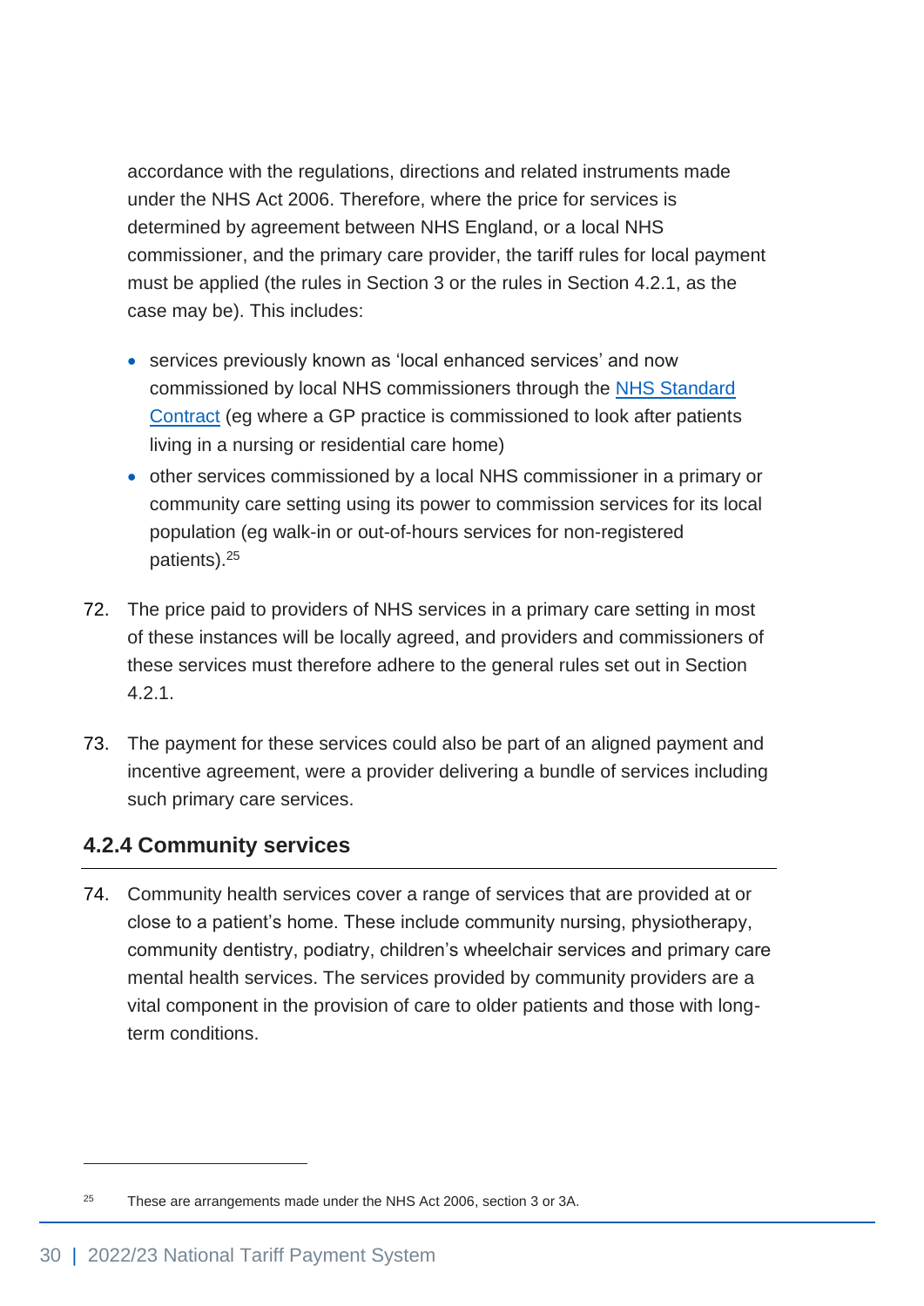accordance with the regulations, directions and related instruments made under the NHS Act 2006. Therefore, where the price for services is determined by agreement between NHS England, or a local NHS commissioner, and the primary care provider, the tariff rules for local payment must be applied (the rules in Section 3 or the rules in Section 4.2.1, as the case may be). This includes:

- services previously known as 'local enhanced services' and now commissioned by local NHS commissioners through the NHS Standard Contract (eg where a GP practice is commissioned to look after patients living in a nursing or residential care home)
- other services commissioned by a local NHS commissioner in a primary or community care setting using its power to commission services for its local population (eg walk-in or out-of-hours services for non-registered patients).[25]

72. The price paid to providers of NHS services in a primary care setting in most of these instances will be locally agreed, and providers and commissioners of these services must therefore adhere to the general rules set out in Section 4.2.1.

73. The payment for these services could also be part of an aligned payment and incentive agreement, were a provider delivering a bundle of services including such primary care services.

### 4.2.4 Community services

74. Community health services cover a range of services that are provided at or close to a patient's home. These include community nursing, physiotherapy, community dentistry, podiatry, children's wheelchair services and primary care mental health services. The services provided by community providers are a vital component in the provision of care to older patients and those with long-term conditions.

---

[25] These are arrangements made under the NHS Act 2006, section 3 or 3A.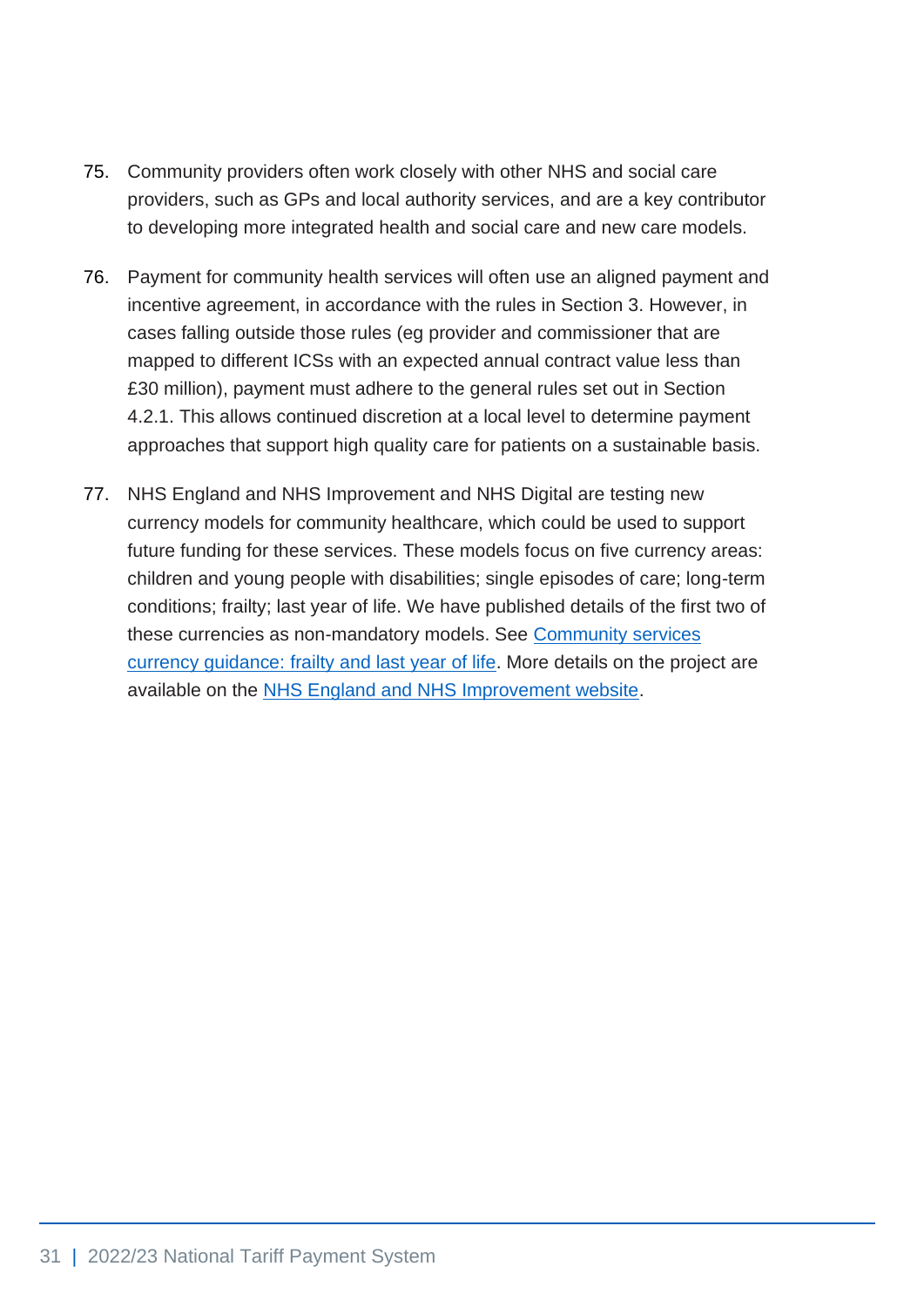75. Community providers often work closely with other NHS and social care providers, such as GPs and local authority services, and are a key contributor to developing more integrated health and social care and new care models.

76. Payment for community health services will often use an aligned payment and incentive agreement, in accordance with the rules in Section 3. However, in cases falling outside those rules (eg provider and commissioner that are mapped to different ICSs with an expected annual contract value less than £30 million), payment must adhere to the general rules set out in Section 4.2.1. This allows continued discretion at a local level to determine payment approaches that support high quality care for patients on a sustainable basis.

77. NHS England and NHS Improvement and NHS Digital are testing new currency models for community healthcare, which could be used to support future funding for these services. These models focus on five currency areas: children and young people with disabilities; single episodes of care; long-term conditions; frailty; last year of life. We have published details of the first two of these currencies as non-mandatory models. See Community services currency guidance: frailty and last year of life. More details on the project are available on the NHS England and NHS Improvement website.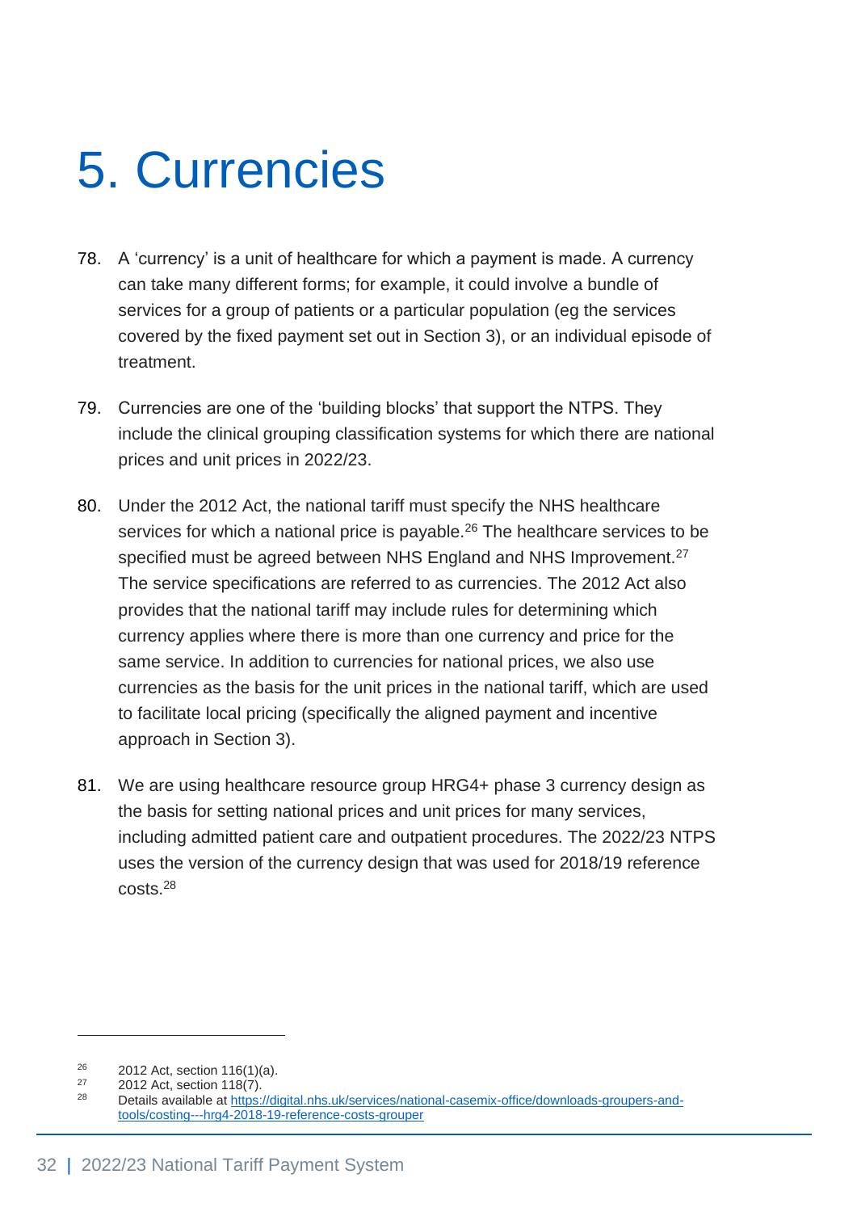# 5. Currencies

78. A 'currency' is a unit of healthcare for which a payment is made. A currency can take many different forms; for example, it could involve a bundle of services for a group of patients or a particular population (eg the services covered by the fixed payment set out in Section 3), or an individual episode of treatment.

79. Currencies are one of the 'building blocks' that support the NTPS. They include the clinical grouping classification systems for which there are national prices and unit prices in 2022/23.

80. Under the 2012 Act, the national tariff must specify the NHS healthcare services for which a national price is payable.[26] The healthcare services to be specified must be agreed between NHS England and NHS Improvement.[27] The service specifications are referred to as currencies. The 2012 Act also provides that the national tariff may include rules for determining which currency applies where there is more than one currency and price for the same service. In addition to currencies for national prices, we also use currencies as the basis for the unit prices in the national tariff, which are used to facilitate local pricing (specifically the aligned payment and incentive approach in Section 3).

81. We are using healthcare resource group HRG4+ phase 3 currency design as the basis for setting national prices and unit prices for many services, including admitted patient care and outpatient procedures. The 2022/23 NTPS uses the version of the currency design that was used for 2018/19 reference costs.[28]

---

[26] 2012 Act, section 116(1)(a).

[27] 2012 Act, section 118(7).

[28] Details available at https://digital.nhs.uk/services/national-casemix-office/downloads-groupers-and-tools/costing---hrg4-2018-19-reference-costs-grouper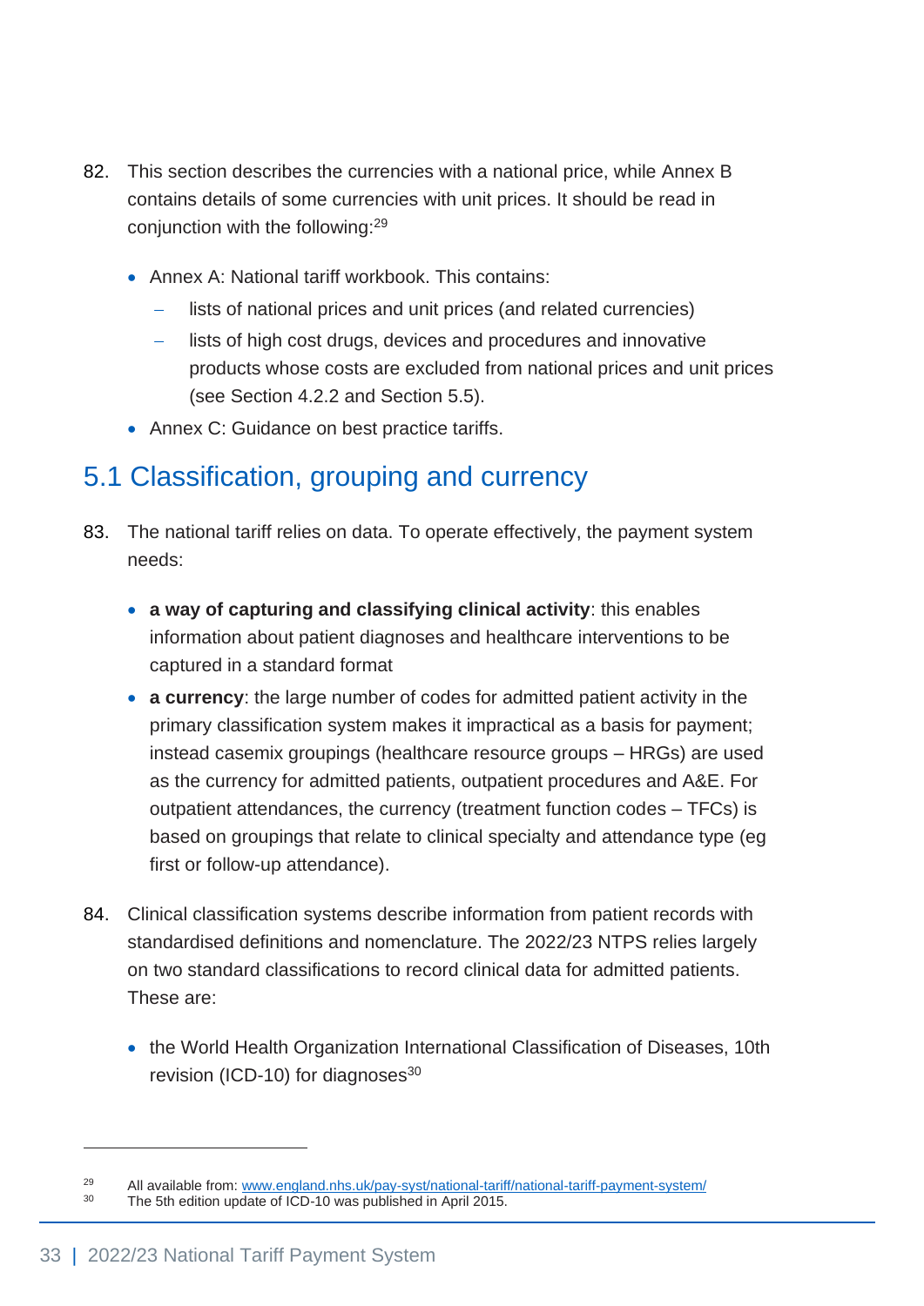82. This section describes the currencies with a national price, while Annex B contains details of some currencies with unit prices. It should be read in conjunction with the following:[29]

   - Annex A: National tariff workbook. This contains:
     - lists of national prices and unit prices (and related currencies)
     - lists of high cost drugs, devices and procedures and innovative products whose costs are excluded from national prices and unit prices (see Section 4.2.2 and Section 5.5).
   - Annex C: Guidance on best practice tariffs.

## 5.1 Classification, grouping and currency

83. The national tariff relies on data. To operate effectively, the payment system needs:

   - **a way of capturing and classifying clinical activity**: this enables information about patient diagnoses and healthcare interventions to be captured in a standard format
   - **a currency**: the large number of codes for admitted patient activity in the primary classification system makes it impractical as a basis for payment; instead casemix groupings (healthcare resource groups – HRGs) are used as the currency for admitted patients, outpatient procedures and A&E. For outpatient attendances, the currency (treatment function codes – TFCs) is based on groupings that relate to clinical specialty and attendance type (eg first or follow-up attendance).

84. Clinical classification systems describe information from patient records with standardised definitions and nomenclature. The 2022/23 NTPS relies largely on two standard classifications to record clinical data for admitted patients. These are:

   - the World Health Organization International Classification of Diseases, 10th revision (ICD-10) for diagnoses[30]

---

[29] All available from: www.england.nhs.uk/pay-syst/national-tariff/national-tariff-payment-system/

[30] The 5th edition update of ICD-10 was published in April 2015.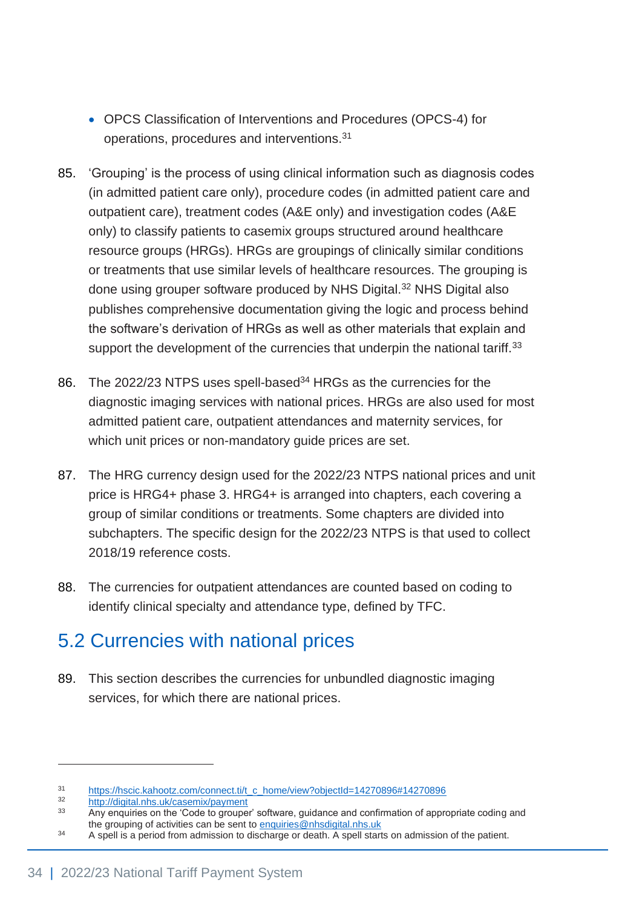- OPCS Classification of Interventions and Procedures (OPCS-4) for operations, procedures and interventions.[31]

85. 'Grouping' is the process of using clinical information such as diagnosis codes (in admitted patient care only), procedure codes (in admitted patient care and outpatient care), treatment codes (A&E only) and investigation codes (A&E only) to classify patients to casemix groups structured around healthcare resource groups (HRGs). HRGs are groupings of clinically similar conditions or treatments that use similar levels of healthcare resources. The grouping is done using grouper software produced by NHS Digital.[32] NHS Digital also publishes comprehensive documentation giving the logic and process behind the software's derivation of HRGs as well as other materials that explain and support the development of the currencies that underpin the national tariff.[33]

86. The 2022/23 NTPS uses spell-based[34] HRGs as the currencies for the diagnostic imaging services with national prices. HRGs are also used for most admitted patient care, outpatient attendances and maternity services, for which unit prices or non-mandatory guide prices are set.

87. The HRG currency design used for the 2022/23 NTPS national prices and unit price is HRG4+ phase 3. HRG4+ is arranged into chapters, each covering a group of similar conditions or treatments. Some chapters are divided into subchapters. The specific design for the 2022/23 NTPS is that used to collect 2018/19 reference costs.

88. The currencies for outpatient attendances are counted based on coding to identify clinical specialty and attendance type, defined by TFC.

## 5.2 Currencies with national prices

89. This section describes the currencies for unbundled diagnostic imaging services, for which there are national prices.

---

31 https://hscic.kahootz.com/connect.ti/t_c_home/view?objectId=14270896#14270896

32 http://digital.nhs.uk/casemix/payment

33 Any enquiries on the 'Code to grouper' software, guidance and confirmation of appropriate coding and the grouping of activities can be sent to enquiries@nhsdigital.nhs.uk

34 A spell is a period from admission to discharge or death. A spell starts on admission of the patient.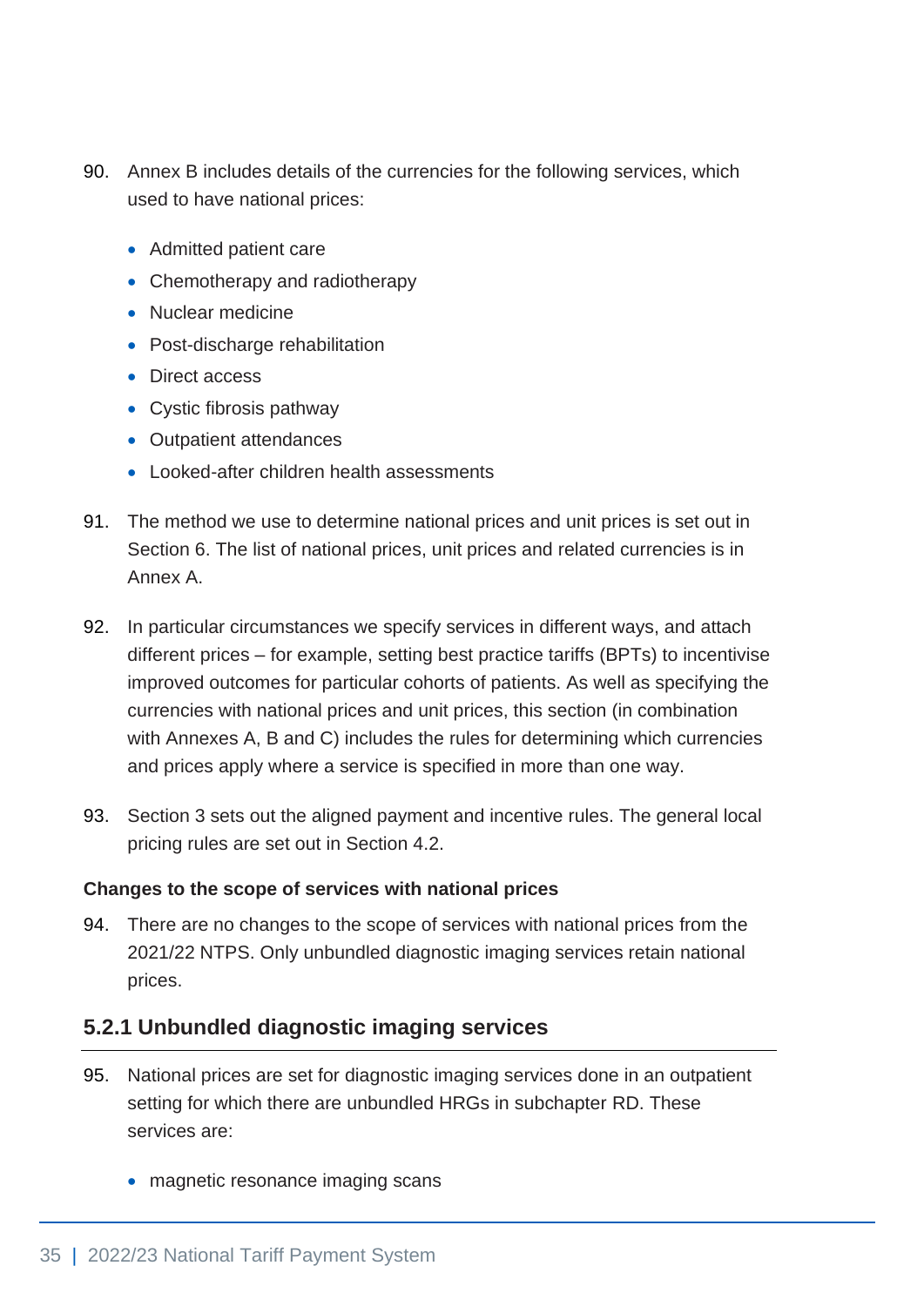90. Annex B includes details of the currencies for the following services, which used to have national prices:

- Admitted patient care
- Chemotherapy and radiotherapy
- Nuclear medicine
- Post-discharge rehabilitation
- Direct access
- Cystic fibrosis pathway
- Outpatient attendances
- Looked-after children health assessments

91. The method we use to determine national prices and unit prices is set out in Section 6. The list of national prices, unit prices and related currencies is in Annex A.

92. In particular circumstances we specify services in different ways, and attach different prices – for example, setting best practice tariffs (BPTs) to incentivise improved outcomes for particular cohorts of patients. As well as specifying the currencies with national prices and unit prices, this section (in combination with Annexes A, B and C) includes the rules for determining which currencies and prices apply where a service is specified in more than one way.

93. Section 3 sets out the aligned payment and incentive rules. The general local pricing rules are set out in Section 4.2.

**Changes to the scope of services with national prices**

94. There are no changes to the scope of services with national prices from the 2021/22 NTPS. Only unbundled diagnostic imaging services retain national prices.

### 5.2.1 Unbundled diagnostic imaging services

95. National prices are set for diagnostic imaging services done in an outpatient setting for which there are unbundled HRGs in subchapter RD. These services are:

- magnetic resonance imaging scans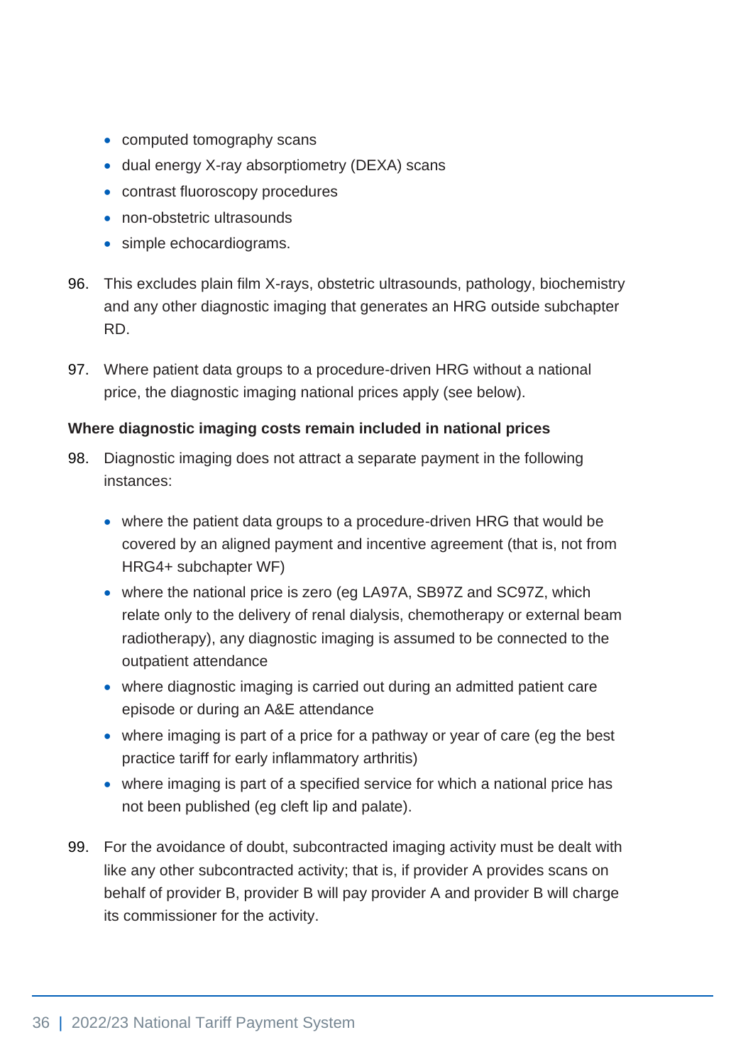- computed tomography scans
- dual energy X-ray absorptiometry (DEXA) scans
- contrast fluoroscopy procedures
- non-obstetric ultrasounds
- simple echocardiograms.

96. This excludes plain film X-rays, obstetric ultrasounds, pathology, biochemistry and any other diagnostic imaging that generates an HRG outside subchapter RD.

97. Where patient data groups to a procedure-driven HRG without a national price, the diagnostic imaging national prices apply (see below).

**Where diagnostic imaging costs remain included in national prices**

98. Diagnostic imaging does not attract a separate payment in the following instances:

    - where the patient data groups to a procedure-driven HRG that would be covered by an aligned payment and incentive agreement (that is, not from HRG4+ subchapter WF)
    - where the national price is zero (eg LA97A, SB97Z and SC97Z, which relate only to the delivery of renal dialysis, chemotherapy or external beam radiotherapy), any diagnostic imaging is assumed to be connected to the outpatient attendance
    - where diagnostic imaging is carried out during an admitted patient care episode or during an A&E attendance
    - where imaging is part of a price for a pathway or year of care (eg the best practice tariff for early inflammatory arthritis)
    - where imaging is part of a specified service for which a national price has not been published (eg cleft lip and palate).

99. For the avoidance of doubt, subcontracted imaging activity must be dealt with like any other subcontracted activity; that is, if provider A provides scans on behalf of provider B, provider B will pay provider A and provider B will charge its commissioner for the activity.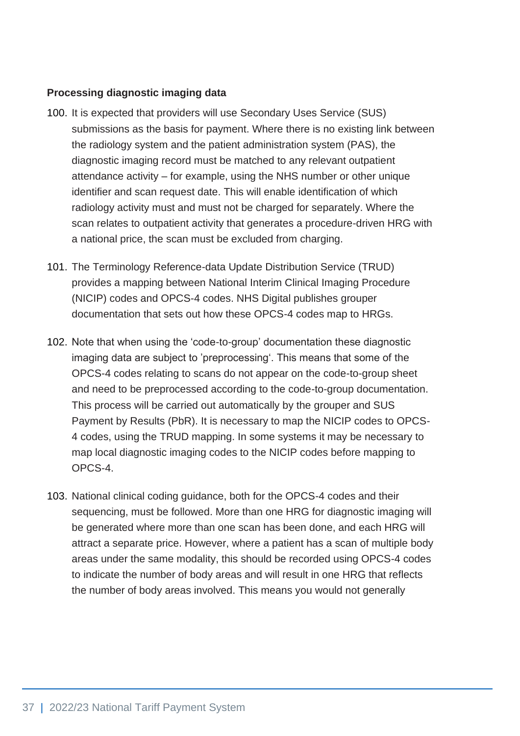**Processing diagnostic imaging data**

100. It is expected that providers will use Secondary Uses Service (SUS) submissions as the basis for payment. Where there is no existing link between the radiology system and the patient administration system (PAS), the diagnostic imaging record must be matched to any relevant outpatient attendance activity – for example, using the NHS number or other unique identifier and scan request date. This will enable identification of which radiology activity must and must not be charged for separately. Where the scan relates to outpatient activity that generates a procedure-driven HRG with a national price, the scan must be excluded from charging.

101. The Terminology Reference-data Update Distribution Service (TRUD) provides a mapping between National Interim Clinical Imaging Procedure (NICIP) codes and OPCS-4 codes. NHS Digital publishes grouper documentation that sets out how these OPCS-4 codes map to HRGs.

102. Note that when using the 'code-to-group' documentation these diagnostic imaging data are subject to 'preprocessing'. This means that some of the OPCS-4 codes relating to scans do not appear on the code-to-group sheet and need to be preprocessed according to the code-to-group documentation. This process will be carried out automatically by the grouper and SUS Payment by Results (PbR). It is necessary to map the NICIP codes to OPCS-4 codes, using the TRUD mapping. In some systems it may be necessary to map local diagnostic imaging codes to the NICIP codes before mapping to OPCS-4.

103. National clinical coding guidance, both for the OPCS-4 codes and their sequencing, must be followed. More than one HRG for diagnostic imaging will be generated where more than one scan has been done, and each HRG will attract a separate price. However, where a patient has a scan of multiple body areas under the same modality, this should be recorded using OPCS-4 codes to indicate the number of body areas and will result in one HRG that reflects the number of body areas involved. This means you would not generally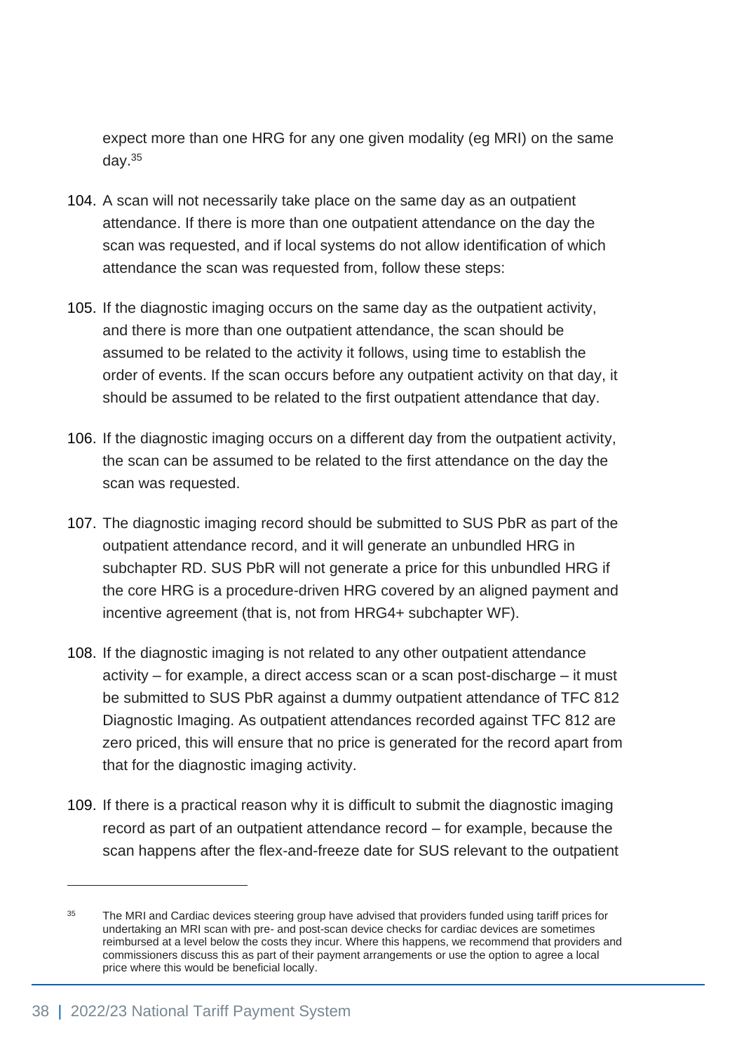expect more than one HRG for any one given modality (eg MRI) on the same day.[35]

104. A scan will not necessarily take place on the same day as an outpatient attendance. If there is more than one outpatient attendance on the day the scan was requested, and if local systems do not allow identification of which attendance the scan was requested from, follow these steps:

105. If the diagnostic imaging occurs on the same day as the outpatient activity, and there is more than one outpatient attendance, the scan should be assumed to be related to the activity it follows, using time to establish the order of events. If the scan occurs before any outpatient activity on that day, it should be assumed to be related to the first outpatient attendance that day.

106. If the diagnostic imaging occurs on a different day from the outpatient activity, the scan can be assumed to be related to the first attendance on the day the scan was requested.

107. The diagnostic imaging record should be submitted to SUS PbR as part of the outpatient attendance record, and it will generate an unbundled HRG in subchapter RD. SUS PbR will not generate a price for this unbundled HRG if the core HRG is a procedure-driven HRG covered by an aligned payment and incentive agreement (that is, not from HRG4+ subchapter WF).

108. If the diagnostic imaging is not related to any other outpatient attendance activity – for example, a direct access scan or a scan post-discharge – it must be submitted to SUS PbR against a dummy outpatient attendance of TFC 812 Diagnostic Imaging. As outpatient attendances recorded against TFC 812 are zero priced, this will ensure that no price is generated for the record apart from that for the diagnostic imaging activity.

109. If there is a practical reason why it is difficult to submit the diagnostic imaging record as part of an outpatient attendance record – for example, because the scan happens after the flex-and-freeze date for SUS relevant to the outpatient

---

[35] The MRI and Cardiac devices steering group have advised that providers funded using tariff prices for undertaking an MRI scan with pre- and post-scan device checks for cardiac devices are sometimes reimbursed at a level below the costs they incur. Where this happens, we recommend that providers and commissioners discuss this as part of their payment arrangements or use the option to agree a local price where this would be beneficial locally.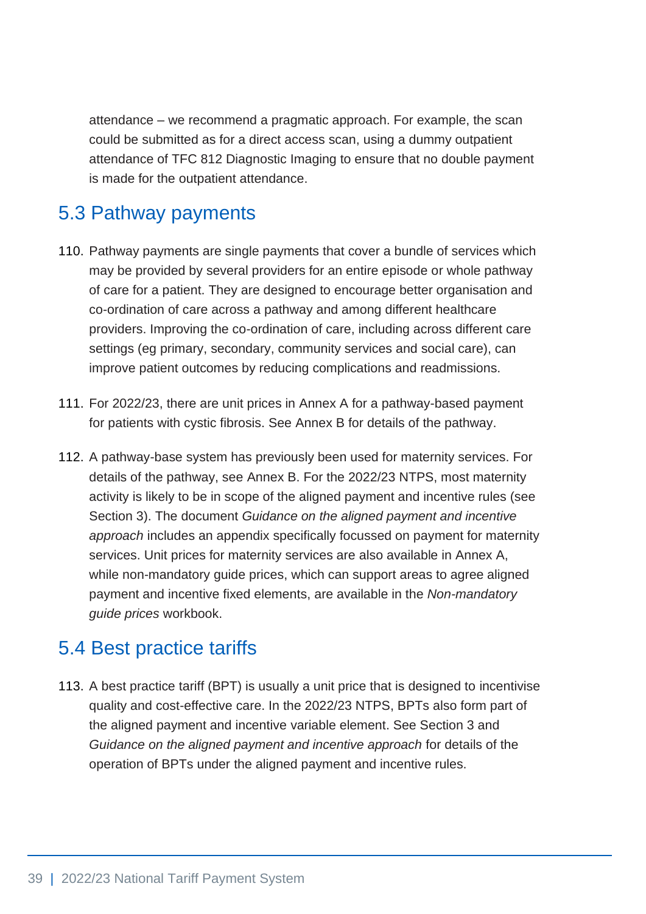attendance – we recommend a pragmatic approach. For example, the scan could be submitted as for a direct access scan, using a dummy outpatient attendance of TFC 812 Diagnostic Imaging to ensure that no double payment is made for the outpatient attendance.

## 5.3 Pathway payments

110. Pathway payments are single payments that cover a bundle of services which may be provided by several providers for an entire episode or whole pathway of care for a patient. They are designed to encourage better organisation and co-ordination of care across a pathway and among different healthcare providers. Improving the co-ordination of care, including across different care settings (eg primary, secondary, community services and social care), can improve patient outcomes by reducing complications and readmissions.

111. For 2022/23, there are unit prices in Annex A for a pathway-based payment for patients with cystic fibrosis. See Annex B for details of the pathway.

112. A pathway-base system has previously been used for maternity services. For details of the pathway, see Annex B. For the 2022/23 NTPS, most maternity activity is likely to be in scope of the aligned payment and incentive rules (see Section 3). The document *Guidance on the aligned payment and incentive approach* includes an appendix specifically focussed on payment for maternity services. Unit prices for maternity services are also available in Annex A, while non-mandatory guide prices, which can support areas to agree aligned payment and incentive fixed elements, are available in the *Non-mandatory guide prices* workbook.

## 5.4 Best practice tariffs

113. A best practice tariff (BPT) is usually a unit price that is designed to incentivise quality and cost-effective care. In the 2022/23 NTPS, BPTs also form part of the aligned payment and incentive variable element. See Section 3 and *Guidance on the aligned payment and incentive approach* for details of the operation of BPTs under the aligned payment and incentive rules.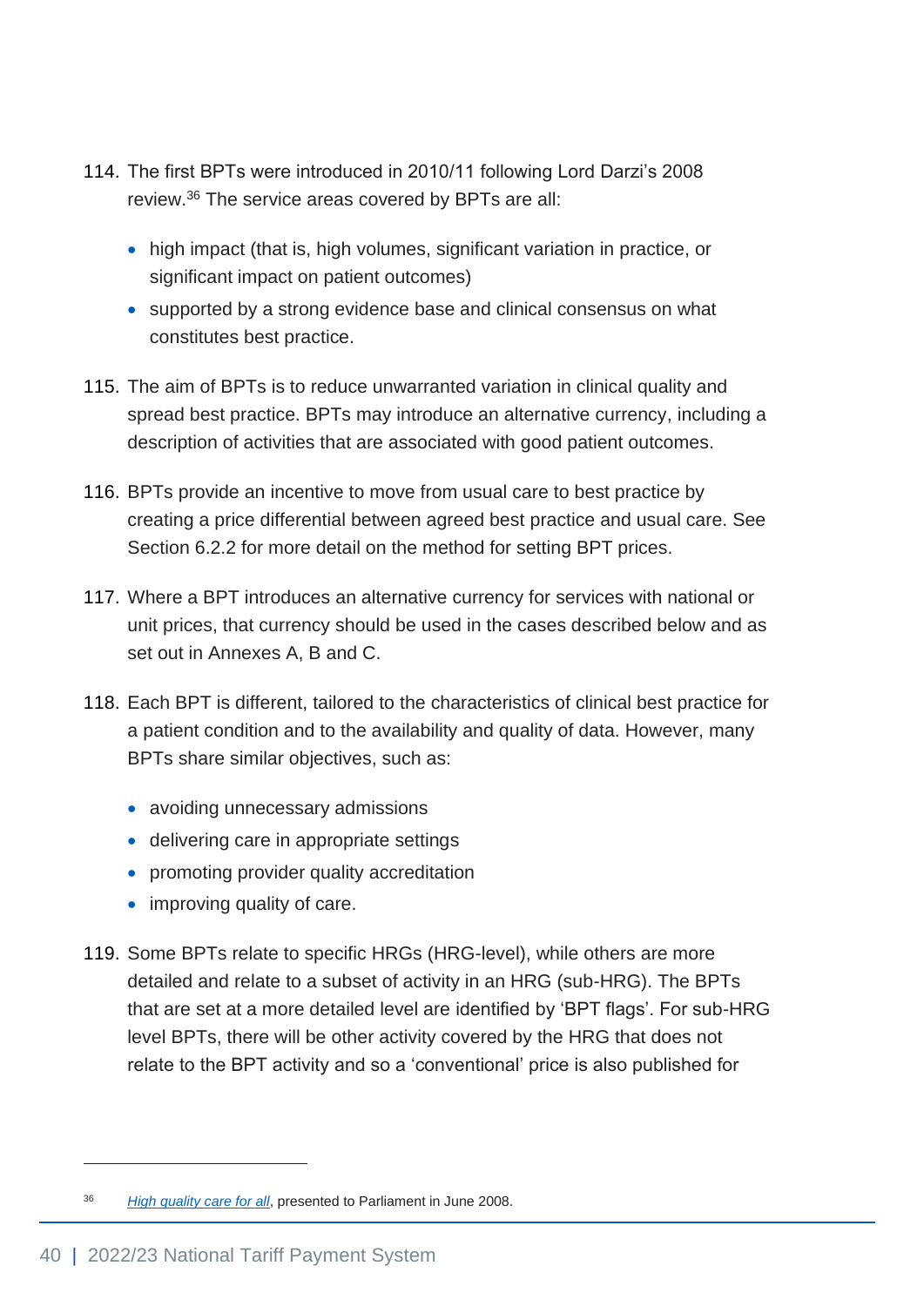114. The first BPTs were introduced in 2010/11 following Lord Darzi's 2008 review.[36] The service areas covered by BPTs are all:

   - high impact (that is, high volumes, significant variation in practice, or significant impact on patient outcomes)
   - supported by a strong evidence base and clinical consensus on what constitutes best practice.

115. The aim of BPTs is to reduce unwarranted variation in clinical quality and spread best practice. BPTs may introduce an alternative currency, including a description of activities that are associated with good patient outcomes.

116. BPTs provide an incentive to move from usual care to best practice by creating a price differential between agreed best practice and usual care. See Section 6.2.2 for more detail on the method for setting BPT prices.

117. Where a BPT introduces an alternative currency for services with national or unit prices, that currency should be used in the cases described below and as set out in Annexes A, B and C.

118. Each BPT is different, tailored to the characteristics of clinical best practice for a patient condition and to the availability and quality of data. However, many BPTs share similar objectives, such as:

   - avoiding unnecessary admissions
   - delivering care in appropriate settings
   - promoting provider quality accreditation
   - improving quality of care.

119. Some BPTs relate to specific HRGs (HRG-level), while others are more detailed and relate to a subset of activity in an HRG (sub-HRG). The BPTs that are set at a more detailed level are identified by 'BPT flags'. For sub-HRG level BPTs, there will be other activity covered by the HRG that does not relate to the BPT activity and so a 'conventional' price is also published for

---

[36] *High quality care for all*, presented to Parliament in June 2008.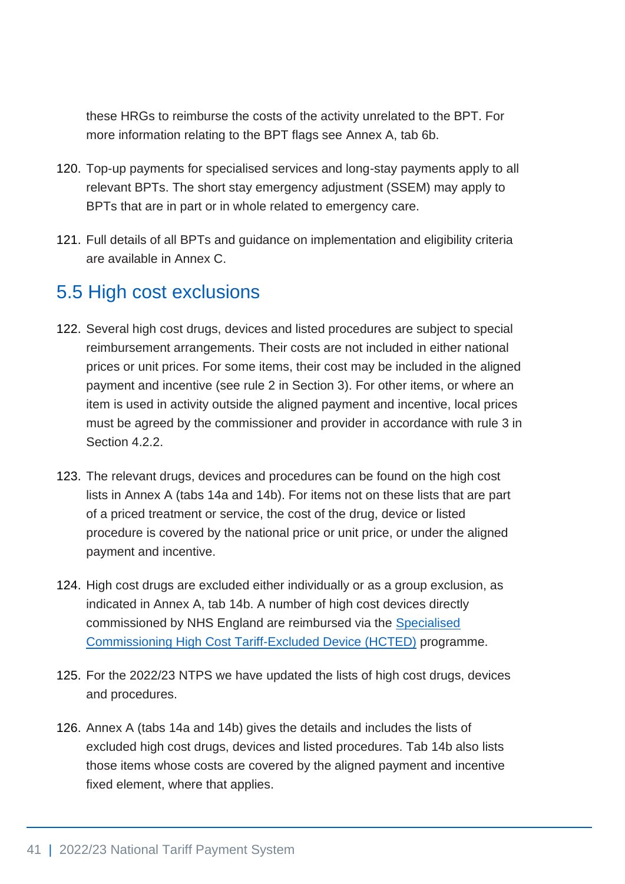these HRGs to reimburse the costs of the activity unrelated to the BPT. For more information relating to the BPT flags see Annex A, tab 6b.

120. Top-up payments for specialised services and long-stay payments apply to all relevant BPTs. The short stay emergency adjustment (SSEM) may apply to BPTs that are in part or in whole related to emergency care.

121. Full details of all BPTs and guidance on implementation and eligibility criteria are available in Annex C.

## 5.5 High cost exclusions

122. Several high cost drugs, devices and listed procedures are subject to special reimbursement arrangements. Their costs are not included in either national prices or unit prices. For some items, their cost may be included in the aligned payment and incentive (see rule 2 in Section 3). For other items, or where an item is used in activity outside the aligned payment and incentive, local prices must be agreed by the commissioner and provider in accordance with rule 3 in Section 4.2.2.

123. The relevant drugs, devices and procedures can be found on the high cost lists in Annex A (tabs 14a and 14b). For items not on these lists that are part of a priced treatment or service, the cost of the drug, device or listed procedure is covered by the national price or unit price, or under the aligned payment and incentive.

124. High cost drugs are excluded either individually or as a group exclusion, as indicated in Annex A, tab 14b. A number of high cost devices directly commissioned by NHS England are reimbursed via the Specialised Commissioning High Cost Tariff-Excluded Device (HCTED) programme.

125. For the 2022/23 NTPS we have updated the lists of high cost drugs, devices and procedures.

126. Annex A (tabs 14a and 14b) gives the details and includes the lists of excluded high cost drugs, devices and listed procedures. Tab 14b also lists those items whose costs are covered by the aligned payment and incentive fixed element, where that applies.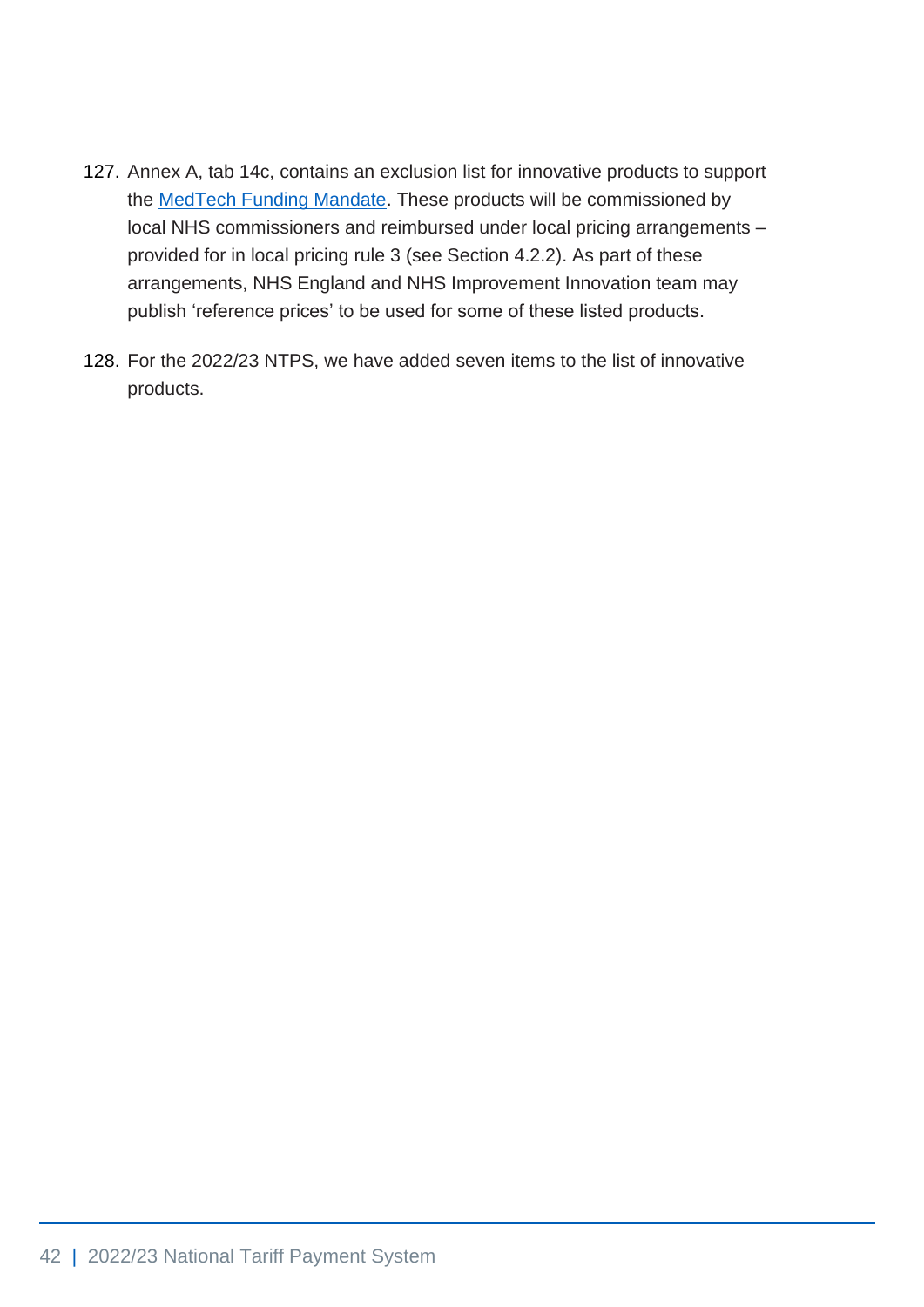127. Annex A, tab 14c, contains an exclusion list for innovative products to support the [MedTech Funding Mandate](). These products will be commissioned by local NHS commissioners and reimbursed under local pricing arrangements – provided for in local pricing rule 3 (see Section 4.2.2). As part of these arrangements, NHS England and NHS Improvement Innovation team may publish 'reference prices' to be used for some of these listed products.

128. For the 2022/23 NTPS, we have added seven items to the list of innovative products.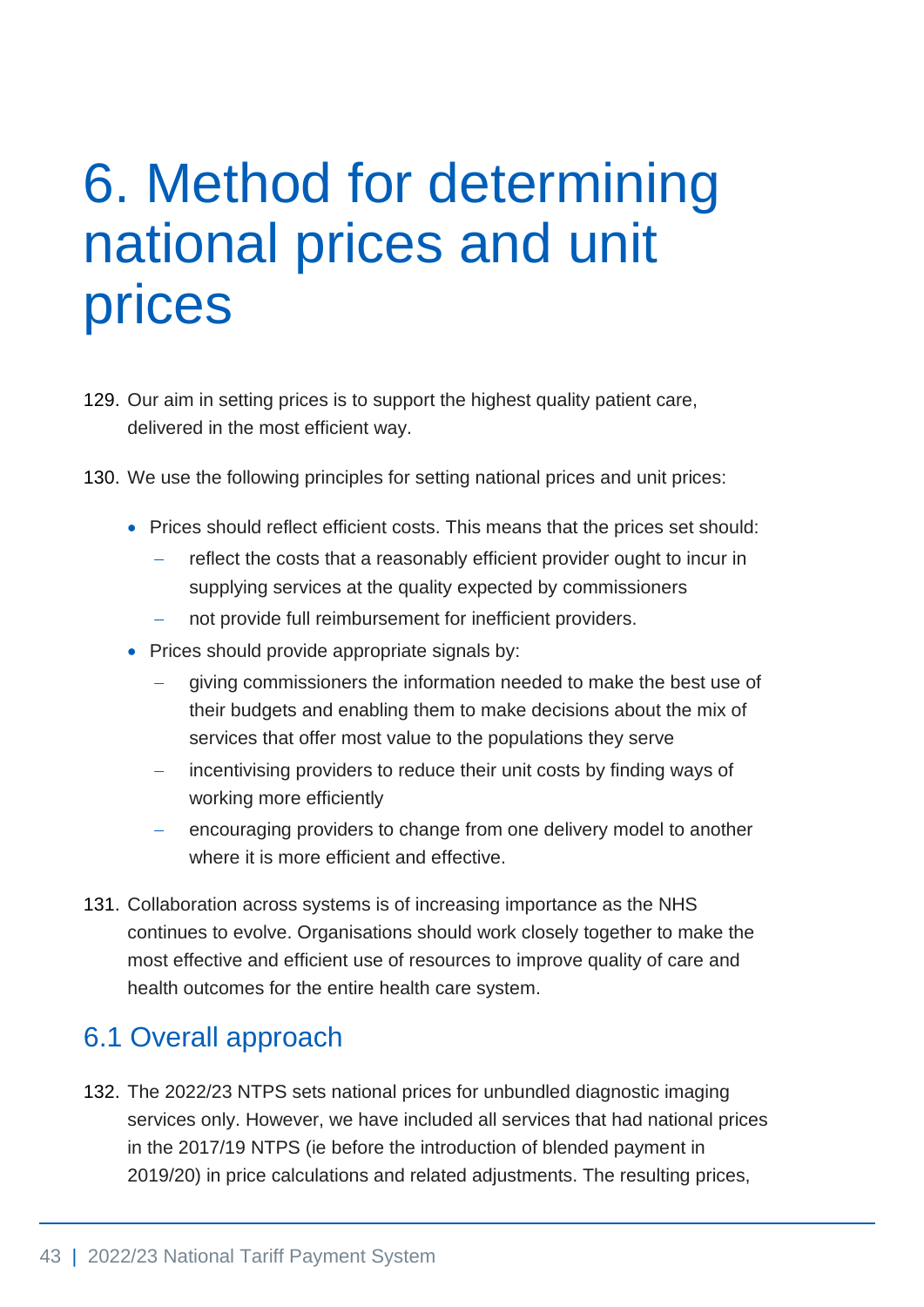# 6. Method for determining national prices and unit prices

129. Our aim in setting prices is to support the highest quality patient care, delivered in the most efficient way.

130. We use the following principles for setting national prices and unit prices:

- Prices should reflect efficient costs. This means that the prices set should:
  - reflect the costs that a reasonably efficient provider ought to incur in supplying services at the quality expected by commissioners
  - not provide full reimbursement for inefficient providers.
- Prices should provide appropriate signals by:
  - giving commissioners the information needed to make the best use of their budgets and enabling them to make decisions about the mix of services that offer most value to the populations they serve
  - incentivising providers to reduce their unit costs by finding ways of working more efficiently
  - encouraging providers to change from one delivery model to another where it is more efficient and effective.

131. Collaboration across systems is of increasing importance as the NHS continues to evolve. Organisations should work closely together to make the most effective and efficient use of resources to improve quality of care and health outcomes for the entire health care system.

## 6.1 Overall approach

132. The 2022/23 NTPS sets national prices for unbundled diagnostic imaging services only. However, we have included all services that had national prices in the 2017/19 NTPS (ie before the introduction of blended payment in 2019/20) in price calculations and related adjustments. The resulting prices,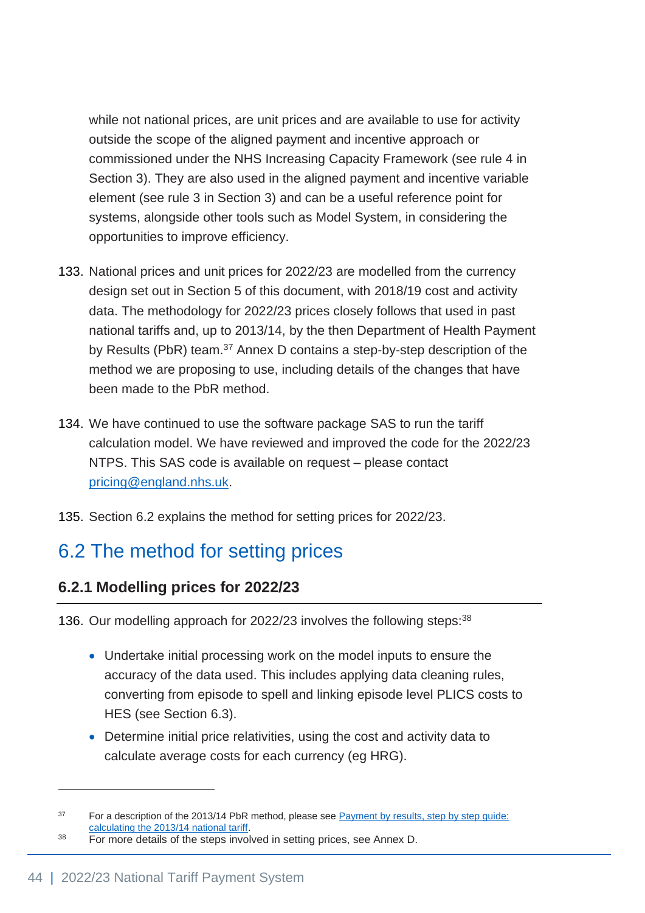while not national prices, are unit prices and are available to use for activity outside the scope of the aligned payment and incentive approach or commissioned under the NHS Increasing Capacity Framework (see rule 4 in Section 3). They are also used in the aligned payment and incentive variable element (see rule 3 in Section 3) and can be a useful reference point for systems, alongside other tools such as Model System, in considering the opportunities to improve efficiency.

133. National prices and unit prices for 2022/23 are modelled from the currency design set out in Section 5 of this document, with 2018/19 cost and activity data. The methodology for 2022/23 prices closely follows that used in past national tariffs and, up to 2013/14, by the then Department of Health Payment by Results (PbR) team.[37] Annex D contains a step-by-step description of the method we are proposing to use, including details of the changes that have been made to the PbR method.

134. We have continued to use the software package SAS to run the tariff calculation model. We have reviewed and improved the code for the 2022/23 NTPS. This SAS code is available on request – please contact pricing@england.nhs.uk.

135. Section 6.2 explains the method for setting prices for 2022/23.

## 6.2 The method for setting prices

### 6.2.1 Modelling prices for 2022/23

136. Our modelling approach for 2022/23 involves the following steps:[38]

- Undertake initial processing work on the model inputs to ensure the accuracy of the data used. This includes applying data cleaning rules, converting from episode to spell and linking episode level PLICS costs to HES (see Section 6.3).
- Determine initial price relativities, using the cost and activity data to calculate average costs for each currency (eg HRG).

[37] For a description of the 2013/14 PbR method, please see Payment by results, step by step guide: calculating the 2013/14 national tariff.

[38] For more details of the steps involved in setting prices, see Annex D.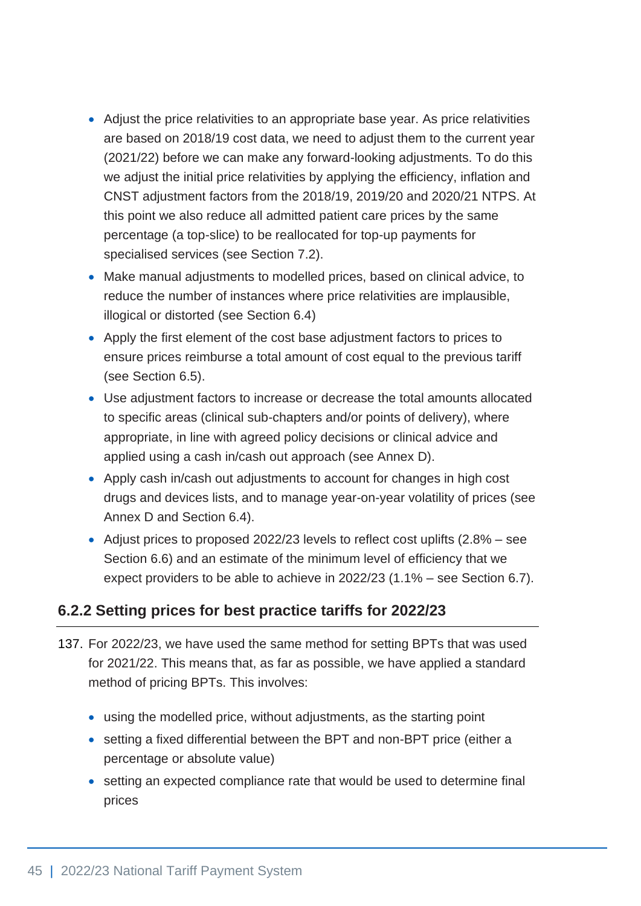- Adjust the price relativities to an appropriate base year. As price relativities are based on 2018/19 cost data, we need to adjust them to the current year (2021/22) before we can make any forward-looking adjustments. To do this we adjust the initial price relativities by applying the efficiency, inflation and CNST adjustment factors from the 2018/19, 2019/20 and 2020/21 NTPS. At this point we also reduce all admitted patient care prices by the same percentage (a top-slice) to be reallocated for top-up payments for specialised services (see Section 7.2).
- Make manual adjustments to modelled prices, based on clinical advice, to reduce the number of instances where price relativities are implausible, illogical or distorted (see Section 6.4)
- Apply the first element of the cost base adjustment factors to prices to ensure prices reimburse a total amount of cost equal to the previous tariff (see Section 6.5).
- Use adjustment factors to increase or decrease the total amounts allocated to specific areas (clinical sub-chapters and/or points of delivery), where appropriate, in line with agreed policy decisions or clinical advice and applied using a cash in/cash out approach (see Annex D).
- Apply cash in/cash out adjustments to account for changes in high cost drugs and devices lists, and to manage year-on-year volatility of prices (see Annex D and Section 6.4).
- Adjust prices to proposed 2022/23 levels to reflect cost uplifts (2.8% – see Section 6.6) and an estimate of the minimum level of efficiency that we expect providers to be able to achieve in 2022/23 (1.1% – see Section 6.7).

### 6.2.2 Setting prices for best practice tariffs for 2022/23

137. For 2022/23, we have used the same method for setting BPTs that was used for 2021/22. This means that, as far as possible, we have applied a standard method of pricing BPTs. This involves:

- using the modelled price, without adjustments, as the starting point
- setting a fixed differential between the BPT and non-BPT price (either a percentage or absolute value)
- setting an expected compliance rate that would be used to determine final prices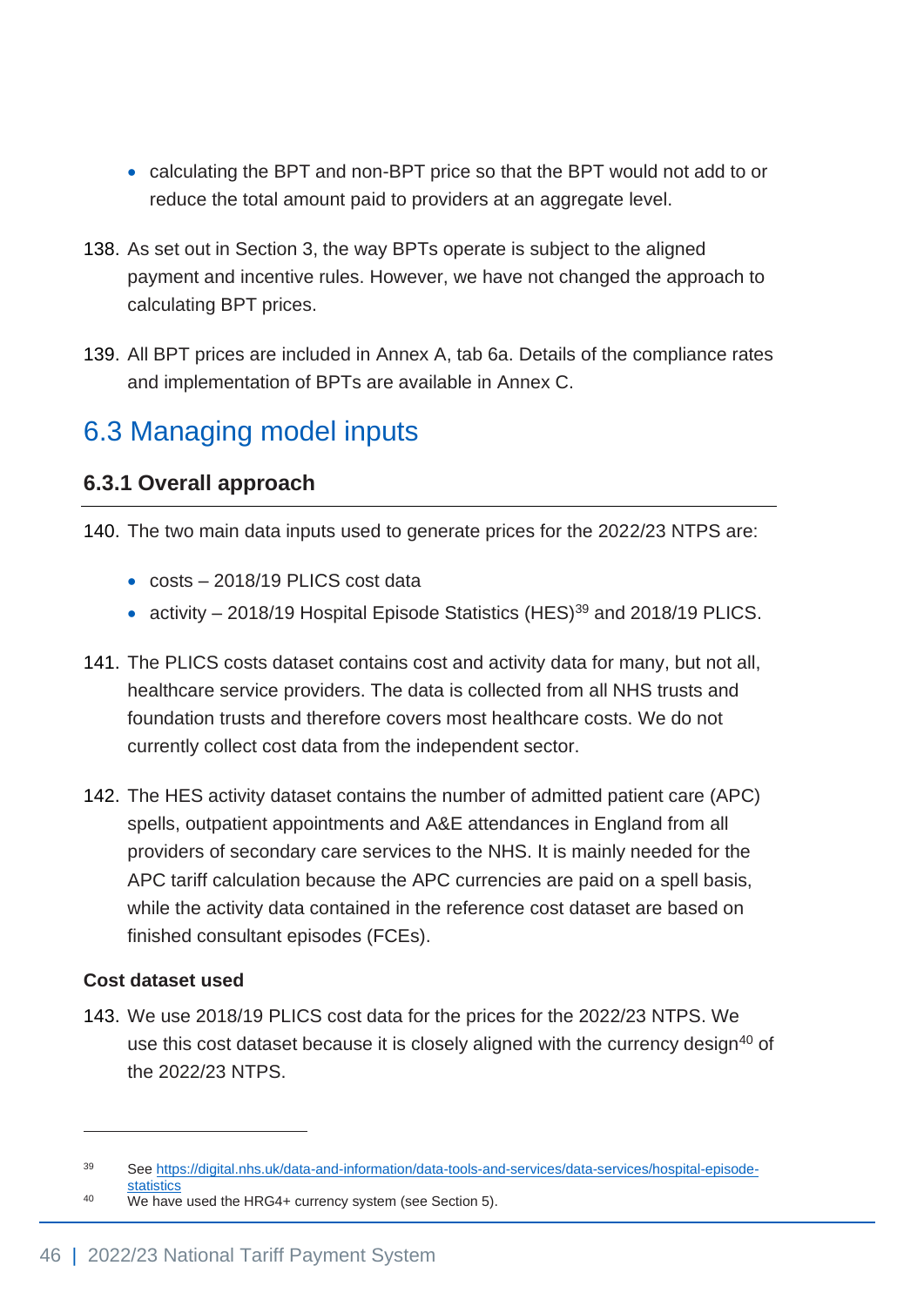- calculating the BPT and non-BPT price so that the BPT would not add to or reduce the total amount paid to providers at an aggregate level.

138. As set out in Section 3, the way BPTs operate is subject to the aligned payment and incentive rules. However, we have not changed the approach to calculating BPT prices.

139. All BPT prices are included in Annex A, tab 6a. Details of the compliance rates and implementation of BPTs are available in Annex C.

## 6.3 Managing model inputs

### 6.3.1 Overall approach

140. The two main data inputs used to generate prices for the 2022/23 NTPS are:

- costs – 2018/19 PLICS cost data
- activity – 2018/19 Hospital Episode Statistics (HES)[39] and 2018/19 PLICS.

141. The PLICS costs dataset contains cost and activity data for many, but not all, healthcare service providers. The data is collected from all NHS trusts and foundation trusts and therefore covers most healthcare costs. We do not currently collect cost data from the independent sector.

142. The HES activity dataset contains the number of admitted patient care (APC) spells, outpatient appointments and A&E attendances in England from all providers of secondary care services to the NHS. It is mainly needed for the APC tariff calculation because the APC currencies are paid on a spell basis, while the activity data contained in the reference cost dataset are based on finished consultant episodes (FCEs).

**Cost dataset used**

143. We use 2018/19 PLICS cost data for the prices for the 2022/23 NTPS. We use this cost dataset because it is closely aligned with the currency design[40] of the 2022/23 NTPS.

---

[39] See https://digital.nhs.uk/data-and-information/data-tools-and-services/data-services/hospital-episode-statistics

[40] We have used the HRG4+ currency system (see Section 5).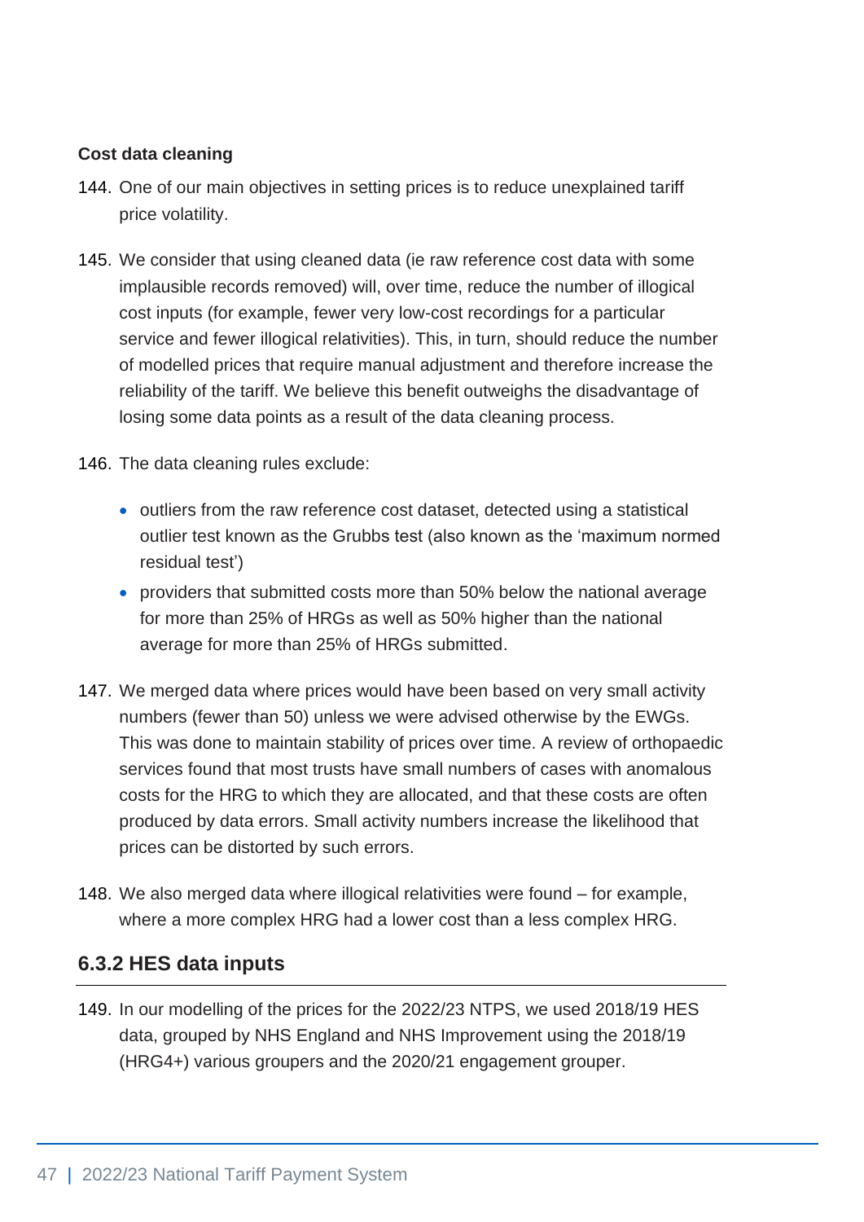**Cost data cleaning**

144. One of our main objectives in setting prices is to reduce unexplained tariff price volatility.

145. We consider that using cleaned data (ie raw reference cost data with some implausible records removed) will, over time, reduce the number of illogical cost inputs (for example, fewer very low-cost recordings for a particular service and fewer illogical relativities). This, in turn, should reduce the number of modelled prices that require manual adjustment and therefore increase the reliability of the tariff. We believe this benefit outweighs the disadvantage of losing some data points as a result of the data cleaning process.

146. The data cleaning rules exclude:

    - outliers from the raw reference cost dataset, detected using a statistical outlier test known as the Grubbs test (also known as the 'maximum normed residual test')
    - providers that submitted costs more than 50% below the national average for more than 25% of HRGs as well as 50% higher than the national average for more than 25% of HRGs submitted.

147. We merged data where prices would have been based on very small activity numbers (fewer than 50) unless we were advised otherwise by the EWGs. This was done to maintain stability of prices over time. A review of orthopaedic services found that most trusts have small numbers of cases with anomalous costs for the HRG to which they are allocated, and that these costs are often produced by data errors. Small activity numbers increase the likelihood that prices can be distorted by such errors.

148. We also merged data where illogical relativities were found – for example, where a more complex HRG had a lower cost than a less complex HRG.

### 6.3.2 HES data inputs

149. In our modelling of the prices for the 2022/23 NTPS, we used 2018/19 HES data, grouped by NHS England and NHS Improvement using the 2018/19 (HRG4+) various groupers and the 2020/21 engagement grouper.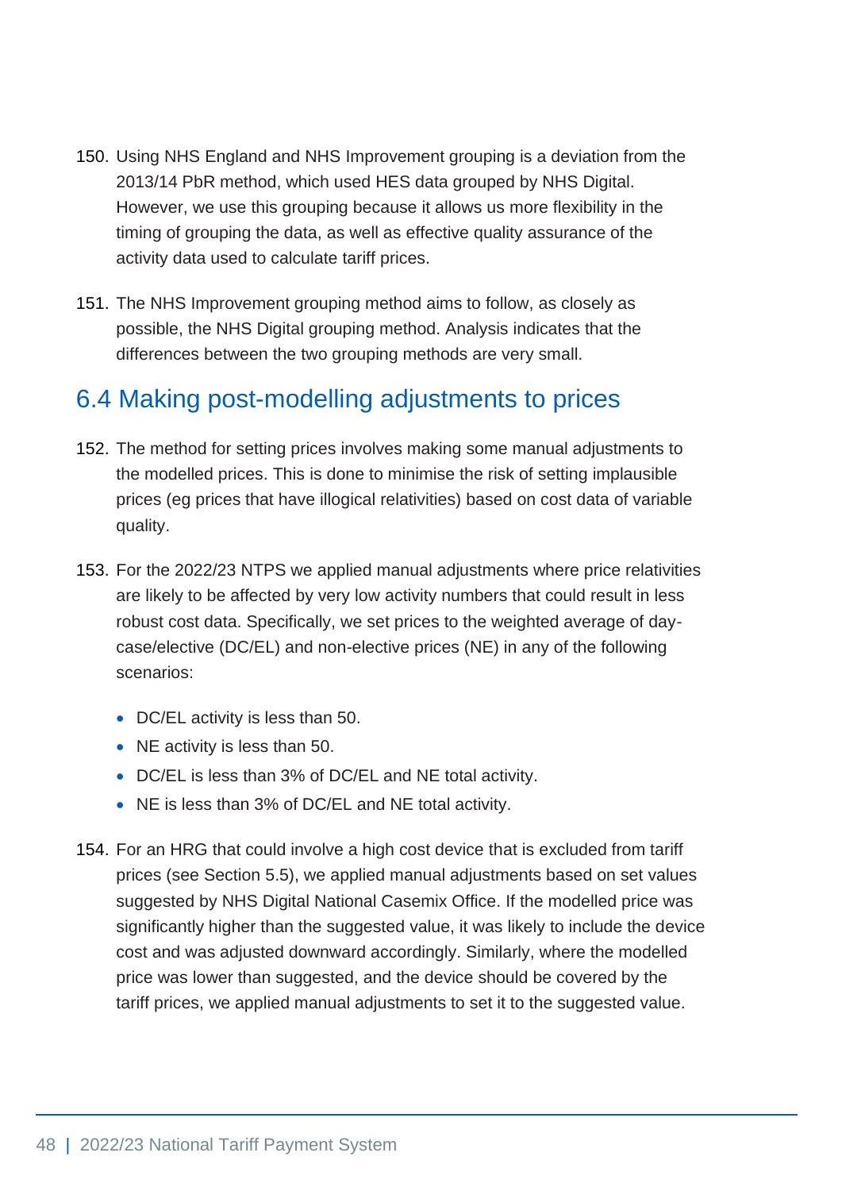150. Using NHS England and NHS Improvement grouping is a deviation from the 2013/14 PbR method, which used HES data grouped by NHS Digital. However, we use this grouping because it allows us more flexibility in the timing of grouping the data, as well as effective quality assurance of the activity data used to calculate tariff prices.

151. The NHS Improvement grouping method aims to follow, as closely as possible, the NHS Digital grouping method. Analysis indicates that the differences between the two grouping methods are very small.

## 6.4 Making post-modelling adjustments to prices

152. The method for setting prices involves making some manual adjustments to the modelled prices. This is done to minimise the risk of setting implausible prices (eg prices that have illogical relativities) based on cost data of variable quality.

153. For the 2022/23 NTPS we applied manual adjustments where price relativities are likely to be affected by very low activity numbers that could result in less robust cost data. Specifically, we set prices to the weighted average of day-case/elective (DC/EL) and non-elective prices (NE) in any of the following scenarios:

    - DC/EL activity is less than 50.
    - NE activity is less than 50.
    - DC/EL is less than 3% of DC/EL and NE total activity.
    - NE is less than 3% of DC/EL and NE total activity.

154. For an HRG that could involve a high cost device that is excluded from tariff prices (see Section 5.5), we applied manual adjustments based on set values suggested by NHS Digital National Casemix Office. If the modelled price was significantly higher than the suggested value, it was likely to include the device cost and was adjusted downward accordingly. Similarly, where the modelled price was lower than suggested, and the device should be covered by the tariff prices, we applied manual adjustments to set it to the suggested value.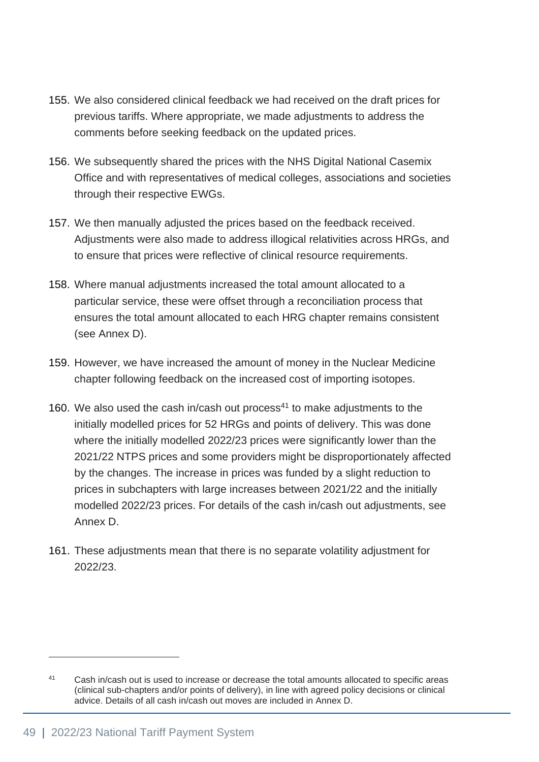155. We also considered clinical feedback we had received on the draft prices for previous tariffs. Where appropriate, we made adjustments to address the comments before seeking feedback on the updated prices.

156. We subsequently shared the prices with the NHS Digital National Casemix Office and with representatives of medical colleges, associations and societies through their respective EWGs.

157. We then manually adjusted the prices based on the feedback received. Adjustments were also made to address illogical relativities across HRGs, and to ensure that prices were reflective of clinical resource requirements.

158. Where manual adjustments increased the total amount allocated to a particular service, these were offset through a reconciliation process that ensures the total amount allocated to each HRG chapter remains consistent (see Annex D).

159. However, we have increased the amount of money in the Nuclear Medicine chapter following feedback on the increased cost of importing isotopes.

160. We also used the cash in/cash out process[41] to make adjustments to the initially modelled prices for 52 HRGs and points of delivery. This was done where the initially modelled 2022/23 prices were significantly lower than the 2021/22 NTPS prices and some providers might be disproportionately affected by the changes. The increase in prices was funded by a slight reduction to prices in subchapters with large increases between 2021/22 and the initially modelled 2022/23 prices. For details of the cash in/cash out adjustments, see Annex D.

161. These adjustments mean that there is no separate volatility adjustment for 2022/23.

---

[41] Cash in/cash out is used to increase or decrease the total amounts allocated to specific areas (clinical sub-chapters and/or points of delivery), in line with agreed policy decisions or clinical advice. Details of all cash in/cash out moves are included in Annex D.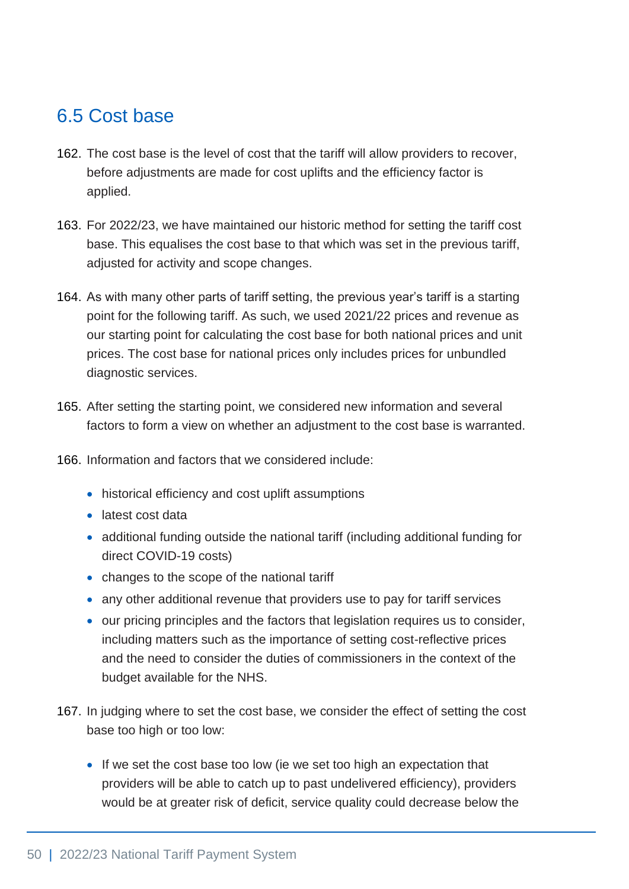## 6.5 Cost base

162. The cost base is the level of cost that the tariff will allow providers to recover, before adjustments are made for cost uplifts and the efficiency factor is applied.

163. For 2022/23, we have maintained our historic method for setting the tariff cost base. This equalises the cost base to that which was set in the previous tariff, adjusted for activity and scope changes.

164. As with many other parts of tariff setting, the previous year's tariff is a starting point for the following tariff. As such, we used 2021/22 prices and revenue as our starting point for calculating the cost base for both national prices and unit prices. The cost base for national prices only includes prices for unbundled diagnostic services.

165. After setting the starting point, we considered new information and several factors to form a view on whether an adjustment to the cost base is warranted.

166. Information and factors that we considered include:

    - historical efficiency and cost uplift assumptions
    - latest cost data
    - additional funding outside the national tariff (including additional funding for direct COVID-19 costs)
    - changes to the scope of the national tariff
    - any other additional revenue that providers use to pay for tariff services
    - our pricing principles and the factors that legislation requires us to consider, including matters such as the importance of setting cost-reflective prices and the need to consider the duties of commissioners in the context of the budget available for the NHS.

167. In judging where to set the cost base, we consider the effect of setting the cost base too high or too low:

    - If we set the cost base too low (ie we set too high an expectation that providers will be able to catch up to past undelivered efficiency), providers would be at greater risk of deficit, service quality could decrease below the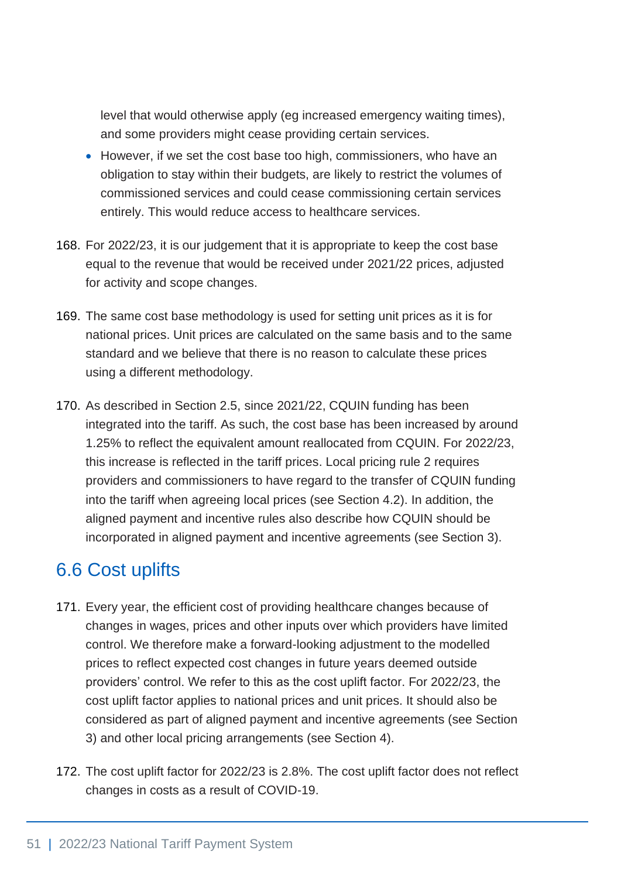level that would otherwise apply (eg increased emergency waiting times), and some providers might cease providing certain services.

- However, if we set the cost base too high, commissioners, who have an obligation to stay within their budgets, are likely to restrict the volumes of commissioned services and could cease commissioning certain services entirely. This would reduce access to healthcare services.

168. For 2022/23, it is our judgement that it is appropriate to keep the cost base equal to the revenue that would be received under 2021/22 prices, adjusted for activity and scope changes.

169. The same cost base methodology is used for setting unit prices as it is for national prices. Unit prices are calculated on the same basis and to the same standard and we believe that there is no reason to calculate these prices using a different methodology.

170. As described in Section 2.5, since 2021/22, CQUIN funding has been integrated into the tariff. As such, the cost base has been increased by around 1.25% to reflect the equivalent amount reallocated from CQUIN. For 2022/23, this increase is reflected in the tariff prices. Local pricing rule 2 requires providers and commissioners to have regard to the transfer of CQUIN funding into the tariff when agreeing local prices (see Section 4.2). In addition, the aligned payment and incentive rules also describe how CQUIN should be incorporated in aligned payment and incentive agreements (see Section 3).

## 6.6 Cost uplifts

171. Every year, the efficient cost of providing healthcare changes because of changes in wages, prices and other inputs over which providers have limited control. We therefore make a forward-looking adjustment to the modelled prices to reflect expected cost changes in future years deemed outside providers' control. We refer to this as the cost uplift factor. For 2022/23, the cost uplift factor applies to national prices and unit prices. It should also be considered as part of aligned payment and incentive agreements (see Section 3) and other local pricing arrangements (see Section 4).

172. The cost uplift factor for 2022/23 is 2.8%. The cost uplift factor does not reflect changes in costs as a result of COVID-19.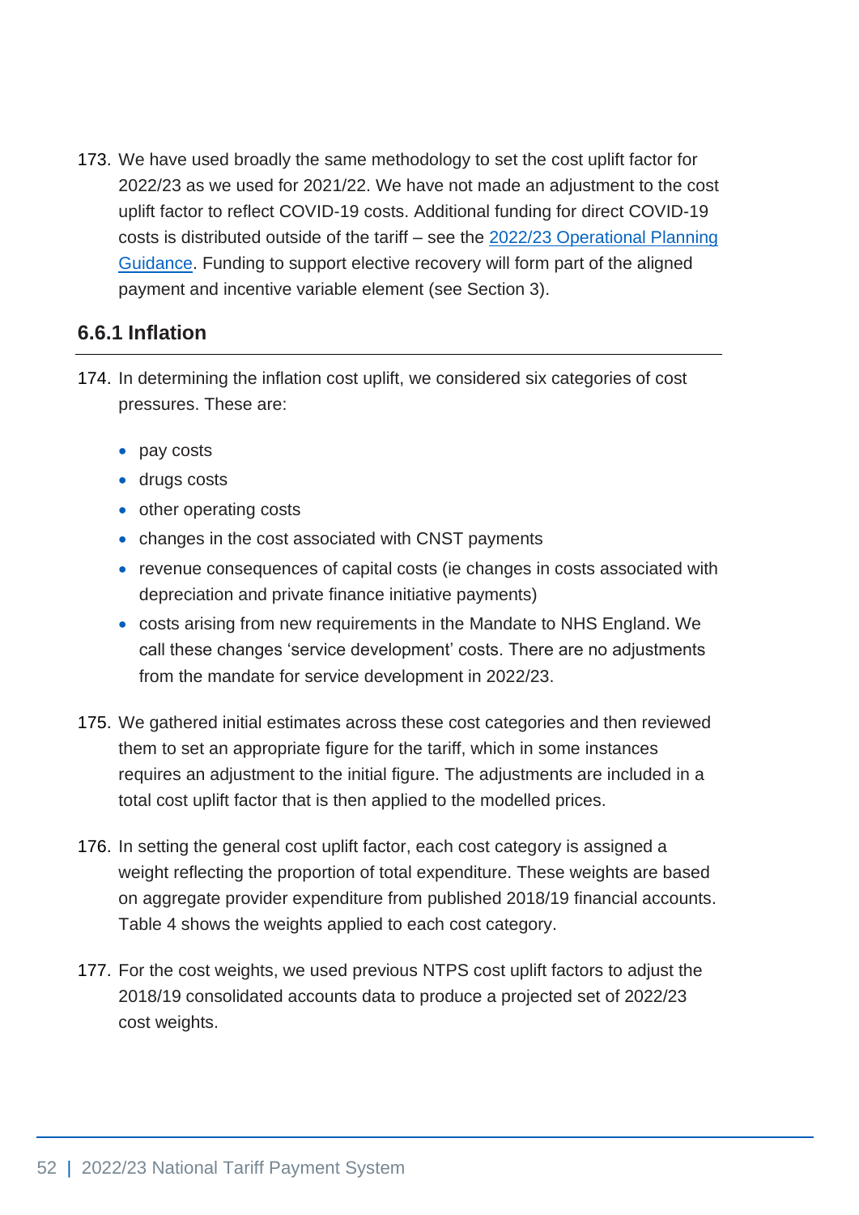173. We have used broadly the same methodology to set the cost uplift factor for 2022/23 as we used for 2021/22. We have not made an adjustment to the cost uplift factor to reflect COVID-19 costs. Additional funding for direct COVID-19 costs is distributed outside of the tariff – see the [2022/23 Operational Planning Guidance](). Funding to support elective recovery will form part of the aligned payment and incentive variable element (see Section 3).

### 6.6.1 Inflation

174. In determining the inflation cost uplift, we considered six categories of cost pressures. These are:

- pay costs
- drugs costs
- other operating costs
- changes in the cost associated with CNST payments
- revenue consequences of capital costs (ie changes in costs associated with depreciation and private finance initiative payments)
- costs arising from new requirements in the Mandate to NHS England. We call these changes 'service development' costs. There are no adjustments from the mandate for service development in 2022/23.

175. We gathered initial estimates across these cost categories and then reviewed them to set an appropriate figure for the tariff, which in some instances requires an adjustment to the initial figure. The adjustments are included in a total cost uplift factor that is then applied to the modelled prices.

176. In setting the general cost uplift factor, each cost category is assigned a weight reflecting the proportion of total expenditure. These weights are based on aggregate provider expenditure from published 2018/19 financial accounts. Table 4 shows the weights applied to each cost category.

177. For the cost weights, we used previous NTPS cost uplift factors to adjust the 2018/19 consolidated accounts data to produce a projected set of 2022/23 cost weights.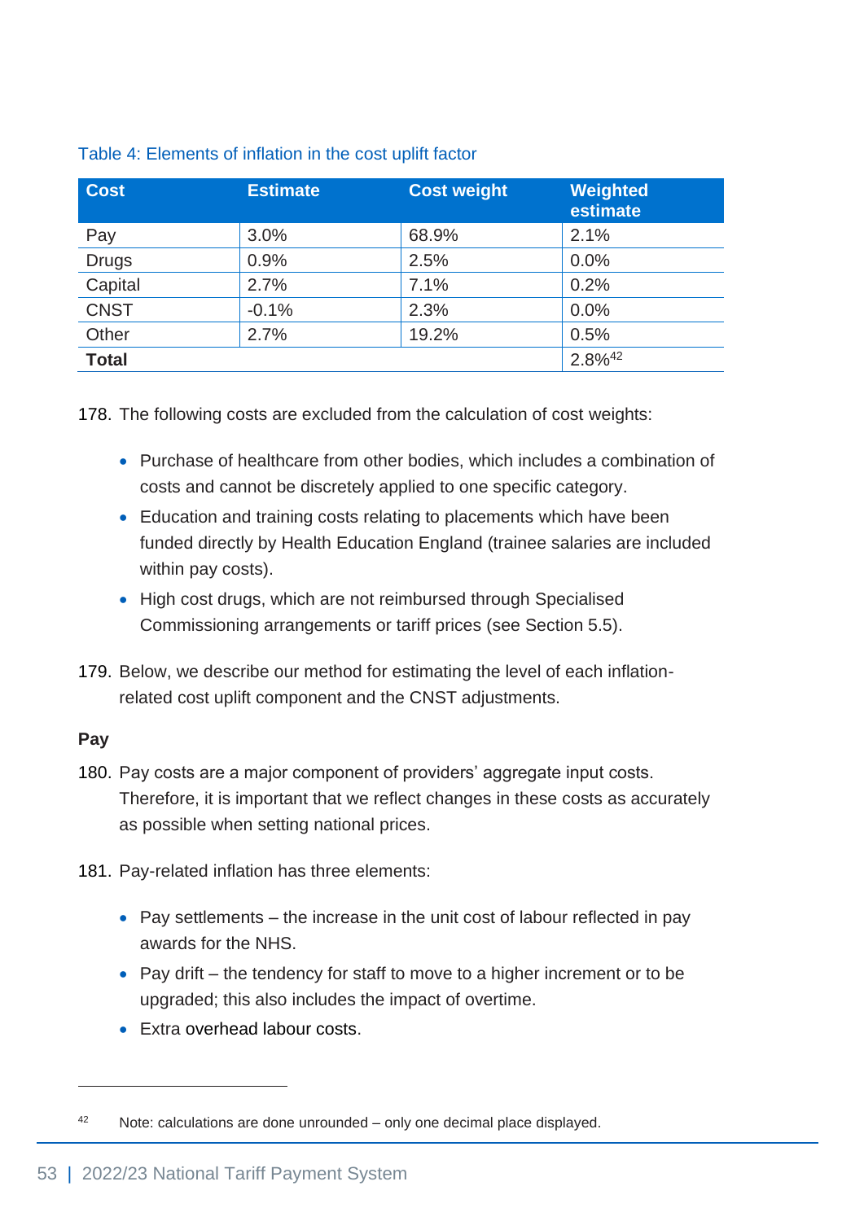Table 4: Elements of inflation in the cost uplift factor

| Cost | Estimate | Cost weight | Weighted estimate |
|---|---|---|---|
| Pay | 3.0% | 68.9% | 2.1% |
| Drugs | 0.9% | 2.5% | 0.0% |
| Capital | 2.7% | 7.1% | 0.2% |
| CNST | -0.1% | 2.3% | 0.0% |
| Other | 2.7% | 19.2% | 0.5% |
| **Total** | | | 2.8%[42] |

178. The following costs are excluded from the calculation of cost weights:

- Purchase of healthcare from other bodies, which includes a combination of costs and cannot be discretely applied to one specific category.
- Education and training costs relating to placements which have been funded directly by Health Education England (trainee salaries are included within pay costs).
- High cost drugs, which are not reimbursed through Specialised Commissioning arrangements or tariff prices (see Section 5.5).

179. Below, we describe our method for estimating the level of each inflation-related cost uplift component and the CNST adjustments.

**Pay**

180. Pay costs are a major component of providers' aggregate input costs. Therefore, it is important that we reflect changes in these costs as accurately as possible when setting national prices.

181. Pay-related inflation has three elements:

- Pay settlements – the increase in the unit cost of labour reflected in pay awards for the NHS.
- Pay drift – the tendency for staff to move to a higher increment or to be upgraded; this also includes the impact of overtime.
- Extra overhead labour costs.

---

[42] Note: calculations are done unrounded – only one decimal place displayed.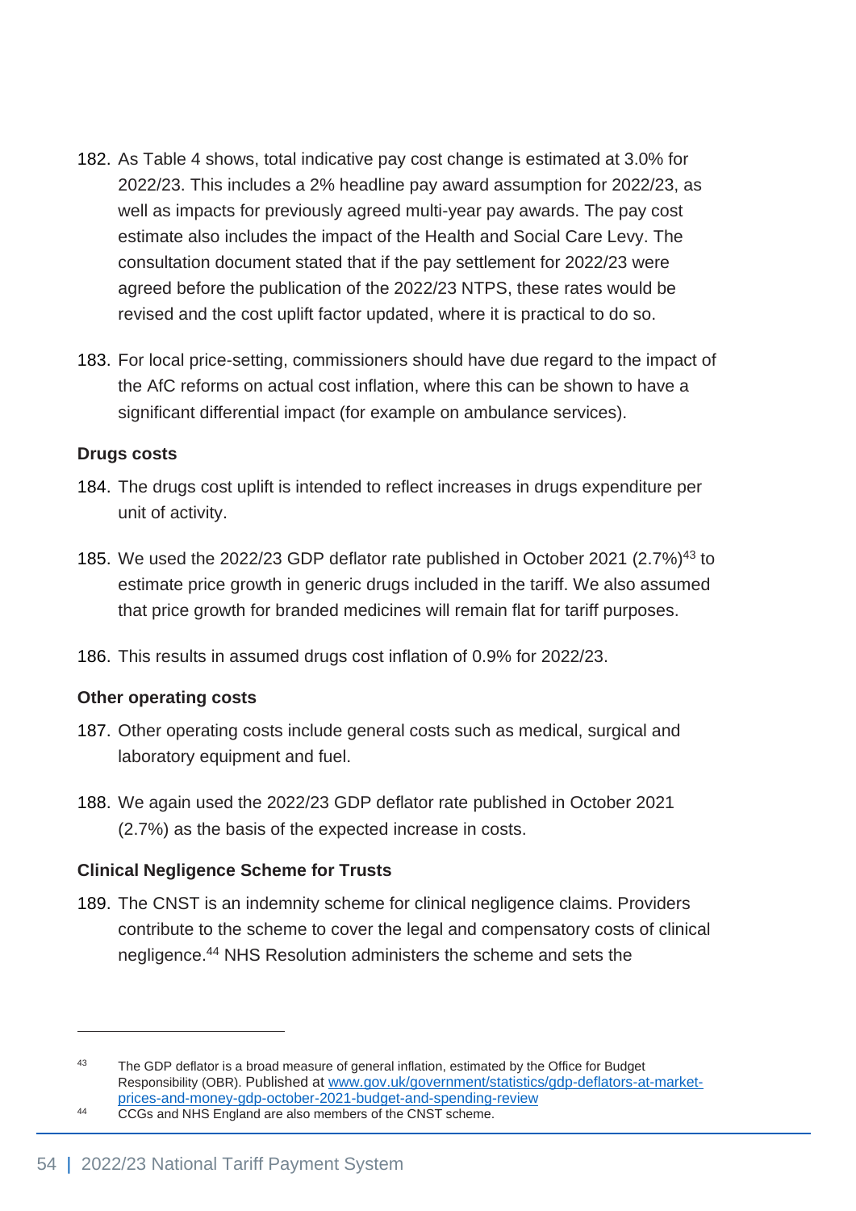182. As Table 4 shows, total indicative pay cost change is estimated at 3.0% for 2022/23. This includes a 2% headline pay award assumption for 2022/23, as well as impacts for previously agreed multi-year pay awards. The pay cost estimate also includes the impact of the Health and Social Care Levy. The consultation document stated that if the pay settlement for 2022/23 were agreed before the publication of the 2022/23 NTPS, these rates would be revised and the cost uplift factor updated, where it is practical to do so.

183. For local price-setting, commissioners should have due regard to the impact of the AfC reforms on actual cost inflation, where this can be shown to have a significant differential impact (for example on ambulance services).

**Drugs costs**

184. The drugs cost uplift is intended to reflect increases in drugs expenditure per unit of activity.

185. We used the 2022/23 GDP deflator rate published in October 2021 (2.7%)[43] to estimate price growth in generic drugs included in the tariff. We also assumed that price growth for branded medicines will remain flat for tariff purposes.

186. This results in assumed drugs cost inflation of 0.9% for 2022/23.

**Other operating costs**

187. Other operating costs include general costs such as medical, surgical and laboratory equipment and fuel.

188. We again used the 2022/23 GDP deflator rate published in October 2021 (2.7%) as the basis of the expected increase in costs.

**Clinical Negligence Scheme for Trusts**

189. The CNST is an indemnity scheme for clinical negligence claims. Providers contribute to the scheme to cover the legal and compensatory costs of clinical negligence.[44] NHS Resolution administers the scheme and sets the

---

[43] The GDP deflator is a broad measure of general inflation, estimated by the Office for Budget Responsibility (OBR). Published at [www.gov.uk/government/statistics/gdp-deflators-at-market-prices-and-money-gdp-october-2021-budget-and-spending-review](www.gov.uk/government/statistics/gdp-deflators-at-market-prices-and-money-gdp-october-2021-budget-and-spending-review)

[44] CCGs and NHS England are also members of the CNST scheme.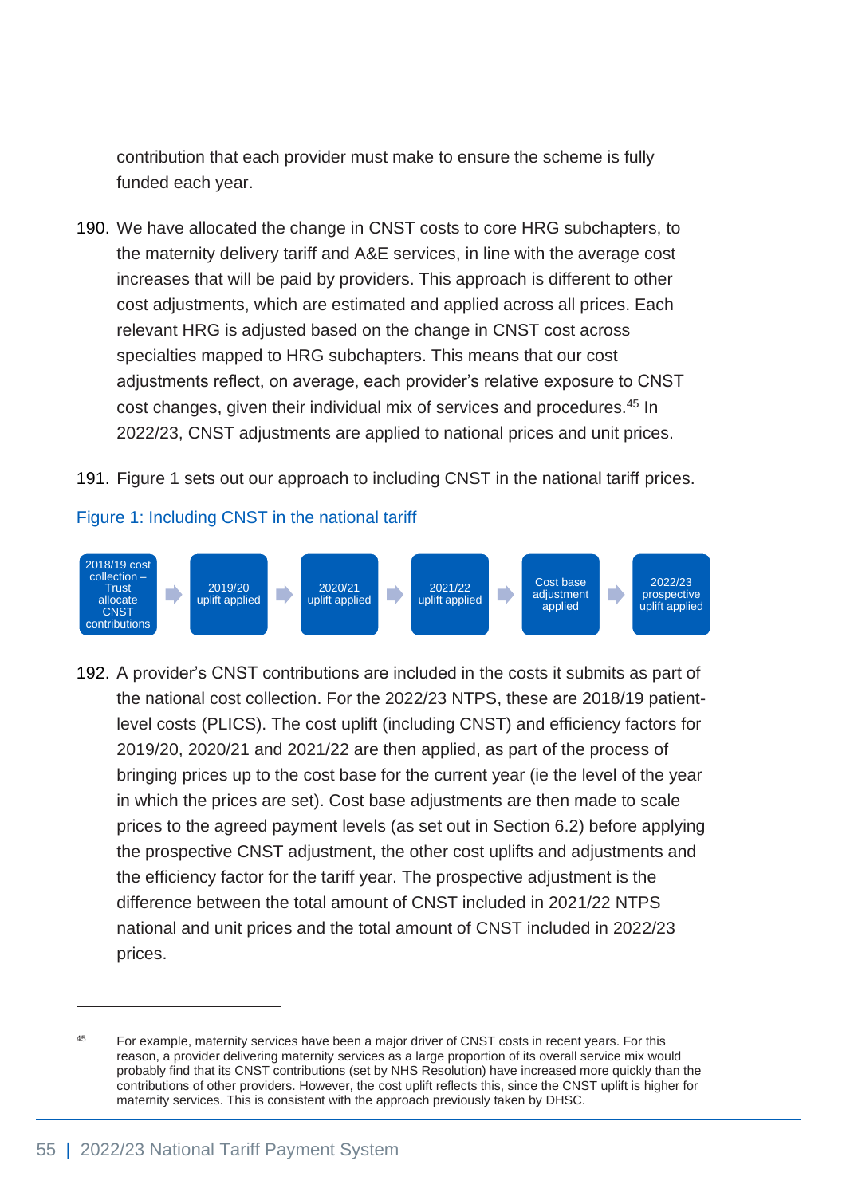contribution that each provider must make to ensure the scheme is fully funded each year.

190. We have allocated the change in CNST costs to core HRG subchapters, to the maternity delivery tariff and A&E services, in line with the average cost increases that will be paid by providers. This approach is different to other cost adjustments, which are estimated and applied across all prices. Each relevant HRG is adjusted based on the change in CNST cost across specialties mapped to HRG subchapters. This means that our cost adjustments reflect, on average, each provider's relative exposure to CNST cost changes, given their individual mix of services and procedures.[45] In 2022/23, CNST adjustments are applied to national prices and unit prices.

191. Figure 1 sets out our approach to including CNST in the national tariff prices.

Figure 1: Including CNST in the national tariff

2018/19 cost collection – Trust allocate CNST contributions → 2019/20 uplift applied → 2020/21 uplift applied → 2021/22 uplift applied → Cost base adjustment applied → 2022/23 prospective uplift applied

192. A provider's CNST contributions are included in the costs it submits as part of the national cost collection. For the 2022/23 NTPS, these are 2018/19 patient-level costs (PLICS). The cost uplift (including CNST) and efficiency factors for 2019/20, 2020/21 and 2021/22 are then applied, as part of the process of bringing prices up to the cost base for the current year (ie the level of the year in which the prices are set). Cost base adjustments are then made to scale prices to the agreed payment levels (as set out in Section 6.2) before applying the prospective CNST adjustment, the other cost uplifts and adjustments and the efficiency factor for the tariff year. The prospective adjustment is the difference between the total amount of CNST included in 2021/22 NTPS national and unit prices and the total amount of CNST included in 2022/23 prices.

[45] For example, maternity services have been a major driver of CNST costs in recent years. For this reason, a provider delivering maternity services as a large proportion of its overall service mix would probably find that its CNST contributions (set by NHS Resolution) have increased more quickly than the contributions of other providers. However, the cost uplift reflects this, since the CNST uplift is higher for maternity services. This is consistent with the approach previously taken by DHSC.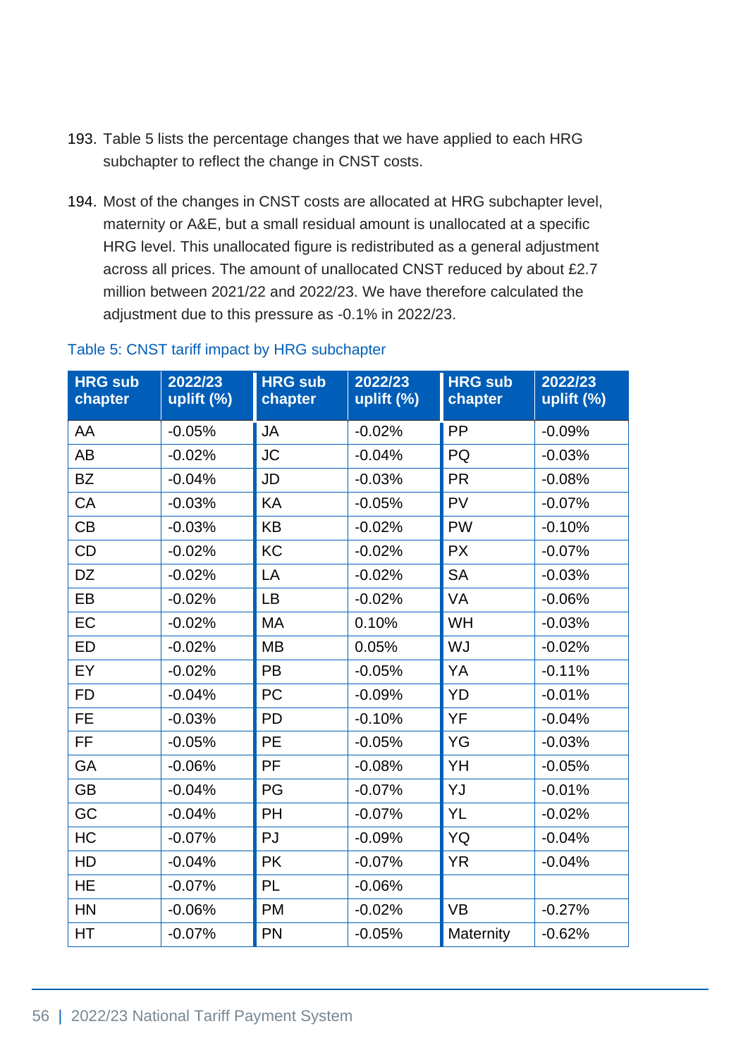193. Table 5 lists the percentage changes that we have applied to each HRG subchapter to reflect the change in CNST costs.

194. Most of the changes in CNST costs are allocated at HRG subchapter level, maternity or A&E, but a small residual amount is unallocated at a specific HRG level. This unallocated figure is redistributed as a general adjustment across all prices. The amount of unallocated CNST reduced by about £2.7 million between 2021/22 and 2022/23. We have therefore calculated the adjustment due to this pressure as -0.1% in 2022/23.

Table 5: CNST tariff impact by HRG subchapter

| HRG sub chapter | 2022/23 uplift (%) | HRG sub chapter | 2022/23 uplift (%) | HRG sub chapter | 2022/23 uplift (%) |
|---|---|---|---|---|---|
| AA | -0.05% | JA | -0.02% | PP | -0.09% |
| AB | -0.02% | JC | -0.04% | PQ | -0.03% |
| BZ | -0.04% | JD | -0.03% | PR | -0.08% |
| CA | -0.03% | KA | -0.05% | PV | -0.07% |
| CB | -0.03% | KB | -0.02% | PW | -0.10% |
| CD | -0.02% | KC | -0.02% | PX | -0.07% |
| DZ | -0.02% | LA | -0.02% | SA | -0.03% |
| EB | -0.02% | LB | -0.02% | VA | -0.06% |
| EC | -0.02% | MA | 0.10% | WH | -0.03% |
| ED | -0.02% | MB | 0.05% | WJ | -0.02% |
| EY | -0.02% | PB | -0.05% | YA | -0.11% |
| FD | -0.04% | PC | -0.09% | YD | -0.01% |
| FE | -0.03% | PD | -0.10% | YF | -0.04% |
| FF | -0.05% | PE | -0.05% | YG | -0.03% |
| GA | -0.06% | PF | -0.08% | YH | -0.05% |
| GB | -0.04% | PG | -0.07% | YJ | -0.01% |
| GC | -0.04% | PH | -0.07% | YL | -0.02% |
| HC | -0.07% | PJ | -0.09% | YQ | -0.04% |
| HD | -0.04% | PK | -0.07% | YR | -0.04% |
| HE | -0.07% | PL | -0.06% | | |
| HN | -0.06% | PM | -0.02% | VB | -0.27% |
| HT | -0.07% | PN | -0.05% | Maternity | -0.62% |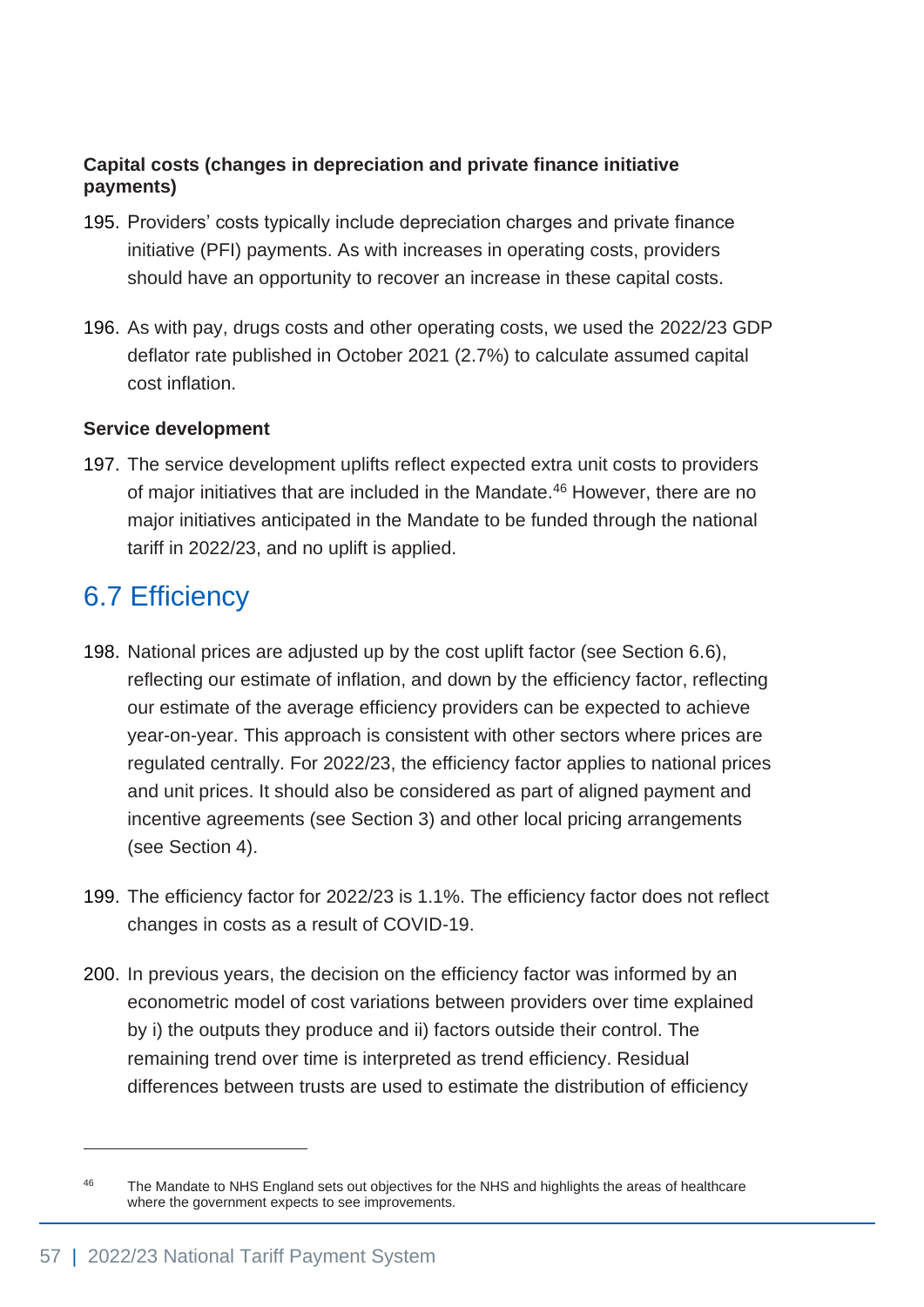**Capital costs (changes in depreciation and private finance initiative payments)**

195. Providers' costs typically include depreciation charges and private finance initiative (PFI) payments. As with increases in operating costs, providers should have an opportunity to recover an increase in these capital costs.

196. As with pay, drugs costs and other operating costs, we used the 2022/23 GDP deflator rate published in October 2021 (2.7%) to calculate assumed capital cost inflation.

**Service development**

197. The service development uplifts reflect expected extra unit costs to providers of major initiatives that are included in the Mandate.[46] However, there are no major initiatives anticipated in the Mandate to be funded through the national tariff in 2022/23, and no uplift is applied.

## 6.7 Efficiency

198. National prices are adjusted up by the cost uplift factor (see Section 6.6), reflecting our estimate of inflation, and down by the efficiency factor, reflecting our estimate of the average efficiency providers can be expected to achieve year-on-year. This approach is consistent with other sectors where prices are regulated centrally. For 2022/23, the efficiency factor applies to national prices and unit prices. It should also be considered as part of aligned payment and incentive agreements (see Section 3) and other local pricing arrangements (see Section 4).

199. The efficiency factor for 2022/23 is 1.1%. The efficiency factor does not reflect changes in costs as a result of COVID-19.

200. In previous years, the decision on the efficiency factor was informed by an econometric model of cost variations between providers over time explained by i) the outputs they produce and ii) factors outside their control. The remaining trend over time is interpreted as trend efficiency. Residual differences between trusts are used to estimate the distribution of efficiency

---

[46] The Mandate to NHS England sets out objectives for the NHS and highlights the areas of healthcare where the government expects to see improvements.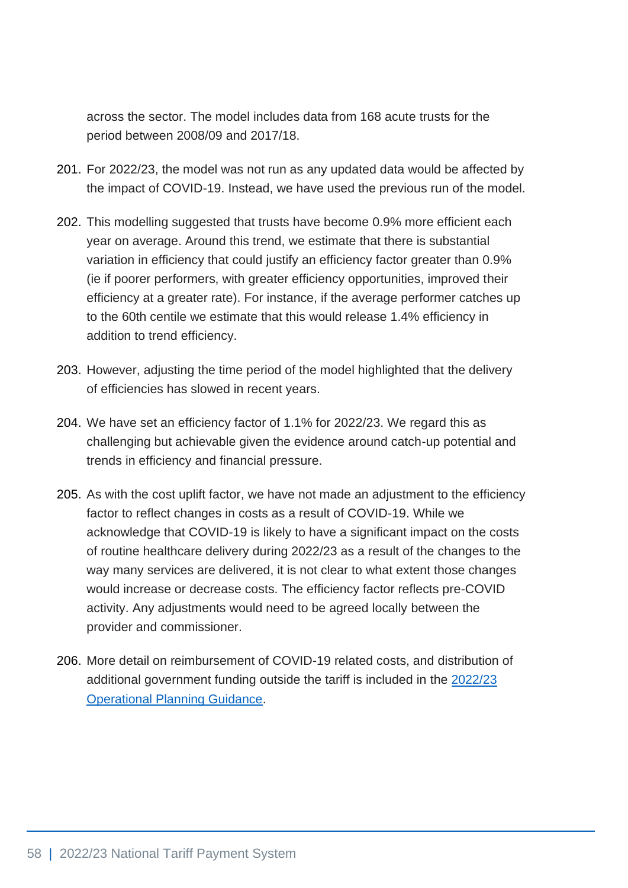across the sector. The model includes data from 168 acute trusts for the period between 2008/09 and 2017/18.

201. For 2022/23, the model was not run as any updated data would be affected by the impact of COVID-19. Instead, we have used the previous run of the model.

202. This modelling suggested that trusts have become 0.9% more efficient each year on average. Around this trend, we estimate that there is substantial variation in efficiency that could justify an efficiency factor greater than 0.9% (ie if poorer performers, with greater efficiency opportunities, improved their efficiency at a greater rate). For instance, if the average performer catches up to the 60th centile we estimate that this would release 1.4% efficiency in addition to trend efficiency.

203. However, adjusting the time period of the model highlighted that the delivery of efficiencies has slowed in recent years.

204. We have set an efficiency factor of 1.1% for 2022/23. We regard this as challenging but achievable given the evidence around catch-up potential and trends in efficiency and financial pressure.

205. As with the cost uplift factor, we have not made an adjustment to the efficiency factor to reflect changes in costs as a result of COVID-19. While we acknowledge that COVID-19 is likely to have a significant impact on the costs of routine healthcare delivery during 2022/23 as a result of the changes to the way many services are delivered, it is not clear to what extent those changes would increase or decrease costs. The efficiency factor reflects pre-COVID activity. Any adjustments would need to be agreed locally between the provider and commissioner.

206. More detail on reimbursement of COVID-19 related costs, and distribution of additional government funding outside the tariff is included in the [2022/23 Operational Planning Guidance](#).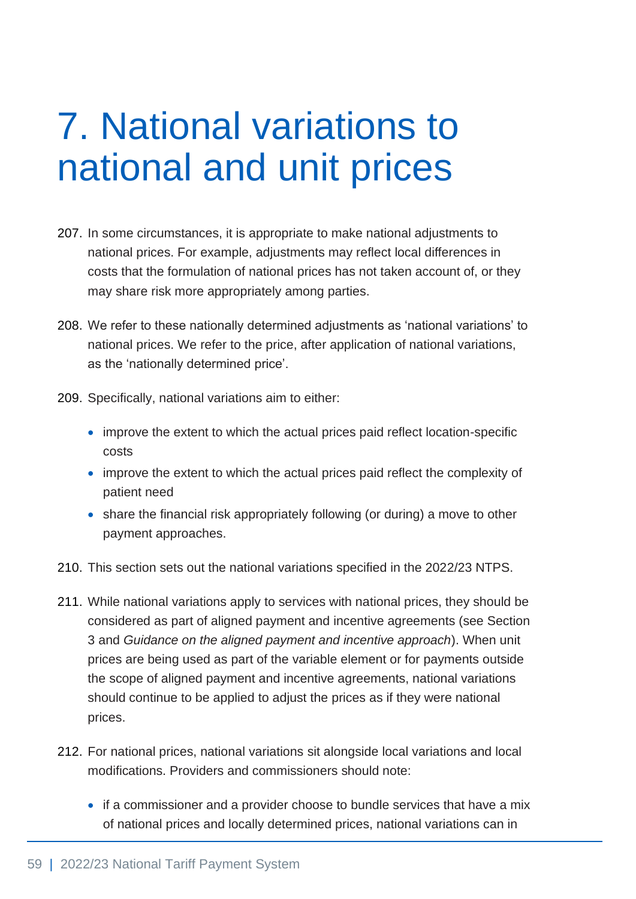# 7. National variations to national and unit prices

207. In some circumstances, it is appropriate to make national adjustments to national prices. For example, adjustments may reflect local differences in costs that the formulation of national prices has not taken account of, or they may share risk more appropriately among parties.

208. We refer to these nationally determined adjustments as 'national variations' to national prices. We refer to the price, after application of national variations, as the 'nationally determined price'.

209. Specifically, national variations aim to either:

    - improve the extent to which the actual prices paid reflect location-specific costs
    - improve the extent to which the actual prices paid reflect the complexity of patient need
    - share the financial risk appropriately following (or during) a move to other payment approaches.

210. This section sets out the national variations specified in the 2022/23 NTPS.

211. While national variations apply to services with national prices, they should be considered as part of aligned payment and incentive agreements (see Section 3 and *Guidance on the aligned payment and incentive approach*). When unit prices are being used as part of the variable element or for payments outside the scope of aligned payment and incentive agreements, national variations should continue to be applied to adjust the prices as if they were national prices.

212. For national prices, national variations sit alongside local variations and local modifications. Providers and commissioners should note:

    - if a commissioner and a provider choose to bundle services that have a mix of national prices and locally determined prices, national variations can in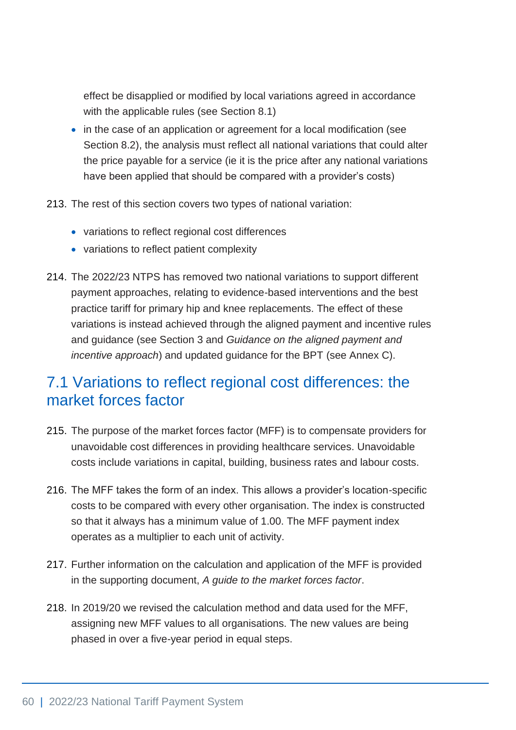effect be disapplied or modified by local variations agreed in accordance with the applicable rules (see Section 8.1)

- in the case of an application or agreement for a local modification (see Section 8.2), the analysis must reflect all national variations that could alter the price payable for a service (ie it is the price after any national variations have been applied that should be compared with a provider's costs)

213. The rest of this section covers two types of national variation:

- variations to reflect regional cost differences
- variations to reflect patient complexity

214. The 2022/23 NTPS has removed two national variations to support different payment approaches, relating to evidence-based interventions and the best practice tariff for primary hip and knee replacements. The effect of these variations is instead achieved through the aligned payment and incentive rules and guidance (see Section 3 and *Guidance on the aligned payment and incentive approach*) and updated guidance for the BPT (see Annex C).

## 7.1 Variations to reflect regional cost differences: the market forces factor

215. The purpose of the market forces factor (MFF) is to compensate providers for unavoidable cost differences in providing healthcare services. Unavoidable costs include variations in capital, building, business rates and labour costs.

216. The MFF takes the form of an index. This allows a provider's location-specific costs to be compared with every other organisation. The index is constructed so that it always has a minimum value of 1.00. The MFF payment index operates as a multiplier to each unit of activity.

217. Further information on the calculation and application of the MFF is provided in the supporting document, *A guide to the market forces factor*.

218. In 2019/20 we revised the calculation method and data used for the MFF, assigning new MFF values to all organisations. The new values are being phased in over a five-year period in equal steps.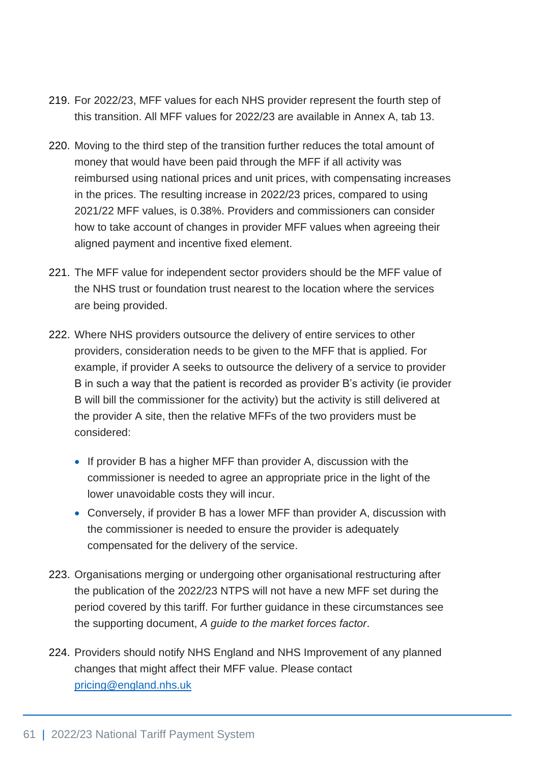219. For 2022/23, MFF values for each NHS provider represent the fourth step of this transition. All MFF values for 2022/23 are available in Annex A, tab 13.

220. Moving to the third step of the transition further reduces the total amount of money that would have been paid through the MFF if all activity was reimbursed using national prices and unit prices, with compensating increases in the prices. The resulting increase in 2022/23 prices, compared to using 2021/22 MFF values, is 0.38%. Providers and commissioners can consider how to take account of changes in provider MFF values when agreeing their aligned payment and incentive fixed element.

221. The MFF value for independent sector providers should be the MFF value of the NHS trust or foundation trust nearest to the location where the services are being provided.

222. Where NHS providers outsource the delivery of entire services to other providers, consideration needs to be given to the MFF that is applied. For example, if provider A seeks to outsource the delivery of a service to provider B in such a way that the patient is recorded as provider B's activity (ie provider B will bill the commissioner for the activity) but the activity is still delivered at the provider A site, then the relative MFFs of the two providers must be considered:

    - If provider B has a higher MFF than provider A, discussion with the commissioner is needed to agree an appropriate price in the light of the lower unavoidable costs they will incur.
    - Conversely, if provider B has a lower MFF than provider A, discussion with the commissioner is needed to ensure the provider is adequately compensated for the delivery of the service.

223. Organisations merging or undergoing other organisational restructuring after the publication of the 2022/23 NTPS will not have a new MFF set during the period covered by this tariff. For further guidance in these circumstances see the supporting document, *A guide to the market forces factor*.

224. Providers should notify NHS England and NHS Improvement of any planned changes that might affect their MFF value. Please contact [pricing@england.nhs.uk](mailto:pricing@england.nhs.uk)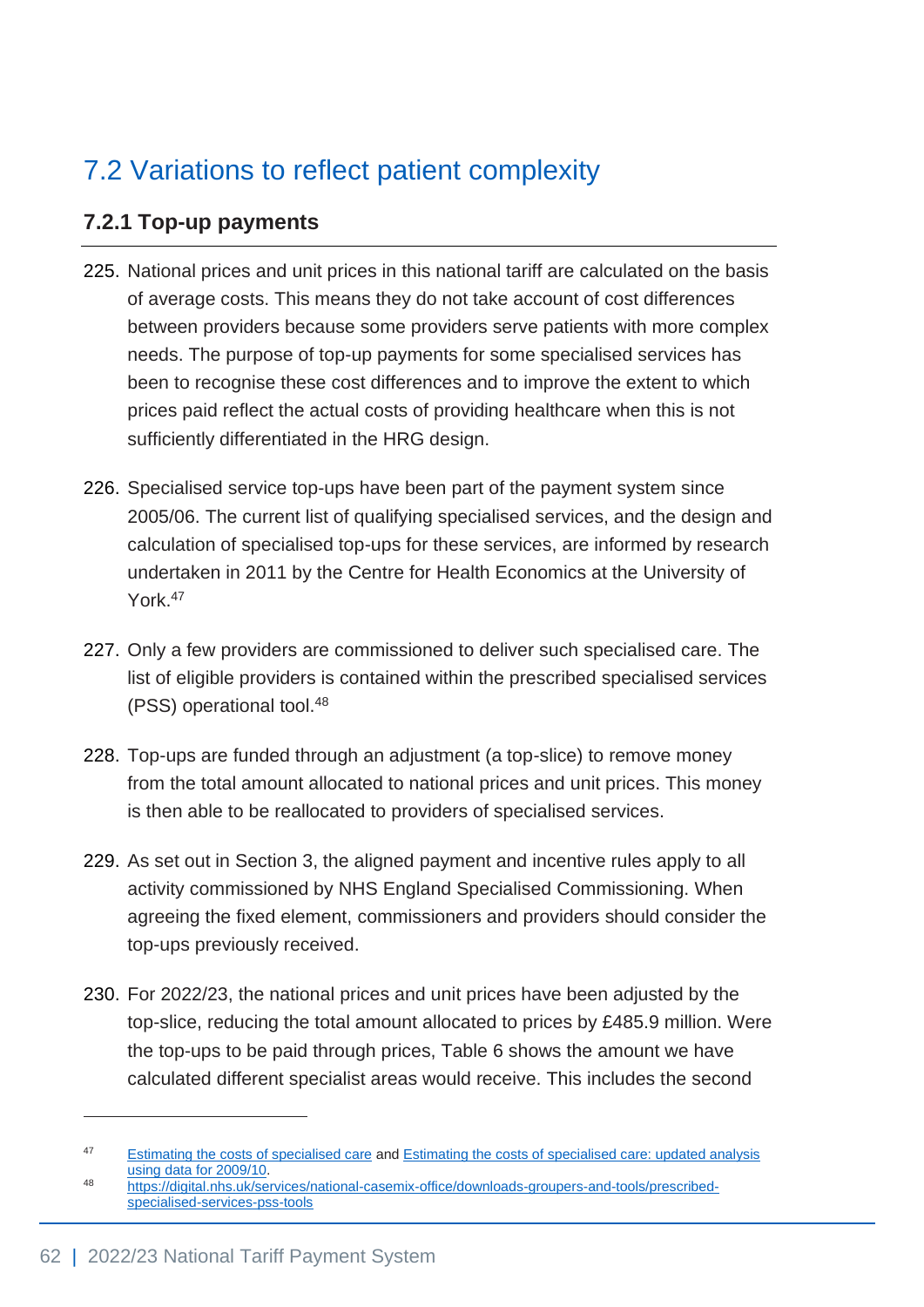## 7.2 Variations to reflect patient complexity

### 7.2.1 Top-up payments

225. National prices and unit prices in this national tariff are calculated on the basis of average costs. This means they do not take account of cost differences between providers because some providers serve patients with more complex needs. The purpose of top-up payments for some specialised services has been to recognise these cost differences and to improve the extent to which prices paid reflect the actual costs of providing healthcare when this is not sufficiently differentiated in the HRG design.

226. Specialised service top-ups have been part of the payment system since 2005/06. The current list of qualifying specialised services, and the design and calculation of specialised top-ups for these services, are informed by research undertaken in 2011 by the Centre for Health Economics at the University of York.[47]

227. Only a few providers are commissioned to deliver such specialised care. The list of eligible providers is contained within the prescribed specialised services (PSS) operational tool.[48]

228. Top-ups are funded through an adjustment (a top-slice) to remove money from the total amount allocated to national prices and unit prices. This money is then able to be reallocated to providers of specialised services.

229. As set out in Section 3, the aligned payment and incentive rules apply to all activity commissioned by NHS England Specialised Commissioning. When agreeing the fixed element, commissioners and providers should consider the top-ups previously received.

230. For 2022/23, the national prices and unit prices have been adjusted by the top-slice, reducing the total amount allocated to prices by £485.9 million. Were the top-ups to be paid through prices, Table 6 shows the amount we have calculated different specialist areas would receive. This includes the second

---

[47] Estimating the costs of specialised care and Estimating the costs of specialised care: updated analysis using data for 2009/10.

[48] https://digital.nhs.uk/services/national-casemix-office/downloads-groupers-and-tools/prescribed-specialised-services-pss-tools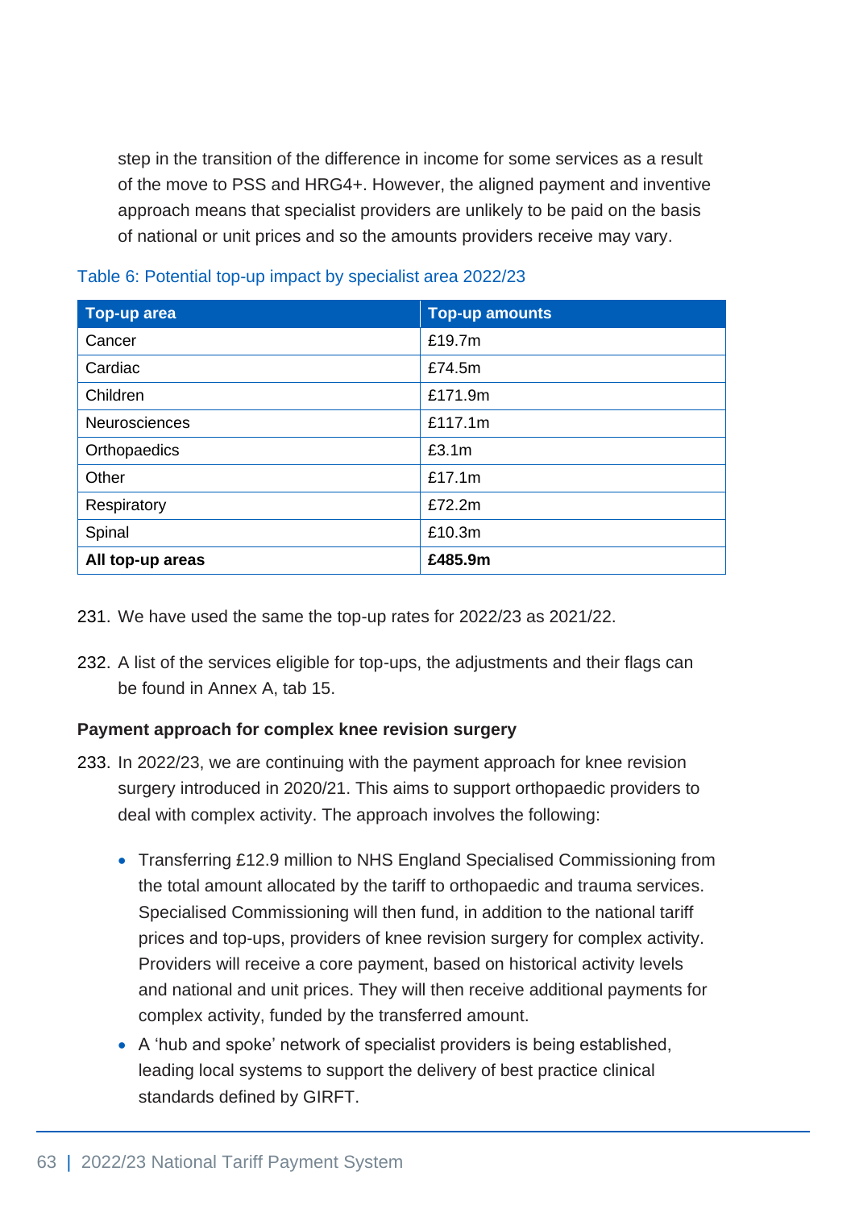step in the transition of the difference in income for some services as a result of the move to PSS and HRG4+. However, the aligned payment and inventive approach means that specialist providers are unlikely to be paid on the basis of national or unit prices and so the amounts providers receive may vary.

Table 6: Potential top-up impact by specialist area 2022/23

| Top-up area | Top-up amounts |
|---|---|
| Cancer | £19.7m |
| Cardiac | £74.5m |
| Children | £171.9m |
| Neurosciences | £117.1m |
| Orthopaedics | £3.1m |
| Other | £17.1m |
| Respiratory | £72.2m |
| Spinal | £10.3m |
| **All top-up areas** | **£485.9m** |

231. We have used the same the top-up rates for 2022/23 as 2021/22.

232. A list of the services eligible for top-ups, the adjustments and their flags can be found in Annex A, tab 15.

**Payment approach for complex knee revision surgery**

233. In 2022/23, we are continuing with the payment approach for knee revision surgery introduced in 2020/21. This aims to support orthopaedic providers to deal with complex activity. The approach involves the following:

- Transferring £12.9 million to NHS England Specialised Commissioning from the total amount allocated by the tariff to orthopaedic and trauma services. Specialised Commissioning will then fund, in addition to the national tariff prices and top-ups, providers of knee revision surgery for complex activity. Providers will receive a core payment, based on historical activity levels and national and unit prices. They will then receive additional payments for complex activity, funded by the transferred amount.
- A 'hub and spoke' network of specialist providers is being established, leading local systems to support the delivery of best practice clinical standards defined by GIRFT.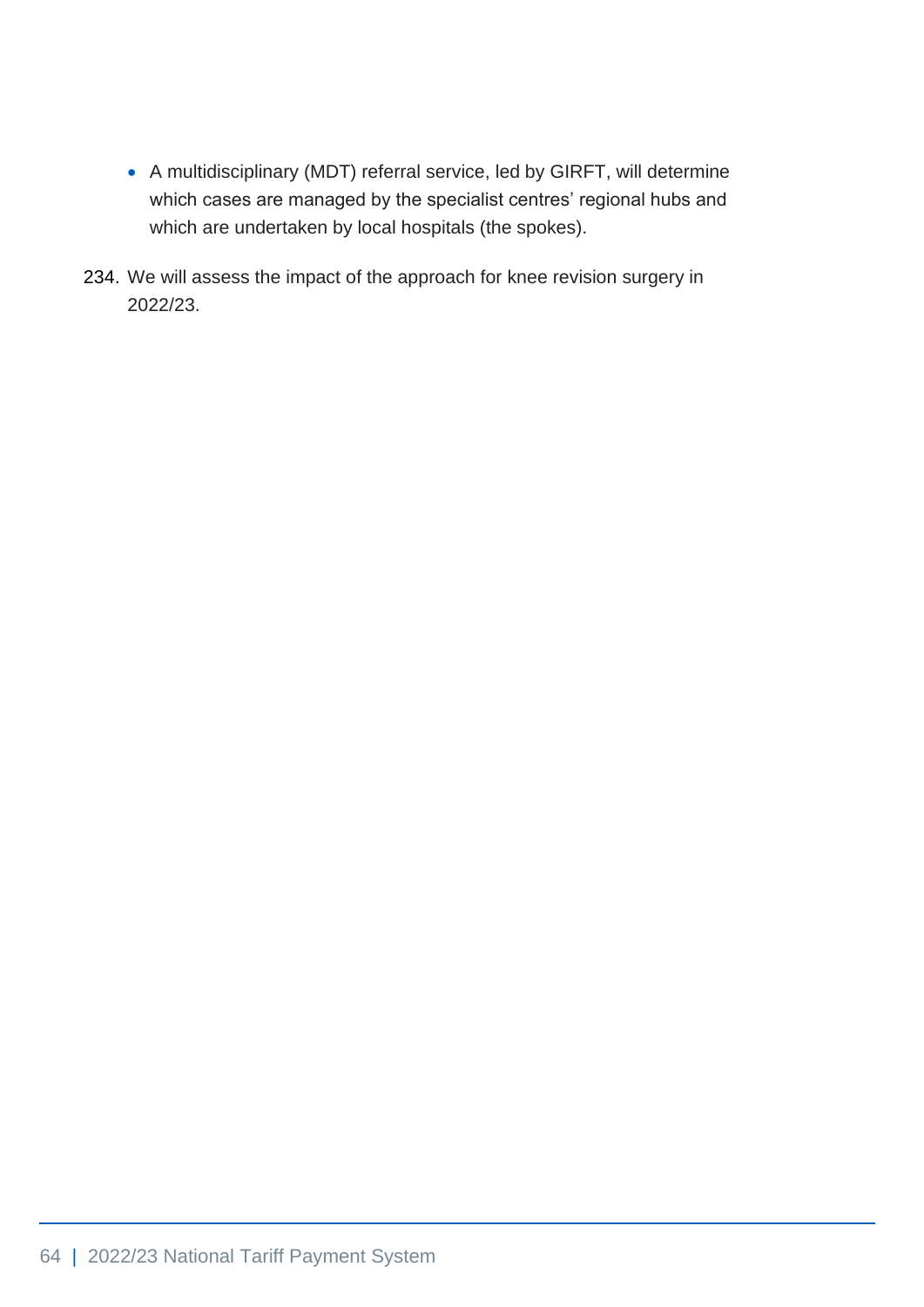- A multidisciplinary (MDT) referral service, led by GIRFT, will determine which cases are managed by the specialist centres' regional hubs and which are undertaken by local hospitals (the spokes).

234. We will assess the impact of the approach for knee revision surgery in 2022/23.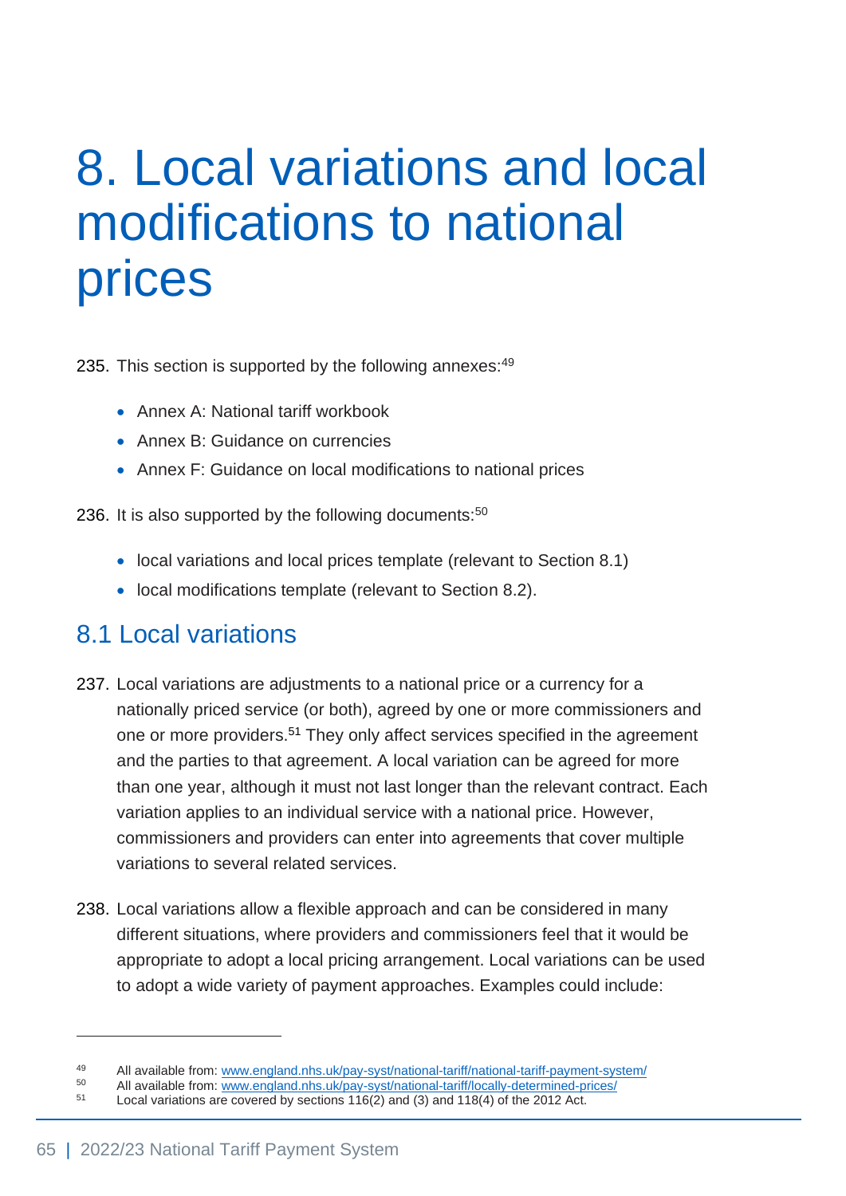# 8. Local variations and local modifications to national prices

235. This section is supported by the following annexes:[49]

- Annex A: National tariff workbook
- Annex B: Guidance on currencies
- Annex F: Guidance on local modifications to national prices

236. It is also supported by the following documents:[50]

- local variations and local prices template (relevant to Section 8.1)
- local modifications template (relevant to Section 8.2).

## 8.1 Local variations

237. Local variations are adjustments to a national price or a currency for a nationally priced service (or both), agreed by one or more commissioners and one or more providers.[51] They only affect services specified in the agreement and the parties to that agreement. A local variation can be agreed for more than one year, although it must not last longer than the relevant contract. Each variation applies to an individual service with a national price. However, commissioners and providers can enter into agreements that cover multiple variations to several related services.

238. Local variations allow a flexible approach and can be considered in many different situations, where providers and commissioners feel that it would be appropriate to adopt a local pricing arrangement. Local variations can be used to adopt a wide variety of payment approaches. Examples could include:

---

[49] All available from: www.england.nhs.uk/pay-syst/national-tariff/national-tariff-payment-system/

[50] All available from: www.england.nhs.uk/pay-syst/national-tariff/locally-determined-prices/

[51] Local variations are covered by sections 116(2) and (3) and 118(4) of the 2012 Act.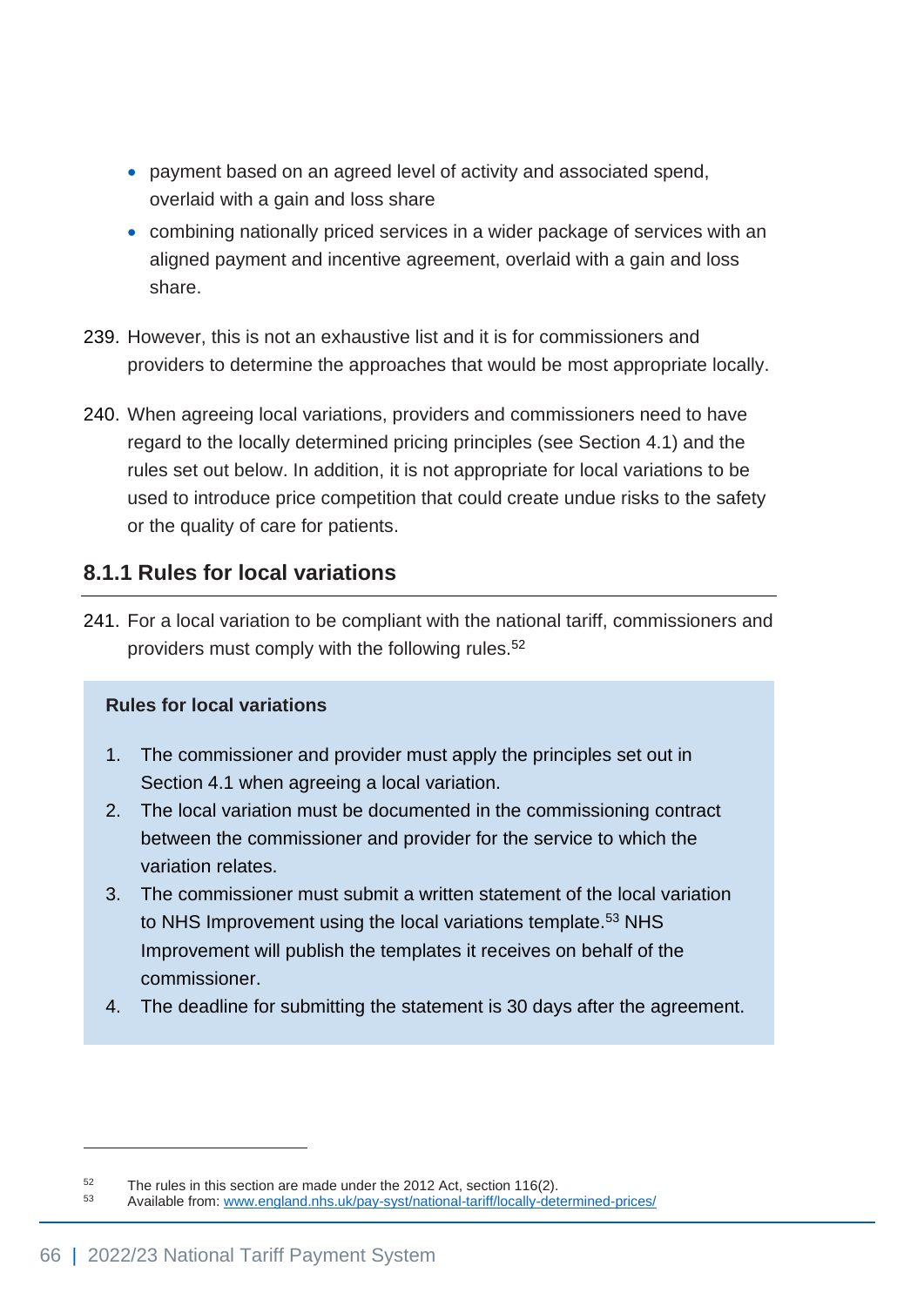- payment based on an agreed level of activity and associated spend, overlaid with a gain and loss share
- combining nationally priced services in a wider package of services with an aligned payment and incentive agreement, overlaid with a gain and loss share.

239. However, this is not an exhaustive list and it is for commissioners and providers to determine the approaches that would be most appropriate locally.

240. When agreeing local variations, providers and commissioners need to have regard to the locally determined pricing principles (see Section 4.1) and the rules set out below. In addition, it is not appropriate for local variations to be used to introduce price competition that could create undue risks to the safety or the quality of care for patients.

### 8.1.1 Rules for local variations

241. For a local variation to be compliant with the national tariff, commissioners and providers must comply with the following rules.[52]

**Rules for local variations**

1. The commissioner and provider must apply the principles set out in Section 4.1 when agreeing a local variation.
2. The local variation must be documented in the commissioning contract between the commissioner and provider for the service to which the variation relates.
3. The commissioner must submit a written statement of the local variation to NHS Improvement using the local variations template.[53] NHS Improvement will publish the templates it receives on behalf of the commissioner.
4. The deadline for submitting the statement is 30 days after the agreement.

---

[52] The rules in this section are made under the 2012 Act, section 116(2).

[53] Available from: www.england.nhs.uk/pay-syst/national-tariff/locally-determined-prices/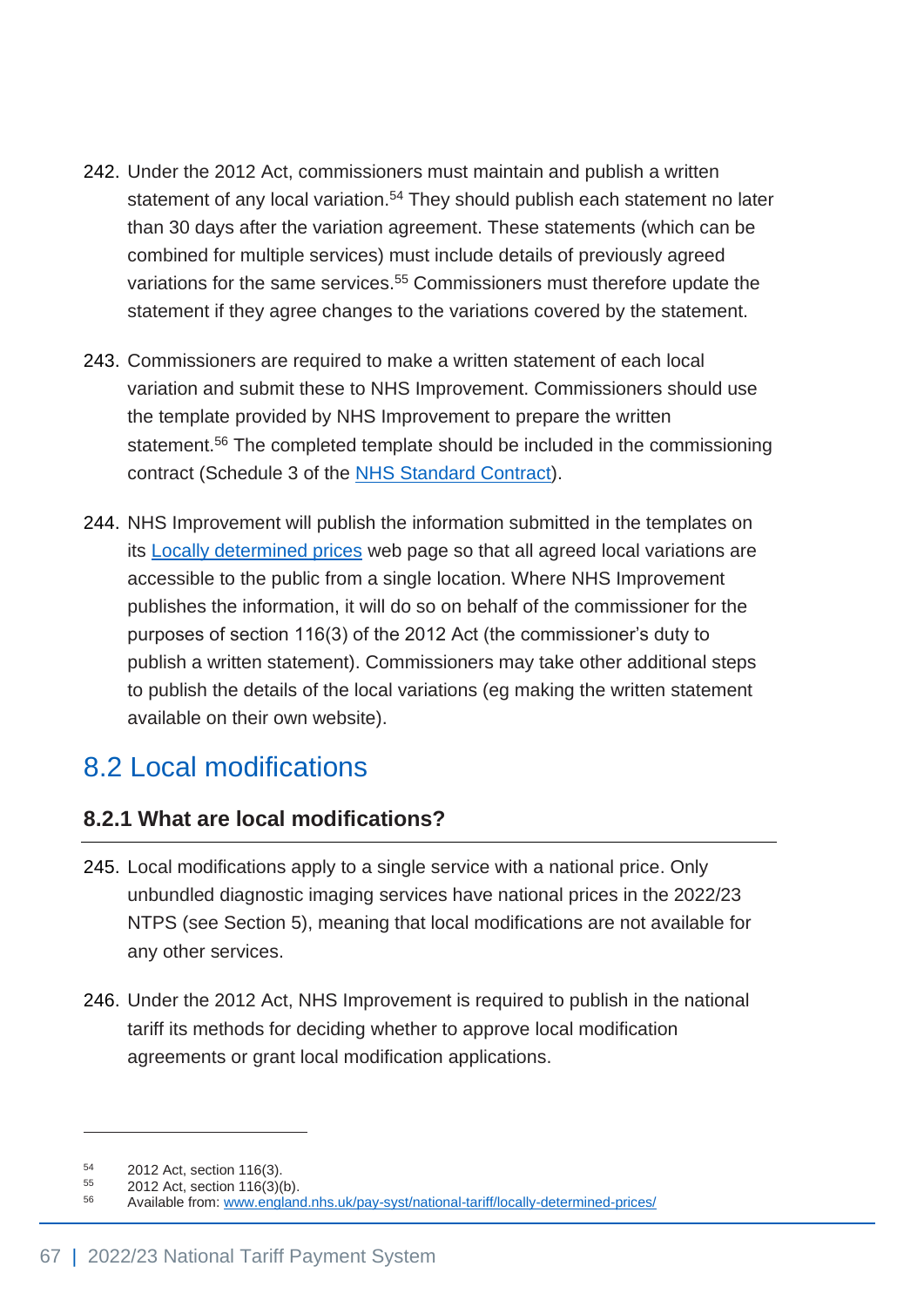242. Under the 2012 Act, commissioners must maintain and publish a written statement of any local variation.[54] They should publish each statement no later than 30 days after the variation agreement. These statements (which can be combined for multiple services) must include details of previously agreed variations for the same services.[55] Commissioners must therefore update the statement if they agree changes to the variations covered by the statement.

243. Commissioners are required to make a written statement of each local variation and submit these to NHS Improvement. Commissioners should use the template provided by NHS Improvement to prepare the written statement.[56] The completed template should be included in the commissioning contract (Schedule 3 of the [NHS Standard Contract](NHS Standard Contract)).

244. NHS Improvement will publish the information submitted in the templates on its [Locally determined prices](Locally determined prices) web page so that all agreed local variations are accessible to the public from a single location. Where NHS Improvement publishes the information, it will do so on behalf of the commissioner for the purposes of section 116(3) of the 2012 Act (the commissioner's duty to publish a written statement). Commissioners may take other additional steps to publish the details of the local variations (eg making the written statement available on their own website).

## 8.2 Local modifications

### 8.2.1 What are local modifications?

245. Local modifications apply to a single service with a national price. Only unbundled diagnostic imaging services have national prices in the 2022/23 NTPS (see Section 5), meaning that local modifications are not available for any other services.

246. Under the 2012 Act, NHS Improvement is required to publish in the national tariff its methods for deciding whether to approve local modification agreements or grant local modification applications.

---

[54] 2012 Act, section 116(3).

[55] 2012 Act, section 116(3)(b).

[56] Available from: [www.england.nhs.uk/pay-syst/national-tariff/locally-determined-prices/](www.england.nhs.uk/pay-syst/national-tariff/locally-determined-prices/)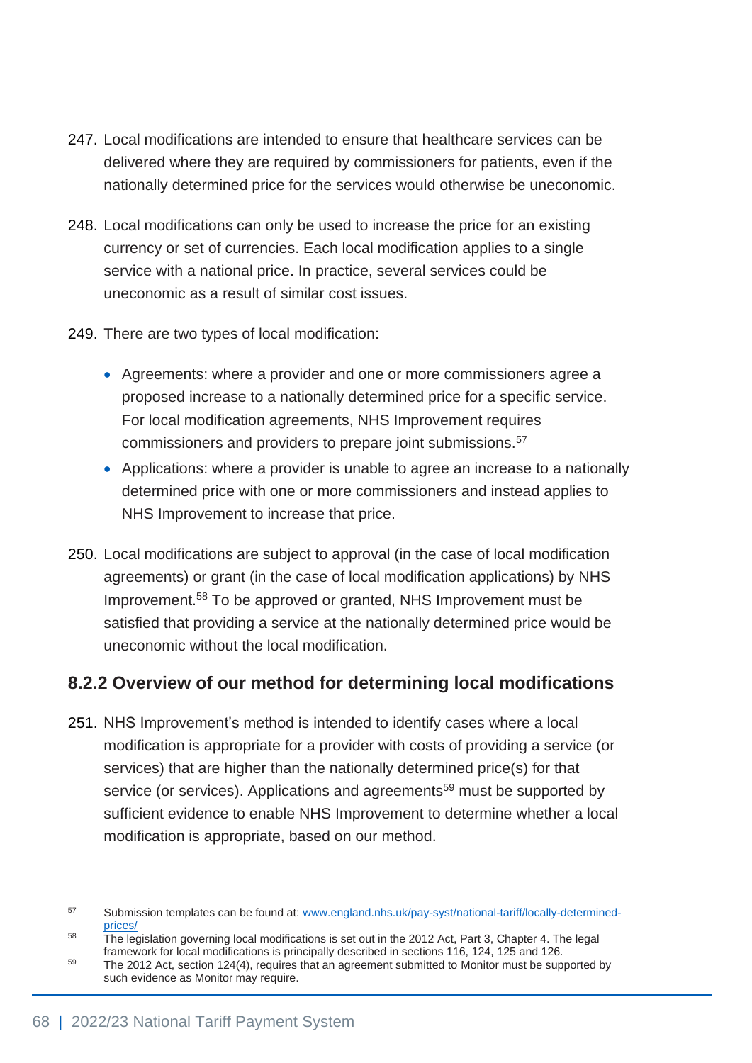247. Local modifications are intended to ensure that healthcare services can be delivered where they are required by commissioners for patients, even if the nationally determined price for the services would otherwise be uneconomic.

248. Local modifications can only be used to increase the price for an existing currency or set of currencies. Each local modification applies to a single service with a national price. In practice, several services could be uneconomic as a result of similar cost issues.

249. There are two types of local modification:

- Agreements: where a provider and one or more commissioners agree a proposed increase to a nationally determined price for a specific service. For local modification agreements, NHS Improvement requires commissioners and providers to prepare joint submissions.[57]
- Applications: where a provider is unable to agree an increase to a nationally determined price with one or more commissioners and instead applies to NHS Improvement to increase that price.

250. Local modifications are subject to approval (in the case of local modification agreements) or grant (in the case of local modification applications) by NHS Improvement.[58] To be approved or granted, NHS Improvement must be satisfied that providing a service at the nationally determined price would be uneconomic without the local modification.

### 8.2.2 Overview of our method for determining local modifications

251. NHS Improvement's method is intended to identify cases where a local modification is appropriate for a provider with costs of providing a service (or services) that are higher than the nationally determined price(s) for that service (or services). Applications and agreements[59] must be supported by sufficient evidence to enable NHS Improvement to determine whether a local modification is appropriate, based on our method.

---

[57] Submission templates can be found at: [www.england.nhs.uk/pay-syst/national-tariff/locally-determined-prices/](http://www.england.nhs.uk/pay-syst/national-tariff/locally-determined-prices/)

[58] The legislation governing local modifications is set out in the 2012 Act, Part 3, Chapter 4. The legal framework for local modifications is principally described in sections 116, 124, 125 and 126.

[59] The 2012 Act, section 124(4), requires that an agreement submitted to Monitor must be supported by such evidence as Monitor may require.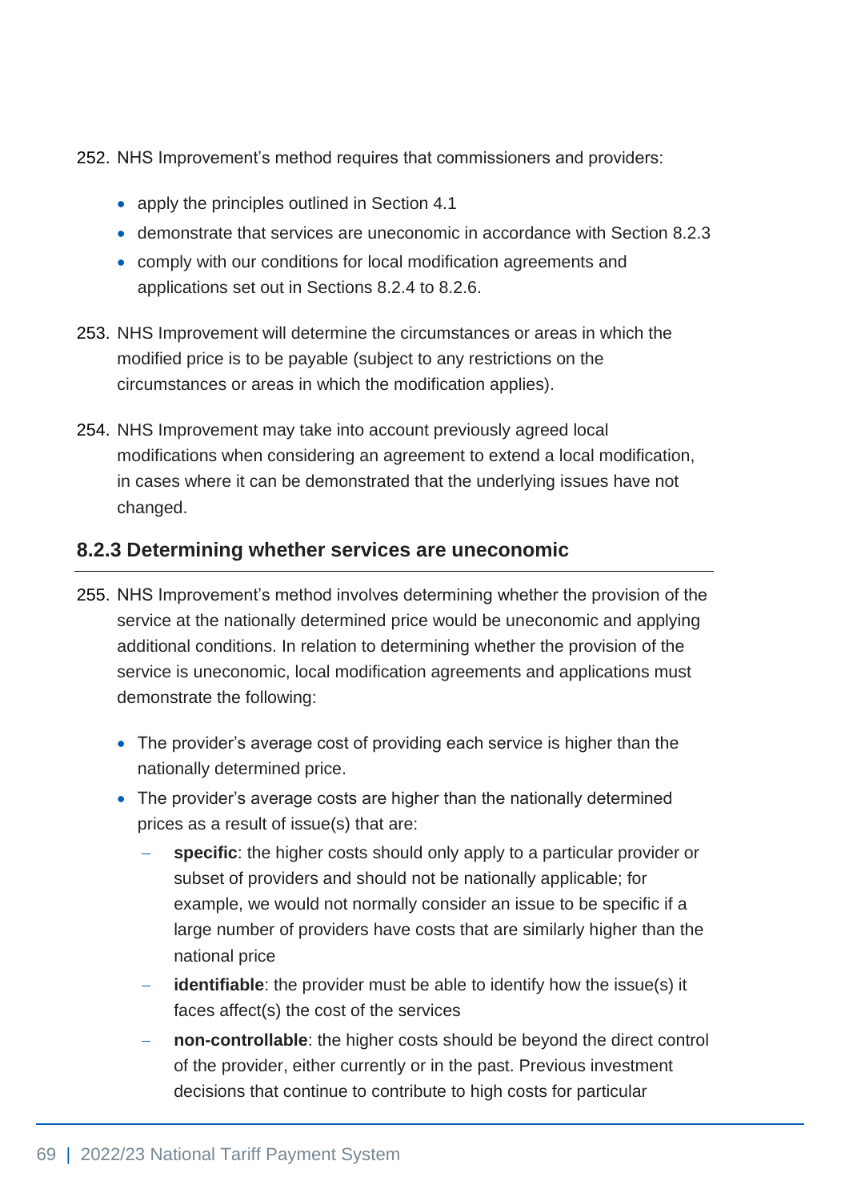252. NHS Improvement's method requires that commissioners and providers:

- apply the principles outlined in Section 4.1
- demonstrate that services are uneconomic in accordance with Section 8.2.3
- comply with our conditions for local modification agreements and applications set out in Sections 8.2.4 to 8.2.6.

253. NHS Improvement will determine the circumstances or areas in which the modified price is to be payable (subject to any restrictions on the circumstances or areas in which the modification applies).

254. NHS Improvement may take into account previously agreed local modifications when considering an agreement to extend a local modification, in cases where it can be demonstrated that the underlying issues have not changed.

### 8.2.3 Determining whether services are uneconomic

255. NHS Improvement's method involves determining whether the provision of the service at the nationally determined price would be uneconomic and applying additional conditions. In relation to determining whether the provision of the service is uneconomic, local modification agreements and applications must demonstrate the following:

- The provider's average cost of providing each service is higher than the nationally determined price.
- The provider's average costs are higher than the nationally determined prices as a result of issue(s) that are:
  - **specific**: the higher costs should only apply to a particular provider or subset of providers and should not be nationally applicable; for example, we would not normally consider an issue to be specific if a large number of providers have costs that are similarly higher than the national price
  - **identifiable**: the provider must be able to identify how the issue(s) it faces affect(s) the cost of the services
  - **non-controllable**: the higher costs should be beyond the direct control of the provider, either currently or in the past. Previous investment decisions that continue to contribute to high costs for particular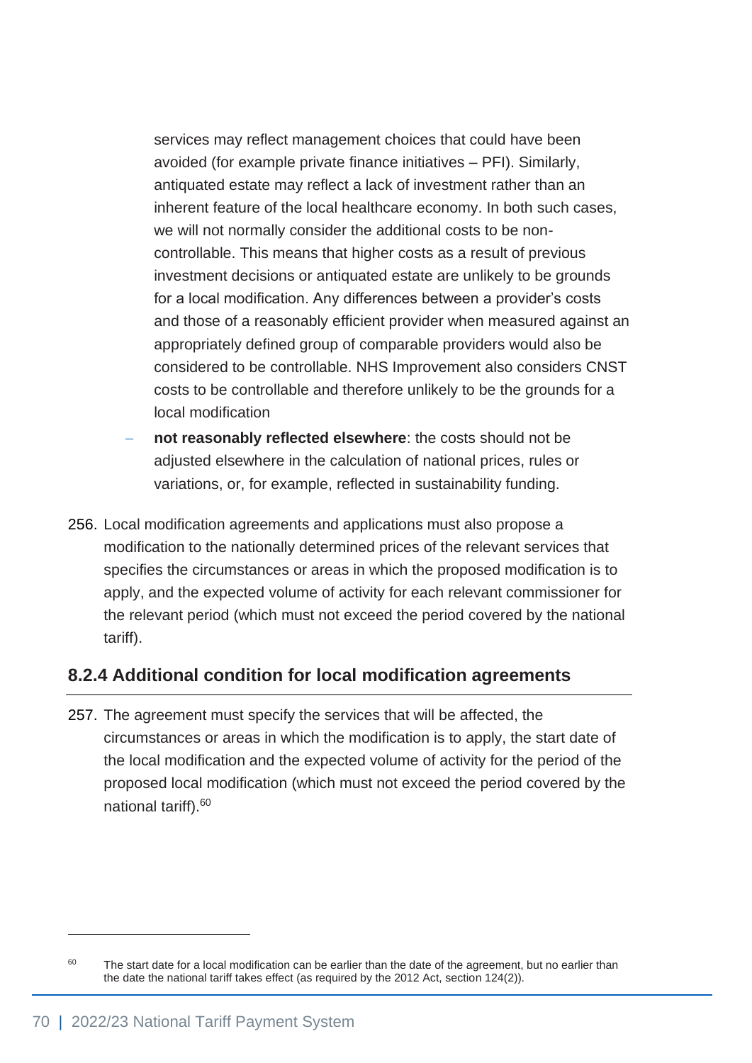services may reflect management choices that could have been avoided (for example private finance initiatives – PFI). Similarly, antiquated estate may reflect a lack of investment rather than an inherent feature of the local healthcare economy. In both such cases, we will not normally consider the additional costs to be non-controllable. This means that higher costs as a result of previous investment decisions or antiquated estate are unlikely to be grounds for a local modification. Any differences between a provider's costs and those of a reasonably efficient provider when measured against an appropriately defined group of comparable providers would also be considered to be controllable. NHS Improvement also considers CNST costs to be controllable and therefore unlikely to be the grounds for a local modification

- **not reasonably reflected elsewhere**: the costs should not be adjusted elsewhere in the calculation of national prices, rules or variations, or, for example, reflected in sustainability funding.

256. Local modification agreements and applications must also propose a modification to the nationally determined prices of the relevant services that specifies the circumstances or areas in which the proposed modification is to apply, and the expected volume of activity for each relevant commissioner for the relevant period (which must not exceed the period covered by the national tariff).

### 8.2.4 Additional condition for local modification agreements

257. The agreement must specify the services that will be affected, the circumstances or areas in which the modification is to apply, the start date of the local modification and the expected volume of activity for the period of the proposed local modification (which must not exceed the period covered by the national tariff).[60]

[60] The start date for a local modification can be earlier than the date of the agreement, but no earlier than the date the national tariff takes effect (as required by the 2012 Act, section 124(2)).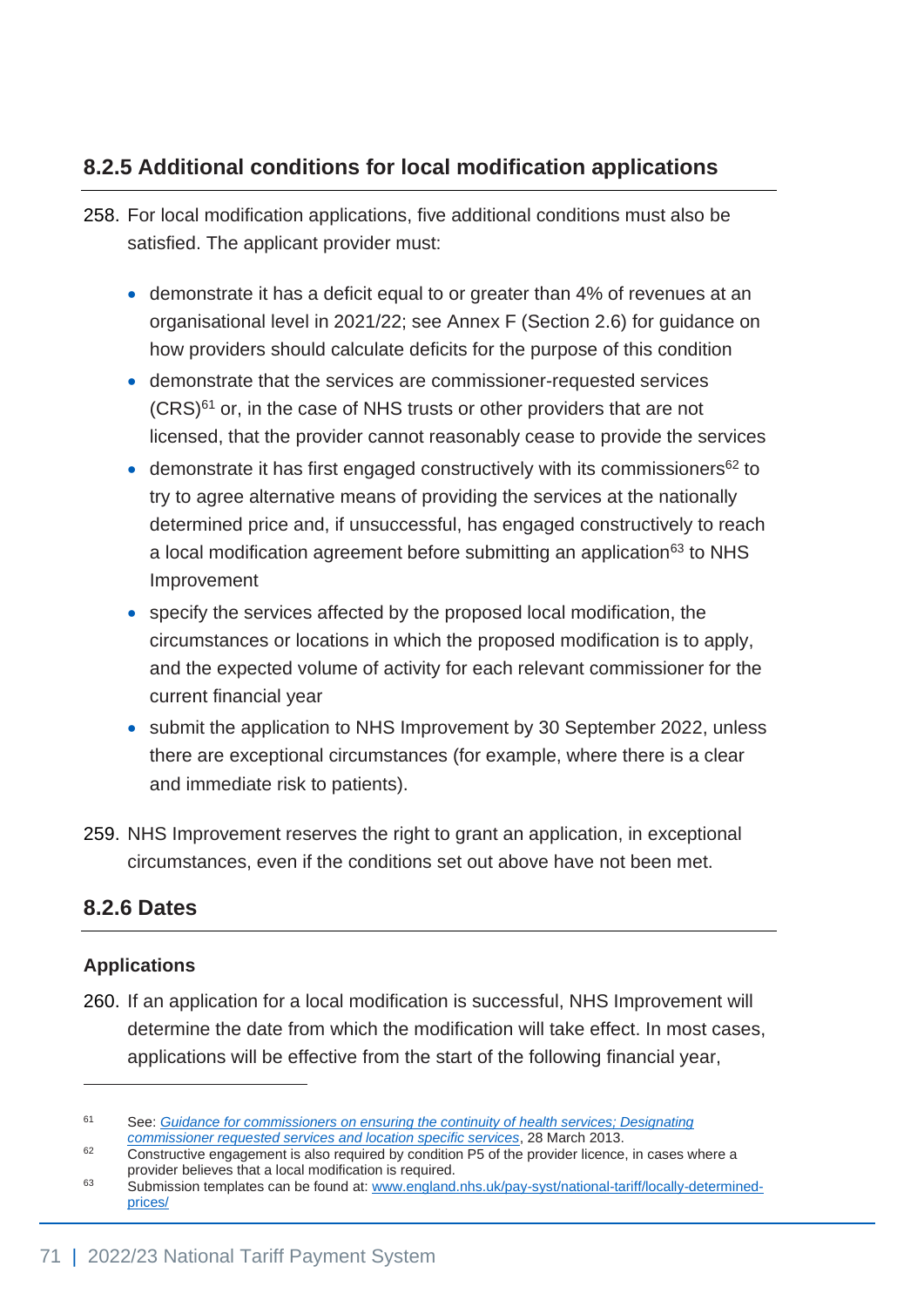### 8.2.5 Additional conditions for local modification applications

258. For local modification applications, five additional conditions must also be satisfied. The applicant provider must:

- demonstrate it has a deficit equal to or greater than 4% of revenues at an organisational level in 2021/22; see Annex F (Section 2.6) for guidance on how providers should calculate deficits for the purpose of this condition
- demonstrate that the services are commissioner-requested services (CRS)[61] or, in the case of NHS trusts or other providers that are not licensed, that the provider cannot reasonably cease to provide the services
- demonstrate it has first engaged constructively with its commissioners[62] to try to agree alternative means of providing the services at the nationally determined price and, if unsuccessful, has engaged constructively to reach a local modification agreement before submitting an application[63] to NHS Improvement
- specify the services affected by the proposed local modification, the circumstances or locations in which the proposed modification is to apply, and the expected volume of activity for each relevant commissioner for the current financial year
- submit the application to NHS Improvement by 30 September 2022, unless there are exceptional circumstances (for example, where there is a clear and immediate risk to patients).

259. NHS Improvement reserves the right to grant an application, in exceptional circumstances, even if the conditions set out above have not been met.

### 8.2.6 Dates

#### Applications

260. If an application for a local modification is successful, NHS Improvement will determine the date from which the modification will take effect. In most cases, applications will be effective from the start of the following financial year,

---

[61] See: *Guidance for commissioners on ensuring the continuity of health services; Designating commissioner requested services and location specific services*, 28 March 2013.

[62] Constructive engagement is also required by condition P5 of the provider licence, in cases where a provider believes that a local modification is required.

[63] Submission templates can be found at: www.england.nhs.uk/pay-syst/national-tariff/locally-determined-prices/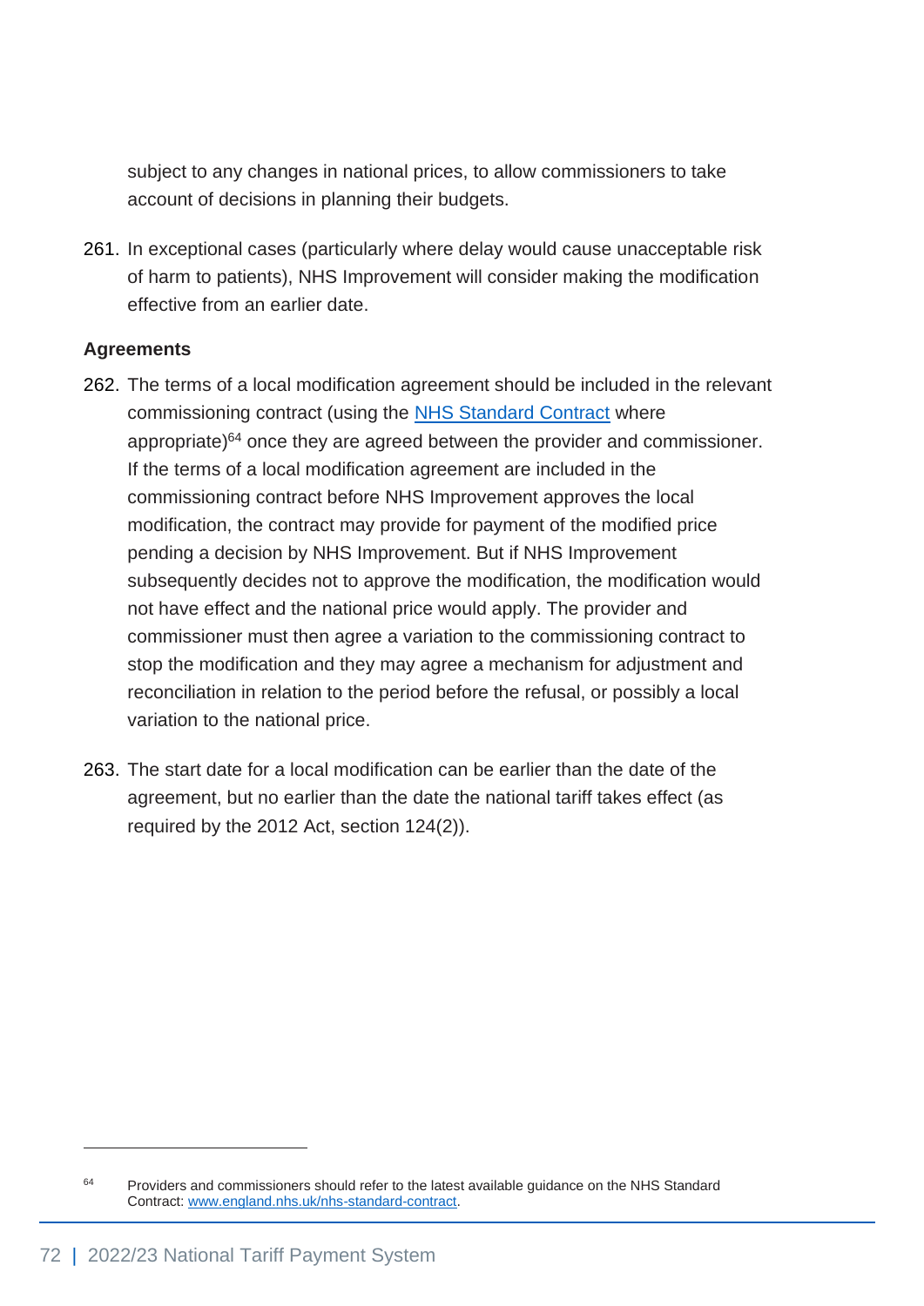subject to any changes in national prices, to allow commissioners to take account of decisions in planning their budgets.

261. In exceptional cases (particularly where delay would cause unacceptable risk of harm to patients), NHS Improvement will consider making the modification effective from an earlier date.

**Agreements**

262. The terms of a local modification agreement should be included in the relevant commissioning contract (using the [NHS Standard Contract](www.england.nhs.uk/nhs-standard-contract) where appropriate)[64] once they are agreed between the provider and commissioner. If the terms of a local modification agreement are included in the commissioning contract before NHS Improvement approves the local modification, the contract may provide for payment of the modified price pending a decision by NHS Improvement. But if NHS Improvement subsequently decides not to approve the modification, the modification would not have effect and the national price would apply. The provider and commissioner must then agree a variation to the commissioning contract to stop the modification and they may agree a mechanism for adjustment and reconciliation in relation to the period before the refusal, or possibly a local variation to the national price.

263. The start date for a local modification can be earlier than the date of the agreement, but no earlier than the date the national tariff takes effect (as required by the 2012 Act, section 124(2)).

---

[64] Providers and commissioners should refer to the latest available guidance on the NHS Standard Contract: [www.england.nhs.uk/nhs-standard-contract](www.england.nhs.uk/nhs-standard-contract).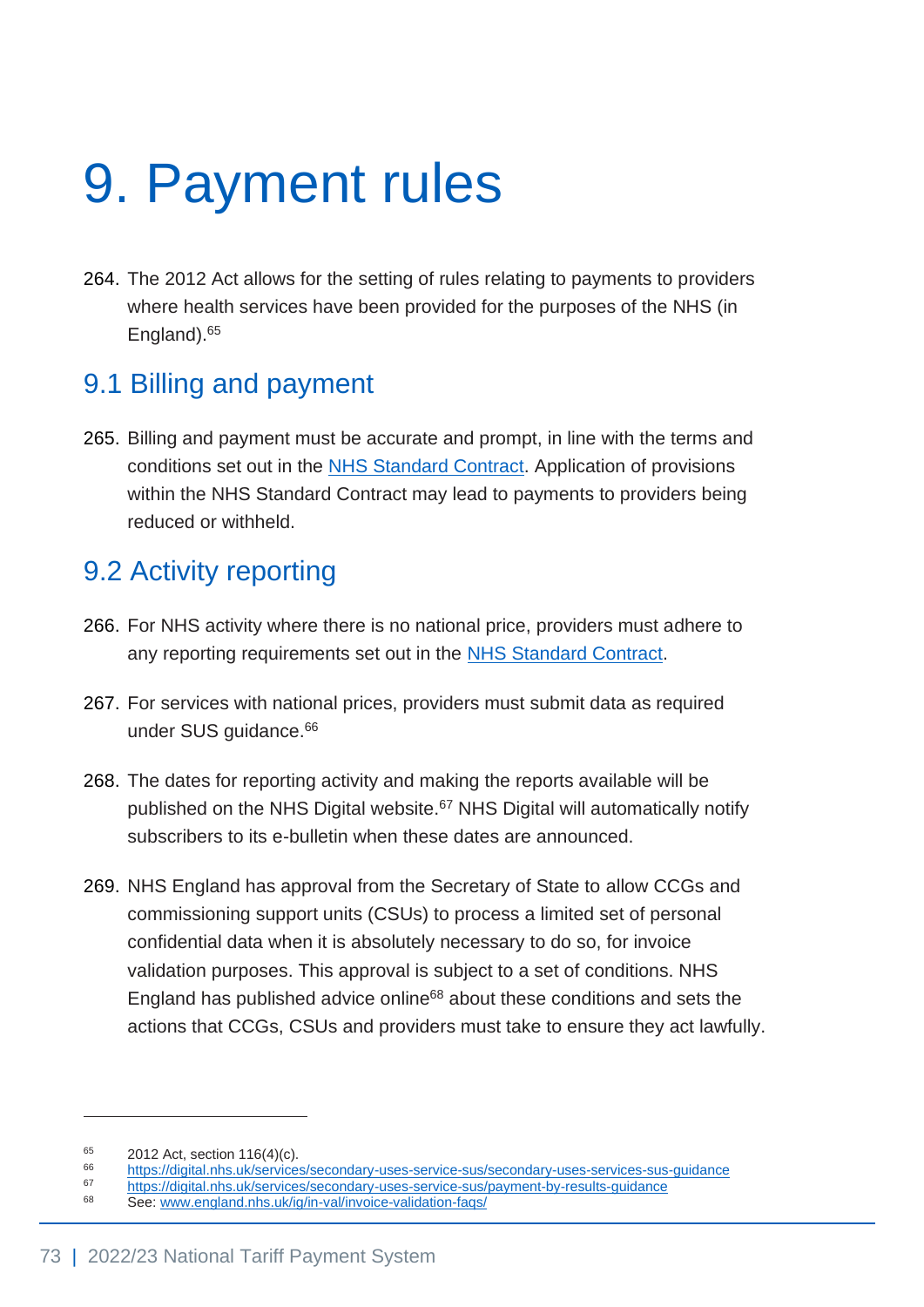# 9. Payment rules

264. The 2012 Act allows for the setting of rules relating to payments to providers where health services have been provided for the purposes of the NHS (in England).[65]

## 9.1 Billing and payment

265. Billing and payment must be accurate and prompt, in line with the terms and conditions set out in the NHS Standard Contract. Application of provisions within the NHS Standard Contract may lead to payments to providers being reduced or withheld.

## 9.2 Activity reporting

266. For NHS activity where there is no national price, providers must adhere to any reporting requirements set out in the NHS Standard Contract.

267. For services with national prices, providers must submit data as required under SUS guidance.[66]

268. The dates for reporting activity and making the reports available will be published on the NHS Digital website.[67] NHS Digital will automatically notify subscribers to its e-bulletin when these dates are announced.

269. NHS England has approval from the Secretary of State to allow CCGs and commissioning support units (CSUs) to process a limited set of personal confidential data when it is absolutely necessary to do so, for invoice validation purposes. This approval is subject to a set of conditions. NHS England has published advice online[68] about these conditions and sets the actions that CCGs, CSUs and providers must take to ensure they act lawfully.

---

[65] 2012 Act, section 116(4)(c).

[66] https://digital.nhs.uk/services/secondary-uses-service-sus/secondary-uses-services-sus-guidance

[67] https://digital.nhs.uk/services/secondary-uses-service-sus/payment-by-results-guidance

[68] See: www.england.nhs.uk/ig/in-val/invoice-validation-faqs/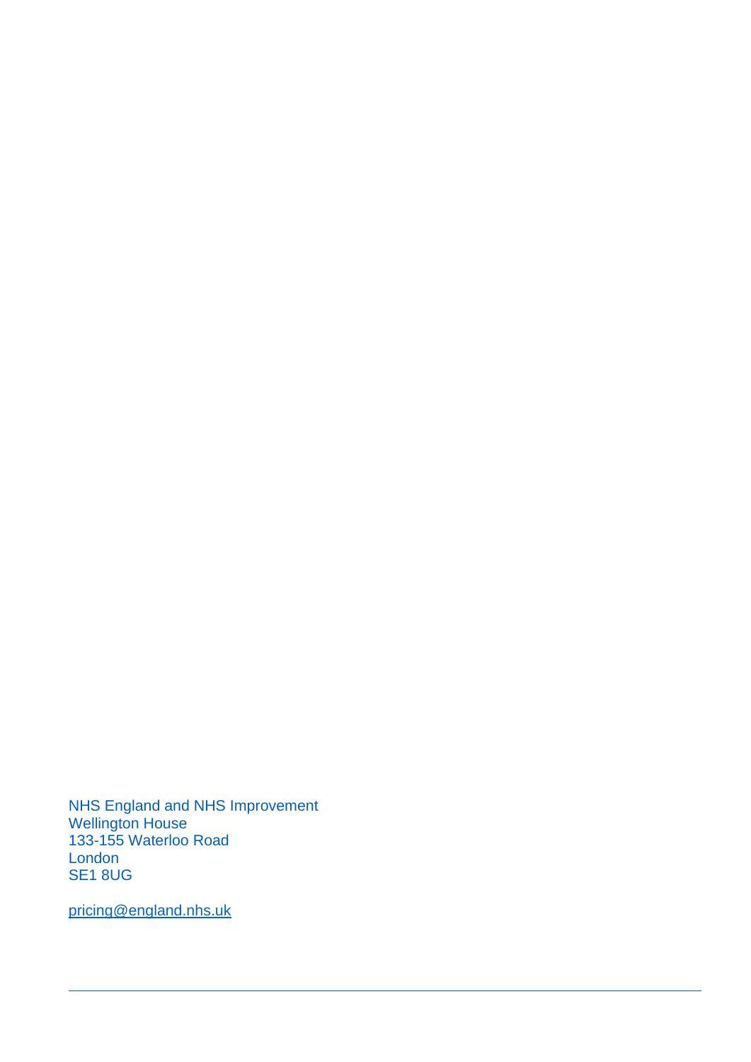NHS England and NHS Improvement
Wellington House
133-155 Waterloo Road
London
SE1 8UG

pricing@england.nhs.uk